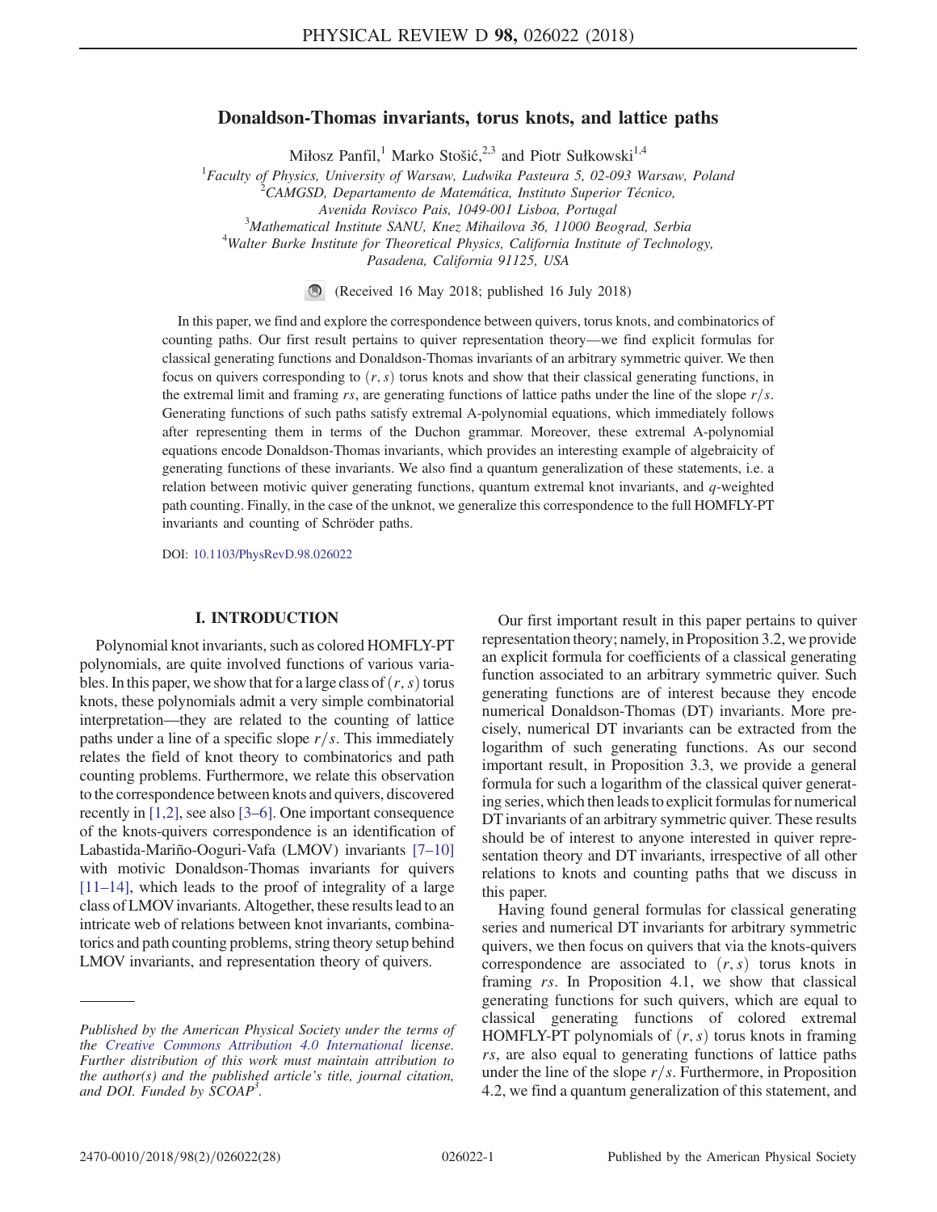# Donaldson-Thomas invariants, torus knots, and lattice paths

Miłosz Panfil,[1] Marko Stošić,[2,3] and Piotr Sułkowski[1,4]

[1]Faculty of Physics, University of Warsaw, Ludwika Pasteura 5, 02-093 Warsaw, Poland
[2]CAMGSD, Departamento de Matemática, Instituto Superior Técnico, Avenida Rovisco Pais, 1049-001 Lisboa, Portugal
[3]Mathematical Institute SANU, Knez Mihailova 36, 11000 Beograd, Serbia
[4]Walter Burke Institute for Theoretical Physics, California Institute of Technology, Pasadena, California 91125, USA

(Received 16 May 2018; published 16 July 2018)

In this paper, we find and explore the correspondence between quivers, torus knots, and combinatorics of counting paths. Our first result pertains to quiver representation theory—we find explicit formulas for classical generating functions and Donaldson-Thomas invariants of an arbitrary symmetric quiver. We then focus on quivers corresponding to $(r,s)$ torus knots and show that their classical generating functions, in the extremal limit and framing $rs$, are generating functions of lattice paths under the line of the slope $r/s$. Generating functions of such paths satisfy extremal A-polynomial equations, which immediately follows after representing them in terms of the Duchon grammar. Moreover, these extremal A-polynomial equations encode Donaldson-Thomas invariants, which provides an interesting example of algebraicity of generating functions of these invariants. We also find a quantum generalization of these statements, i.e. a relation between motivic quiver generating functions, quantum extremal knot invariants, and $q$-weighted path counting. Finally, in the case of the unknot, we generalize this correspondence to the full HOMFLY-PT invariants and counting of Schröder paths.

DOI: 10.1103/PhysRevD.98.026022

## I. INTRODUCTION

Polynomial knot invariants, such as colored HOMFLY-PT polynomials, are quite involved functions of various variables. In this paper, we show that for a large class of $(r,s)$ torus knots, these polynomials admit a very simple combinatorial interpretation—they are related to the counting of lattice paths under a line of a specific slope $r/s$. This immediately relates the field of knot theory to combinatorics and path counting problems. Furthermore, we relate this observation to the correspondence between knots and quivers, discovered recently in [1,2], see also [3–6]. One important consequence of the knots-quivers correspondence is an identification of Labastida-Mariño-Ooguri-Vafa (LMOV) invariants [7–10] with motivic Donaldson-Thomas invariants for quivers [11–14], which leads to the proof of integrality of a large class of LMOV invariants. Altogether, these results lead to an intricate web of relations between knot invariants, combinatorics and path counting problems, string theory setup behind LMOV invariants, and representation theory of quivers.

Our first important result in this paper pertains to quiver representation theory; namely, in Proposition 3.2, we provide an explicit formula for coefficients of a classical generating function associated to an arbitrary symmetric quiver. Such generating functions are of interest because they encode numerical Donaldson-Thomas (DT) invariants. More precisely, numerical DT invariants can be extracted from the logarithm of such generating functions. As our second important result, in Proposition 3.3, we provide a general formula for such a logarithm of the classical quiver generating series, which then leads to explicit formulas for numerical DT invariants of an arbitrary symmetric quiver. These results should be of interest to anyone interested in quiver representation theory and DT invariants, irrespective of all other relations to knots and counting paths that we discuss in this paper.

Having found general formulas for classical generating series and numerical DT invariants for arbitrary symmetric quivers, we then focus on quivers that via the knots-quivers correspondence are associated to $(r,s)$ torus knots in framing $rs$. In Proposition 4.1, we show that classical generating functions for such quivers, which are equal to classical generating functions of colored extremal HOMFLY-PT polynomials of $(r,s)$ torus knots in framing $rs$, are also equal to generating functions of lattice paths under the line of the slope $r/s$. Furthermore, in Proposition 4.2, we find a quantum generalization of this statement, and

---

*Published by the American Physical Society under the terms of the Creative Commons Attribution 4.0 International license. Further distribution of this work must maintain attribution to the author(s) and the published article's title, journal citation, and DOI. Funded by SCOAP³.*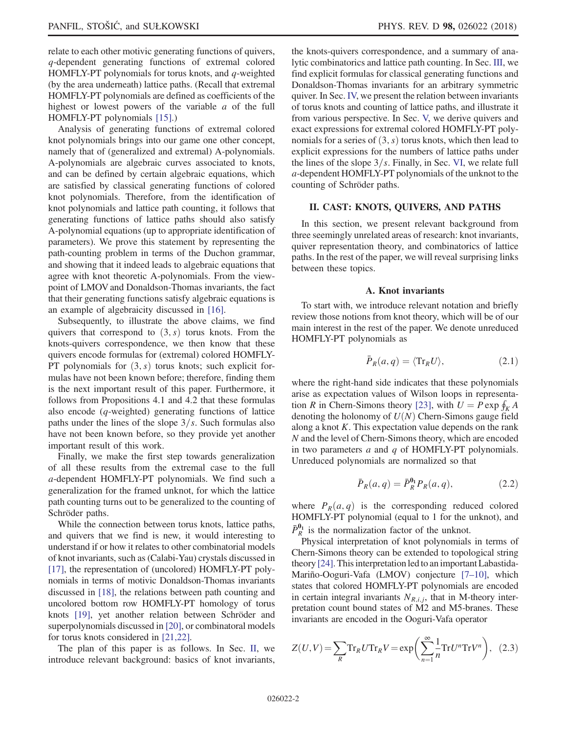relate to each other motivic generating functions of quivers, $q$-dependent generating functions of extremal colored HOMFLY-PT polynomials for torus knots, and $q$-weighted (by the area underneath) lattice paths. (Recall that extremal HOMFLY-PT polynomials are defined as coefficients of the highest or lowest powers of the variable $a$ of the full HOMFLY-PT polynomials [15].)

Analysis of generating functions of extremal colored knot polynomials brings into our game one other concept, namely that of (generalized and extremal) A-polynomials. A-polynomials are algebraic curves associated to knots, and can be defined by certain algebraic equations, which are satisfied by classical generating functions of colored knot polynomials. Therefore, from the identification of knot polynomials and lattice path counting, it follows that generating functions of lattice paths should also satisfy A-polynomial equations (up to appropriate identification of parameters). We prove this statement by representing the path-counting problem in terms of the Duchon grammar, and showing that it indeed leads to algebraic equations that agree with knot theoretic A-polynomials. From the viewpoint of LMOV and Donaldson-Thomas invariants, the fact that their generating functions satisfy algebraic equations is an example of algebraicity discussed in [16].

Subsequently, to illustrate the above claims, we find quivers that correspond to $(3, s)$ torus knots. From the knots-quivers correspondence, we then know that these quivers encode formulas for (extremal) colored HOMFLY-PT polynomials for $(3, s)$ torus knots; such explicit formulas have not been known before; therefore, finding them is the next important result of this paper. Furthermore, it follows from Propositions 4.1 and 4.2 that these formulas also encode ($q$-weighted) generating functions of lattice paths under the lines of the slope $3/s$. Such formulas also have not been known before, so they provide yet another important result of this work.

Finally, we make the first step towards generalization of all these results from the extremal case to the full $a$-dependent HOMFLY-PT polynomials. We find such a generalization for the framed unknot, for which the lattice path counting turns out to be generalized to the counting of Schröder paths.

While the connection between torus knots, lattice paths, and quivers that we find is new, it would interesting to understand if or how it relates to other combinatorial models of knot invariants, such as (Calabi-Yau) crystals discussed in [17], the representation of (uncolored) HOMFLY-PT polynomials in terms of motivic Donaldson-Thomas invariants discussed in [18], the relations between path counting and uncolored bottom row HOMFLY-PT homology of torus knots [19], yet another relation between Schröder and superpolynomials discussed in [20], or combinatoral models for torus knots considered in [21,22].

The plan of this paper is as follows. In Sec. II, we introduce relevant background: basics of knot invariants, the knots-quivers correspondence, and a summary of analytic combinatorics and lattice path counting. In Sec. III, we find explicit formulas for classical generating functions and Donaldson-Thomas invariants for an arbitrary symmetric quiver. In Sec. IV, we present the relation between invariants of torus knots and counting of lattice paths, and illustrate it from various perspective. In Sec. V, we derive quivers and exact expressions for extremal colored HOMFLY-PT polynomials for a series of $(3, s)$ torus knots, which then lead to explicit expressions for the numbers of lattice paths under the lines of the slope $3/s$. Finally, in Sec. VI, we relate full $a$-dependent HOMFLY-PT polynomials of the unknot to the counting of Schröder paths.

## II. CAST: KNOTS, QUIVERS, AND PATHS

In this section, we present relevant background from three seemingly unrelated areas of research: knot invariants, quiver representation theory, and combinatorics of lattice paths. In the rest of the paper, we will reveal surprising links between these topics.

### A. Knot invariants

To start with, we introduce relevant notation and briefly review those notions from knot theory, which will be of our main interest in the rest of the paper. We denote unreduced HOMFLY-PT polynomials as

$$\bar{P}_R(a, q) = \langle \mathrm{Tr}_R U \rangle, \tag{2.1}$$

where the right-hand side indicates that these polynomials arise as expectation values of Wilson loops in representation $R$ in Chern-Simons theory [23], with $U = P \exp \oint_K A$ denoting the holonomy of $U(N)$ Chern-Simons gauge field along a knot $K$. This expectation value depends on the rank $N$ and the level of Chern-Simons theory, which are encoded in two parameters $a$ and $q$ of HOMFLY-PT polynomials. Unreduced polynomials are normalized so that

$$\bar{P}_R(a, q) = \bar{P}_R^{\mathbf{0_1}} P_R(a, q), \tag{2.2}$$

where $P_R(a, q)$ is the corresponding reduced colored HOMFLY-PT polynomial (equal to 1 for the unknot), and $\bar{P}_R^{\mathbf{0_1}}$ is the normalization factor of the unknot.

Physical interpretation of knot polynomials in terms of Chern-Simons theory can be extended to topological string theory [24]. This interpretation led to an important Labastida-Mariño-Ooguri-Vafa (LMOV) conjecture [7–10], which states that colored HOMFLY-PT polynomials are encoded in certain integral invariants $N_{R,i,j}$, that in M-theory interpretation count bound states of M2 and M5-branes. These invariants are encoded in the Ooguri-Vafa operator

$$Z(U, V) = \sum_R \mathrm{Tr}_R U \mathrm{Tr}_R V = \exp\left(\sum_{n=1}^{\infty} \frac{1}{n} \mathrm{Tr} U^n \mathrm{Tr} V^n\right), \tag{2.3}$$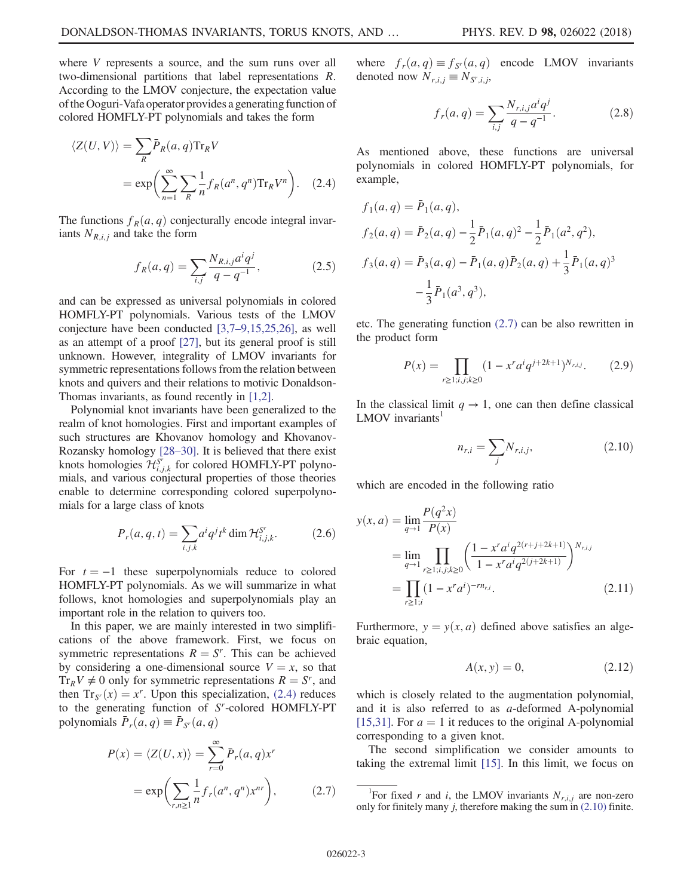where $V$ represents a source, and the sum runs over all two-dimensional partitions that label representations $R$. According to the LMOV conjecture, the expectation value of the Ooguri-Vafa operator provides a generating function of colored HOMFLY-PT polynomials and takes the form

$$\langle Z(U,V)\rangle = \sum_R \bar{P}_R(a,q)\mathrm{Tr}_R V = \exp\left(\sum_{n=1}^{\infty}\sum_R \frac{1}{n} f_R(a^n,q^n)\mathrm{Tr}_R V^n\right). \quad (2.4)$$

The functions $f_R(a,q)$ conjecturally encode integral invariants $N_{R,i,j}$ and take the form

$$f_R(a,q) = \sum_{i,j} \frac{N_{R,i,j} a^i q^j}{q-q^{-1}}, \quad (2.5)$$

and can be expressed as universal polynomials in colored HOMFLY-PT polynomials. Various tests of the LMOV conjecture have been conducted [3,7–9,15,25,26], as well as an attempt of a proof [27], but its general proof is still unknown. However, integrality of LMOV invariants for symmetric representations follows from the relation between knots and quivers and their relations to motivic Donaldson-Thomas invariants, as found recently in [1,2].

Polynomial knot invariants have been generalized to the realm of knot homologies. First and important examples of such structures are Khovanov homology and Khovanov-Rozansky homology [28–30]. It is believed that there exist knots homologies $\mathcal{H}^{S^r}_{i,j,k}$ for colored HOMFLY-PT polynomials, and various conjectural properties of those theories enable to determine corresponding colored superpolynomials for a large class of knots

$$P_r(a,q,t) = \sum_{i,j,k} a^i q^j t^k \dim \mathcal{H}^{S^r}_{i,j,k}. \quad (2.6)$$

For $t=-1$ these superpolynomials reduce to colored HOMFLY-PT polynomials. As we will summarize in what follows, knot homologies and superpolynomials play an important role in the relation to quivers too.

In this paper, we are mainly interested in two simplifications of the above framework. First, we focus on symmetric representations $R=S^r$. This can be achieved by considering a one-dimensional source $V=x$, so that $\mathrm{Tr}_R V \neq 0$ only for symmetric representations $R=S^r$, and then $\mathrm{Tr}_{S^r}(x) = x^r$. Upon this specialization, (2.4) reduces to the generating function of $S^r$-colored HOMFLY-PT polynomials $\bar{P}_r(a,q) \equiv \bar{P}_{S^r}(a,q)$

$$P(x) = \langle Z(U,x)\rangle = \sum_{r=0}^{\infty} \bar{P}_r(a,q)x^r = \exp\left(\sum_{r,n\geq 1}\frac{1}{n} f_r(a^n,q^n)x^{nr}\right), \quad (2.7)$$

where $f_r(a,q) \equiv f_{S^r}(a,q)$ encode LMOV invariants denoted now $N_{r,i,j} \equiv N_{S^r,i,j}$,

$$f_r(a,q) = \sum_{i,j} \frac{N_{r,i,j} a^i q^j}{q-q^{-1}}. \quad (2.8)$$

As mentioned above, these functions are universal polynomials in colored HOMFLY-PT polynomials, for example,

$$f_1(a,q) = \bar{P}_1(a,q),$$
$$f_2(a,q) = \bar{P}_2(a,q) - \frac{1}{2}\bar{P}_1(a,q)^2 - \frac{1}{2}\bar{P}_1(a^2,q^2),$$
$$f_3(a,q) = \bar{P}_3(a,q) - \bar{P}_1(a,q)\bar{P}_2(a,q) + \frac{1}{3}\bar{P}_1(a,q)^3 - \frac{1}{3}\bar{P}_1(a^3,q^3),$$

etc. The generating function (2.7) can be also rewritten in the product form

$$P(x) = \prod_{r\geq 1;i,j;k\geq 0} (1 - x^r a^i q^{j+2k+1})^{N_{r,i,j}}. \quad (2.9)$$

In the classical limit $q \to 1$, one can then define classical LMOV invariants[1]

$$n_{r,i} = \sum_j N_{r,i,j}, \quad (2.10)$$

which are encoded in the following ratio

$$y(x,a) = \lim_{q\to 1}\frac{P(q^2x)}{P(x)} = \lim_{q\to 1}\prod_{r\geq 1;i,j;k\geq 0}\left(\frac{1-x^r a^i q^{2(r+j+2k+1)}}{1-x^r a^i q^{2(j+2k+1)}}\right)^{N_{r,i,j}} = \prod_{r\geq 1;i}(1-x^r a^i)^{-rn_{r,i}}. \quad (2.11)$$

Furthermore, $y = y(x,a)$ defined above satisfies an algebraic equation,

$$A(x,y) = 0, \quad (2.12)$$

which is closely related to the augmentation polynomial, and it is also referred to as $a$-deformed A-polynomial [15,31]. For $a=1$ it reduces to the original A-polynomial corresponding to a given knot.

The second simplification we consider amounts to taking the extremal limit [15]. In this limit, we focus on

[1] For fixed $r$ and $i$, the LMOV invariants $N_{r,i,j}$ are non-zero only for finitely many $j$, therefore making the sum in (2.10) finite.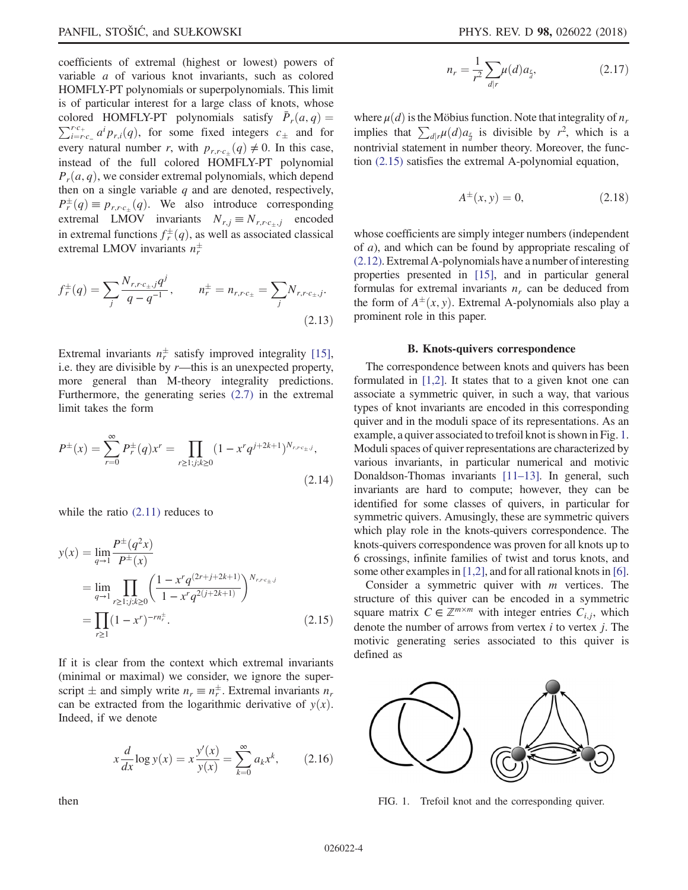coefficients of extremal (highest or lowest) powers of variable $a$ of various knot invariants, such as colored HOMFLY-PT polynomials or superpolynomials. This limit is of particular interest for a large class of knots, whose colored HOMFLY-PT polynomials satisfy $\bar{P}_r(a,q) = \sum_{i=r\cdot c_-}^{r\cdot c_+} a^i p_{r,i}(q)$, for some fixed integers $c_\pm$ and for every natural number $r$, with $p_{r,r\cdot c_\pm}(q) \neq 0$. In this case, instead of the full colored HOMFLY-PT polynomial $P_r(a,q)$, we consider extremal polynomials, which depend then on a single variable $q$ and are denoted, respectively, $P_r^\pm(q) \equiv p_{r,r\cdot c_\pm}(q)$. We also introduce corresponding extremal LMOV invariants $N_{r,j} \equiv N_{r,r\cdot c_\pm,j}$ encoded in extremal functions $f_r^\pm(q)$, as well as associated classical extremal LMOV invariants $n_r^\pm$

$$f_r^\pm(q) = \sum_j \frac{N_{r,r\cdot c_\pm,j} q^j}{q-q^{-1}}, \qquad n_r^\pm = n_{r,r\cdot c_\pm} = \sum_j N_{r,r\cdot c_\pm,j}. \tag{2.13}$$

Extremal invariants $n_r^\pm$ satisfy improved integrality [15], i.e. they are divisible by $r$—this is an unexpected property, more general than M-theory integrality predictions. Furthermore, the generating series (2.7) in the extremal limit takes the form

$$P^\pm(x) = \sum_{r=0}^\infty P_r^\pm(q) x^r = \prod_{r\geq 1;j;k\geq 0} (1 - x^r q^{j+2k+1})^{N_{r,r\cdot c_\pm,j}}, \tag{2.14}$$

while the ratio (2.11) reduces to

$$\begin{aligned} y(x) &= \lim_{q\to 1} \frac{P^\pm(q^2 x)}{P^\pm(x)} \\ &= \lim_{q\to 1} \prod_{r\geq 1;j;k\geq 0} \left( \frac{1 - x^r q^{(2r+j+2k+1)}}{1 - x^r q^{2(j+2k+1)}} \right)^{N_{r,r\cdot c_\pm,j}} \\ &= \prod_{r\geq 1} (1-x^r)^{-rn_r^\pm}. \end{aligned} \tag{2.15}$$

If it is clear from the context which extremal invariants (minimal or maximal) we consider, we ignore the superscript $\pm$ and simply write $n_r \equiv n_r^\pm$. Extremal invariants $n_r$ can be extracted from the logarithmic derivative of $y(x)$. Indeed, if we denote

$$x\frac{d}{dx}\log y(x) = x\frac{y'(x)}{y(x)} = \sum_{k=0}^\infty a_k x^k, \tag{2.16}$$

then

$$n_r = \frac{1}{r^2} \sum_{d|r} \mu(d) a_{\frac{r}{d}}, \tag{2.17}$$

where $\mu(d)$ is the Möbius function. Note that integrality of $n_r$ implies that $\sum_{d|r}\mu(d)a_{\frac{r}{d}}$ is divisible by $r^2$, which is a nontrivial statement in number theory. Moreover, the function (2.15) satisfies the extremal A-polynomial equation,

$$A^\pm(x,y) = 0, \tag{2.18}$$

whose coefficients are simply integer numbers (independent of $a$), and which can be found by appropriate rescaling of (2.12). Extremal A-polynomials have a number of interesting properties presented in [15], and in particular general formulas for extremal invariants $n_r$ can be deduced from the form of $A^\pm(x,y)$. Extremal A-polynomials also play a prominent role in this paper.

### B. Knots-quivers correspondence

The correspondence between knots and quivers has been formulated in [1,2]. It states that to a given knot one can associate a symmetric quiver, in such a way, that various types of knot invariants are encoded in this corresponding quiver and in the moduli space of its representations. As an example, a quiver associated to trefoil knot is shown in Fig. 1. Moduli spaces of quiver representations are characterized by various invariants, in particular numerical and motivic Donaldson-Thomas invariants [11–13]. In general, such invariants are hard to compute; however, they can be identified for some classes of quivers, in particular for symmetric quivers. Amusingly, these are symmetric quivers which play role in the knots-quivers correspondence. The knots-quivers correspondence was proven for all knots up to 6 crossings, infinite families of twist and torus knots, and some other examples in [1,2], and for all rational knots in [6].

Consider a symmetric quiver with $m$ vertices. The structure of this quiver can be encoded in a symmetric square matrix $C \in \mathbb{Z}^{m\times m}$ with integer entries $C_{i,j}$, which denote the number of arrows from vertex $i$ to vertex $j$. The motivic generating series associated to this quiver is defined as

FIG. 1. Trefoil knot and the corresponding quiver.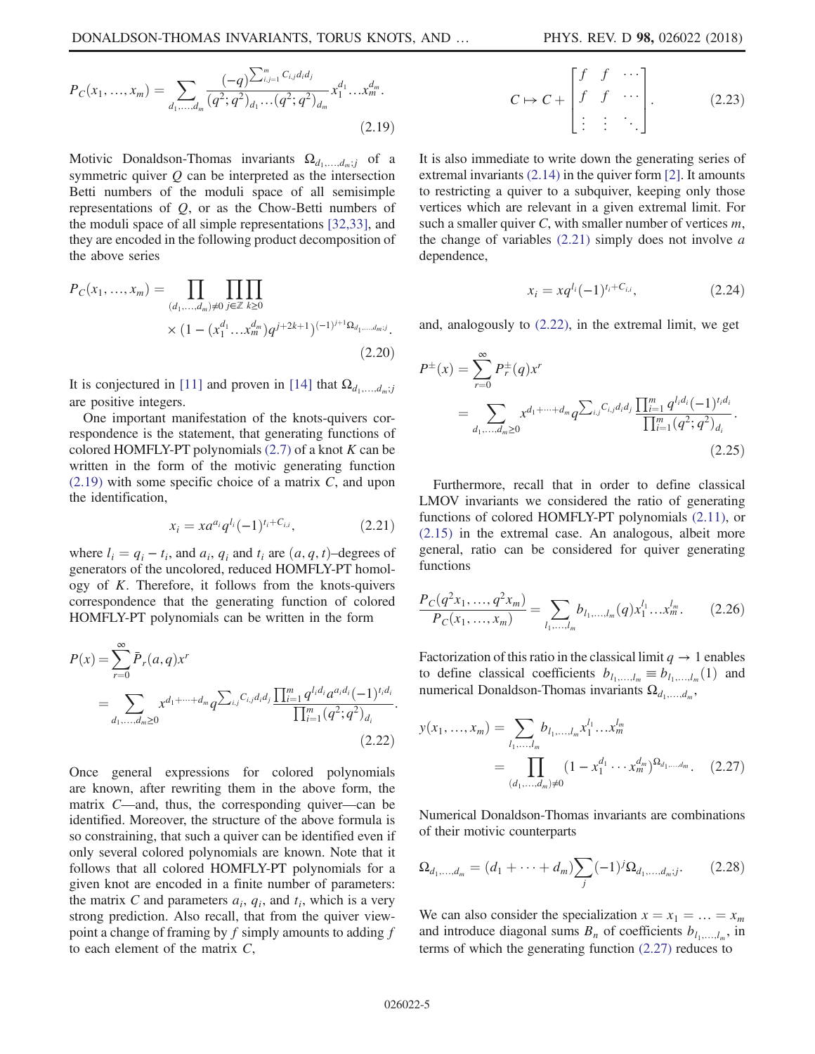$$P_C(x_1,...,x_m) = \sum_{d_1,...,d_m} \frac{(-q)^{\sum_{i,j=1}^m C_{i,j} d_i d_j}}{(q^2;q^2)_{d_1} \cdots (q^2;q^2)_{d_m}} x_1^{d_1} \dots x_m^{d_m}. \tag{2.19}$$

Motivic Donaldson-Thomas invariants $\Omega_{d_1,...,d_m;j}$ of a symmetric quiver $Q$ can be interpreted as the intersection Betti numbers of the moduli space of all semisimple representations of $Q$, or as the Chow-Betti numbers of the moduli space of all simple representations [32,33], and they are encoded in the following product decomposition of the above series

$$P_C(x_1,...,x_m) = \prod_{(d_1,...,d_m)\neq 0} \prod_{j\in\mathbb{Z}} \prod_{k\geq 0} \times (1-(x_1^{d_1} \dots x_m^{d_m}) q^{j+2k+1})^{(-1)^{j+1}\Omega_{d_1,...,d_m;j}}. \tag{2.20}$$

It is conjectured in [11] and proven in [14] that $\Omega_{d_1,...,d_m;j}$ are positive integers.

One important manifestation of the knots-quivers correspondence is the statement, that generating functions of colored HOMFLY-PT polynomials (2.7) of a knot $K$ can be written in the form of the motivic generating function (2.19) with some specific choice of a matrix $C$, and upon the identification,

$$x_i = x a^{a_i} q^{l_i} (-1)^{t_i + C_{i,i}}, \tag{2.21}$$

where $l_i = q_i - t_i$, and $a_i$, $q_i$ and $t_i$ are $(a,q,t)$–degrees of generators of the uncolored, reduced HOMFLY-PT homology of $K$. Therefore, it follows from the knots-quivers correspondence that the generating function of colored HOMFLY-PT polynomials can be written in the form

$$P(x) = \sum_{r=0}^{\infty} \bar{P}_r(a,q) x^r = \sum_{d_1,...,d_m \geq 0} x^{d_1+\dots+d_m} q^{\sum_{i,j} C_{i,j} d_i d_j} \frac{\prod_{i=1}^m q^{l_i d_i} a^{a_i d_i} (-1)^{t_i d_i}}{\prod_{i=1}^m (q^2;q^2)_{d_i}}. \tag{2.22}$$

Once general expressions for colored polynomials are known, after rewriting them in the above form, the matrix $C$—and, thus, the corresponding quiver—can be identified. Moreover, the structure of the above formula is so constraining, that such a quiver can be identified even if only several colored polynomials are known. Note that it follows that all colored HOMFLY-PT polynomials for a given knot are encoded in a finite number of parameters: the matrix $C$ and parameters $a_i$, $q_i$, and $t_i$, which is a very strong prediction. Also recall, that from the quiver viewpoint a change of framing by $f$ simply amounts to adding $f$ to each element of the matrix $C$,

$$C \mapsto C + \begin{bmatrix} f & f & \cdots \\ f & f & \cdots \\ \vdots & \vdots & \ddots \end{bmatrix}. \tag{2.23}$$

It is also immediate to write down the generating series of extremal invariants (2.14) in the quiver form [2]. It amounts to restricting a quiver to a subquiver, keeping only those vertices which are relevant in a given extremal limit. For such a smaller quiver $C$, with smaller number of vertices $m$, the change of variables (2.21) simply does not involve $a$ dependence,

$$x_i = x q^{l_i} (-1)^{t_i + C_{i,i}}, \tag{2.24}$$

and, analogously to (2.22), in the extremal limit, we get

$$P^{\pm}(x) = \sum_{r=0}^{\infty} P_r^{\pm}(q) x^r = \sum_{d_1,...,d_m \geq 0} x^{d_1+\dots+d_m} q^{\sum_{i,j} C_{i,j} d_i d_j} \frac{\prod_{i=1}^m q^{l_i d_i} (-1)^{t_i d_i}}{\prod_{i=1}^m (q^2;q^2)_{d_i}}. \tag{2.25}$$

Furthermore, recall that in order to define classical LMOV invariants we considered the ratio of generating functions of colored HOMFLY-PT polynomials (2.11), or (2.15) in the extremal case. An analogous, albeit more general, ratio can be considered for quiver generating functions

$$\frac{P_C(q^2 x_1,...,q^2 x_m)}{P_C(x_1,...,x_m)} = \sum_{l_1,...,l_m} b_{l_1,...,l_m}(q) x_1^{l_1} \dots x_m^{l_m}. \tag{2.26}$$

Factorization of this ratio in the classical limit $q \to 1$ enables to define classical coefficients $b_{l_1,...,l_m} \equiv b_{l_1,...,l_m}(1)$ and numerical Donaldson-Thomas invariants $\Omega_{d_1,...,d_m}$,

$$y(x_1,...,x_m) = \sum_{l_1,...,l_m} b_{l_1,...,l_m} x_1^{l_1} \dots x_m^{l_m} = \prod_{(d_1,...,d_m)\neq 0} (1 - x_1^{d_1} \cdots x_m^{d_m})^{\Omega_{d_1,...,d_m}}. \tag{2.27}$$

Numerical Donaldson-Thomas invariants are combinations of their motivic counterparts

$$\Omega_{d_1,...,d_m} = (d_1 + \dots + d_m) \sum_j (-1)^j \Omega_{d_1,...,d_m;j}. \tag{2.28}$$

We can also consider the specialization $x = x_1 = \dots = x_m$ and introduce diagonal sums $B_n$ of coefficients $b_{l_1,...,l_m}$, in terms of which the generating function (2.27) reduces to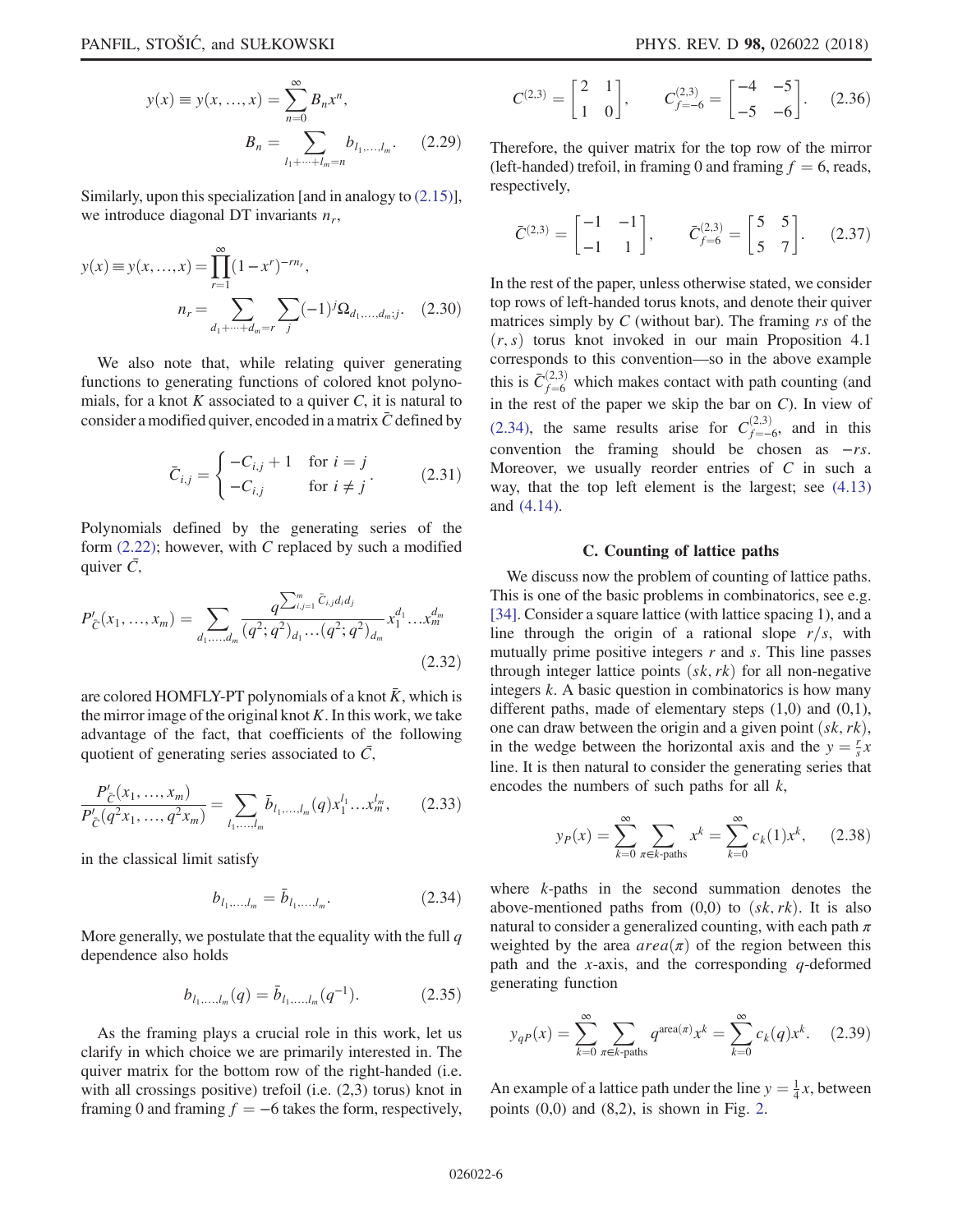$$y(x) \equiv y(x, \ldots, x) = \sum_{n=0}^{\infty} B_n x^n, \qquad B_n = \sum_{l_1+\cdots+l_m=n} b_{l_1,\ldots,l_m}. \tag{2.29}$$

Similarly, upon this specialization [and in analogy to (2.15)], we introduce diagonal DT invariants $n_r$,

$$y(x) \equiv y(x, \ldots, x) = \prod_{r=1}^{\infty} (1-x^r)^{-rn_r}, \qquad n_r = \sum_{d_1+\cdots+d_m=r} \sum_j (-1)^j \Omega_{d_1,\ldots,d_m;j}. \tag{2.30}$$

We also note that, while relating quiver generating functions to generating functions of colored knot polynomials, for a knot $K$ associated to a quiver $C$, it is natural to consider a modified quiver, encoded in a matrix $\bar{C}$ defined by

$$\bar{C}_{i,j} = \begin{cases} -C_{i,j}+1 & \text{for } i=j \\ -C_{i,j} & \text{for } i \neq j \end{cases}. \tag{2.31}$$

Polynomials defined by the generating series of the form (2.22); however, with $C$ replaced by such a modified quiver $\bar{C}$,

$$P'_{\bar{C}}(x_1, \ldots, x_m) = \sum_{d_1,\ldots,d_m} \frac{q^{\sum_{i,j=1}^m \bar{C}_{i,j} d_i d_j}}{(q^2;q^2)_{d_1} \cdots (q^2;q^2)_{d_m}} x_1^{d_1} \ldots x_m^{d_m} \tag{2.32}$$

are colored HOMFLY-PT polynomials of a knot $\bar{K}$, which is the mirror image of the original knot $K$. In this work, we take advantage of the fact, that coefficients of the following quotient of generating series associated to $\bar{C}$,

$$\frac{P'_{\bar{C}}(x_1, \ldots, x_m)}{P'_{\bar{C}}(q^2 x_1, \ldots, q^2 x_m)} = \sum_{l_1,\ldots,l_m} \bar{b}_{l_1,\ldots,l_m}(q) x_1^{l_1} \ldots x_m^{l_m}, \tag{2.33}$$

in the classical limit satisfy

$$b_{l_1,\ldots,l_m} = \bar{b}_{l_1,\ldots,l_m}. \tag{2.34}$$

More generally, we postulate that the equality with the full $q$ dependence also holds

$$b_{l_1,\ldots,l_m}(q) = \bar{b}_{l_1,\ldots,l_m}(q^{-1}). \tag{2.35}$$

As the framing plays a crucial role in this work, let us clarify in which choice we are primarily interested in. The quiver matrix for the bottom row of the right-handed (i.e. with all crossings positive) trefoil (i.e. (2,3) torus) knot in framing 0 and framing $f=-6$ takes the form, respectively,

$$C^{(2,3)} = \begin{bmatrix} 2 & 1 \\ 1 & 0 \end{bmatrix}, \qquad C^{(2,3)}_{f=-6} = \begin{bmatrix} -4 & -5 \\ -5 & -6 \end{bmatrix}. \tag{2.36}$$

Therefore, the quiver matrix for the top row of the mirror (left-handed) trefoil, in framing 0 and framing $f=6$, reads, respectively,

$$\bar{C}^{(2,3)} = \begin{bmatrix} -1 & -1 \\ -1 & 1 \end{bmatrix}, \qquad \bar{C}^{(2,3)}_{f=6} = \begin{bmatrix} 5 & 5 \\ 5 & 7 \end{bmatrix}. \tag{2.37}$$

In the rest of the paper, unless otherwise stated, we consider top rows of left-handed torus knots, and denote their quiver matrices simply by $C$ (without bar). The framing $rs$ of the $(r,s)$ torus knot invoked in our main Proposition 4.1 corresponds to this convention—so in the above example this is $\bar{C}^{(2,3)}_{f=6}$ which makes contact with path counting (and in the rest of the paper we skip the bar on $C$). In view of (2.34), the same results arise for $C^{(2,3)}_{f=-6}$, and in this convention the framing should be chosen as $-rs$. Moreover, we usually reorder entries of $C$ in such a way, that the top left element is the largest; see (4.13) and (4.14).

### C. Counting of lattice paths

We discuss now the problem of counting of lattice paths. This is one of the basic problems in combinatorics, see e.g. [34]. Consider a square lattice (with lattice spacing 1), and a line through the origin of a rational slope $r/s$, with mutually prime positive integers $r$ and $s$. This line passes through integer lattice points $(sk, rk)$ for all non-negative integers $k$. A basic question in combinatorics is how many different paths, made of elementary steps (1,0) and (0,1), one can draw between the origin and a given point $(sk, rk)$, in the wedge between the horizontal axis and the $y = \frac{r}{s}x$ line. It is then natural to consider the generating series that encodes the numbers of such paths for all $k$,

$$y_P(x) = \sum_{k=0}^{\infty} \sum_{\pi \in k\text{-paths}} x^k = \sum_{k=0}^{\infty} c_k(1) x^k, \tag{2.38}$$

where $k$-paths in the second summation denotes the above-mentioned paths from (0,0) to $(sk, rk)$. It is also natural to consider a generalized counting, with each path $\pi$ weighted by the area $area(\pi)$ of the region between this path and the $x$-axis, and the corresponding $q$-deformed generating function

$$y_{qP}(x) = \sum_{k=0}^{\infty} \sum_{\pi \in k\text{-paths}} q^{\mathrm{area}(\pi)} x^k = \sum_{k=0}^{\infty} c_k(q) x^k. \tag{2.39}$$

An example of a lattice path under the line $y = \frac{1}{4}x$, between points (0,0) and (8,2), is shown in Fig. 2.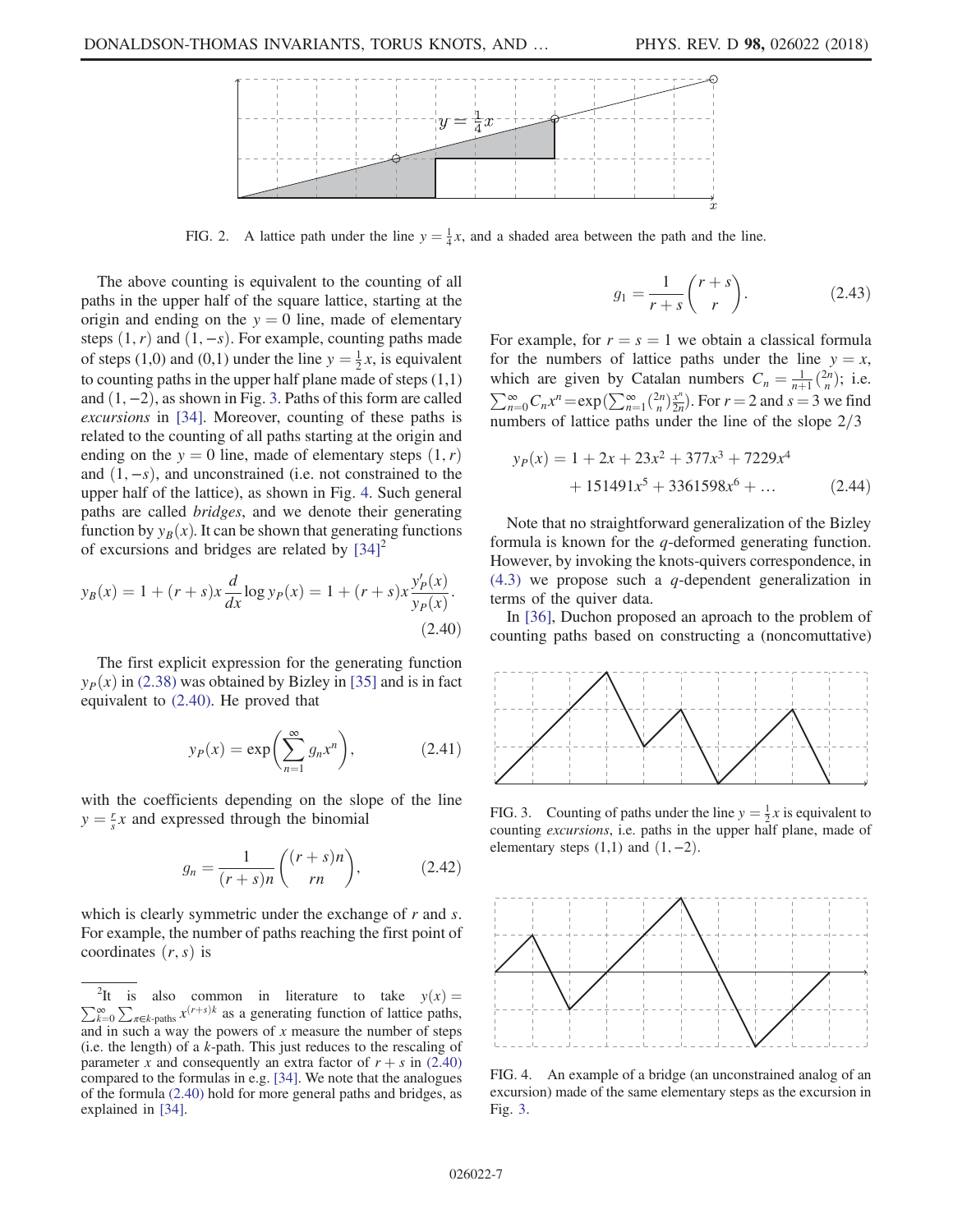FIG. 2. A lattice path under the line $y = \frac{1}{4}x$, and a shaded area between the path and the line.

The above counting is equivalent to the counting of all paths in the upper half of the square lattice, starting at the origin and ending on the $y = 0$ line, made of elementary steps $(1, r)$ and $(1, -s)$. For example, counting paths made of steps (1,0) and (0,1) under the line $y = \frac{1}{2}x$, is equivalent to counting paths in the upper half plane made of steps (1,1) and $(1, -2)$, as shown in Fig. 3. Paths of this form are called *excursions* in [34]. Moreover, counting of these paths is related to the counting of all paths starting at the origin and ending on the $y = 0$ line, made of elementary steps $(1, r)$ and $(1, -s)$, and unconstrained (i.e. not constrained to the upper half of the lattice), as shown in Fig. 4. Such general paths are called *bridges*, and we denote their generating function by $y_B(x)$. It can be shown that generating functions of excursions and bridges are related by [34][2]

$$y_B(x) = 1 + (r+s)x\frac{d}{dx}\log y_P(x) = 1 + (r+s)x\frac{y_P'(x)}{y_P(x)}. \tag{2.40}$$

The first explicit expression for the generating function $y_P(x)$ in (2.38) was obtained by Bizley in [35] and is in fact equivalent to (2.40). He proved that

$$y_P(x) = \exp\left(\sum_{n=1}^{\infty} g_n x^n\right), \tag{2.41}$$

with the coefficients depending on the slope of the line $y = \frac{r}{s}x$ and expressed through the binomial

$$g_n = \frac{1}{(r+s)n}\binom{(r+s)n}{rn}, \tag{2.42}$$

which is clearly symmetric under the exchange of $r$ and $s$. For example, the number of paths reaching the first point of coordinates $(r, s)$ is

$$g_1 = \frac{1}{r+s}\binom{r+s}{r}. \tag{2.43}$$

For example, for $r = s = 1$ we obtain a classical formula for the numbers of lattice paths under the line $y = x$, which are given by Catalan numbers $C_n = \frac{1}{n+1}\binom{2n}{n}$; i.e. $\sum_{n=0}^{\infty} C_n x^n = \exp(\sum_{n=1}^{\infty}\binom{2n}{n}\frac{x^n}{2n})$. For $r = 2$ and $s = 3$ we find numbers of lattice paths under the line of the slope 2/3

$$y_P(x) = 1 + 2x + 23x^2 + 377x^3 + 7229x^4 + 151491x^5 + 3361598x^6 + \ldots \tag{2.44}$$

Note that no straightforward generalization of the Bizley formula is known for the $q$-deformed generating function. However, by invoking the knots-quivers correspondence, in (4.3) we propose such a $q$-dependent generalization in terms of the quiver data.

In [36], Duchon proposed an aproach to the problem of counting paths based on constructing a (noncomuttative)

FIG. 3. Counting of paths under the line $y = \frac{1}{2}x$ is equivalent to counting *excursions*, i.e. paths in the upper half plane, made of elementary steps (1,1) and $(1, -2)$.

FIG. 4. An example of a bridge (an unconstrained analog of an excursion) made of the same elementary steps as the excursion in Fig. 3.

[2] It is also common in literature to take $y(x) = \sum_{k=0}^{\infty}\sum_{\pi \in k\text{-paths}} x^{(r+s)k}$ as a generating function of lattice paths, and in such a way the powers of $x$ measure the number of steps (i.e. the length) of a $k$-path. This just reduces to the rescaling of parameter $x$ and consequently an extra factor of $r + s$ in (2.40) compared to the formulas in e.g. [34]. We note that the analogues of the formula (2.40) hold for more general paths and bridges, as explained in [34].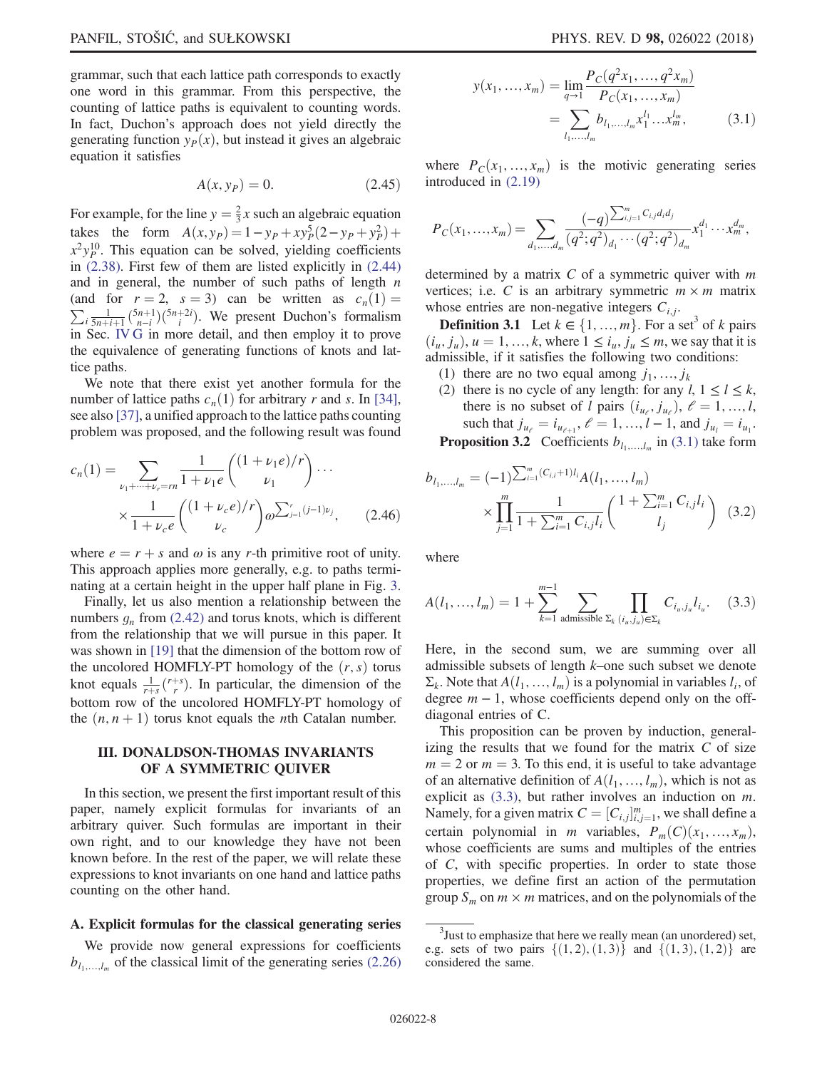grammar, such that each lattice path corresponds to exactly one word in this grammar. From this perspective, the counting of lattice paths is equivalent to counting words. In fact, Duchon's approach does not yield directly the generating function $y_P(x)$, but instead it gives an algebraic equation it satisfies

$$A(x, y_P) = 0. \tag{2.45}$$

For example, for the line $y = \frac{2}{3}x$ such an algebraic equation takes the form $A(x, y_P) = 1 - y_P + x y_P^5 (2 - y_P + y_P^2) + x^2 y_P^{10}$. This equation can be solved, yielding coefficients in (2.38). First few of them are listed explicitly in (2.44) and in general, the number of such paths of length $n$ (and for $r = 2$, $s = 3$) can be written as $c_n(1) = \sum_i \frac{1}{5n+i+1}\binom{5n+1}{n-i}\binom{5n+2i}{i}$. We present Duchon's formalism in Sec. IV G in more detail, and then employ it to prove the equivalence of generating functions of knots and lattice paths.

We note that there exist yet another formula for the number of lattice paths $c_n(1)$ for arbitrary $r$ and $s$. In [34], see also [37], a unified approach to the lattice paths counting problem was proposed, and the following result was found

$$c_n(1) = \sum_{\nu_1+\cdots+\nu_r = rn} \frac{1}{1+\nu_1 e}\binom{(1+\nu_1 e)/r}{\nu_1} \cdots \times \frac{1}{1+\nu_c e}\binom{(1+\nu_c e)/r}{\nu_c} \omega^{\sum_{j=1}^{r}(j-1)\nu_j}, \tag{2.46}$$

where $e = r + s$ and $\omega$ is any $r$-th primitive root of unity. This approach applies more generally, e.g. to paths terminating at a certain height in the upper half plane in Fig. 3.

Finally, let us also mention a relationship between the numbers $g_n$ from (2.42) and torus knots, which is different from the relationship that we will pursue in this paper. It was shown in [19] that the dimension of the bottom row of the uncolored HOMFLY-PT homology of the $(r, s)$ torus knot equals $\frac{1}{r+s}\binom{r+s}{r}$. In particular, the dimension of the bottom row of the uncolored HOMFLY-PT homology of the $(n, n+1)$ torus knot equals the $n$th Catalan number.

## III. DONALDSON-THOMAS INVARIANTS OF A SYMMETRIC QUIVER

In this section, we present the first important result of this paper, namely explicit formulas for invariants of an arbitrary quiver. Such formulas are important in their own right, and to our knowledge they have not been known before. In the rest of the paper, we will relate these expressions to knot invariants on one hand and lattice paths counting on the other hand.

### A. Explicit formulas for the classical generating series

We provide now general expressions for coefficients $b_{l_1,\ldots,l_m}$ of the classical limit of the generating series (2.26)

$$y(x_1, \ldots, x_m) = \lim_{q\to 1} \frac{P_C(q^2 x_1, \ldots, q^2 x_m)}{P_C(x_1, \ldots, x_m)} = \sum_{l_1,\ldots,l_m} b_{l_1,\ldots,l_m} x_1^{l_1} \ldots x_m^{l_m}, \tag{3.1}$$

where $P_C(x_1, \ldots, x_m)$ is the motivic generating series introduced in (2.19)

$$P_C(x_1, \ldots, x_m) = \sum_{d_1,\ldots,d_m} \frac{(-q)^{\sum_{i,j=1}^m C_{i,j} d_i d_j}}{(q^2;q^2)_{d_1} \cdots (q^2;q^2)_{d_m}} x_1^{d_1} \cdots x_m^{d_m},$$

determined by a matrix $C$ of a symmetric quiver with $m$ vertices; i.e. $C$ is an arbitrary symmetric $m \times m$ matrix whose entries are non-negative integers $C_{i,j}$.

**Definition 3.1** Let $k \in \{1, \ldots, m\}$. For a set[3] of $k$ pairs $(i_u, j_u)$, $u = 1, \ldots, k$, where $1 \le i_u, j_u \le m$, we say that it is admissible, if it satisfies the following two conditions:

(1) there are no two equal among $j_1, \ldots, j_k$
(2) there is no cycle of any length: for any $l$, $1 \le l \le k$, there is no subset of $l$ pairs $(i_{u_\ell}, j_{u_\ell})$, $\ell = 1, \ldots, l$, such that $j_{u_\ell} = i_{u_{\ell+1}}$, $\ell = 1, \ldots, l-1$, and $j_{u_l} = i_{u_1}$.

**Proposition 3.2** Coefficients $b_{l_1,\ldots,l_m}$ in (3.1) take form

$$b_{l_1,\ldots,l_m} = (-1)^{\sum_{i=1}^m (C_{i,i}+1) l_i} A(l_1, \ldots, l_m) \times \prod_{j=1}^m \frac{1}{1 + \sum_{i=1}^m C_{i,j} l_i} \binom{1 + \sum_{i=1}^m C_{i,j} l_i}{l_j} \tag{3.2}$$

where

$$A(l_1, \ldots, l_m) = 1 + \sum_{k=1}^{m-1} \sum_{\text{admissible } \Sigma_k} \prod_{(i_u, j_u) \in \Sigma_k} C_{i_u, j_u} l_{i_u}. \tag{3.3}$$

Here, in the second sum, we are summing over all admissible subsets of length $k$–one such subset we denote $\Sigma_k$. Note that $A(l_1, \ldots, l_m)$ is a polynomial in variables $l_i$, of degree $m-1$, whose coefficients depend only on the off-diagonal entries of C.

This proposition can be proven by induction, generalizing the results that we found for the matrix $C$ of size $m = 2$ or $m = 3$. To this end, it is useful to take advantage of an alternative definition of $A(l_1, \ldots, l_m)$, which is not as explicit as (3.3), but rather involves an induction on $m$. Namely, for a given matrix $C = [C_{i,j}]_{i,j=1}^m$, we shall define a certain polynomial in $m$ variables, $P_m(C)(x_1, \ldots, x_m)$, whose coefficients are sums and multiples of the entries of $C$, with specific properties. In order to state those properties, we define first an action of the permutation group $S_m$ on $m \times m$ matrices, and on the polynomials of the

[3] Just to emphasize that here we really mean (an unordered) set, e.g. sets of two pairs $\{(1,2),(1,3)\}$ and $\{(1,3),(1,2)\}$ are considered the same.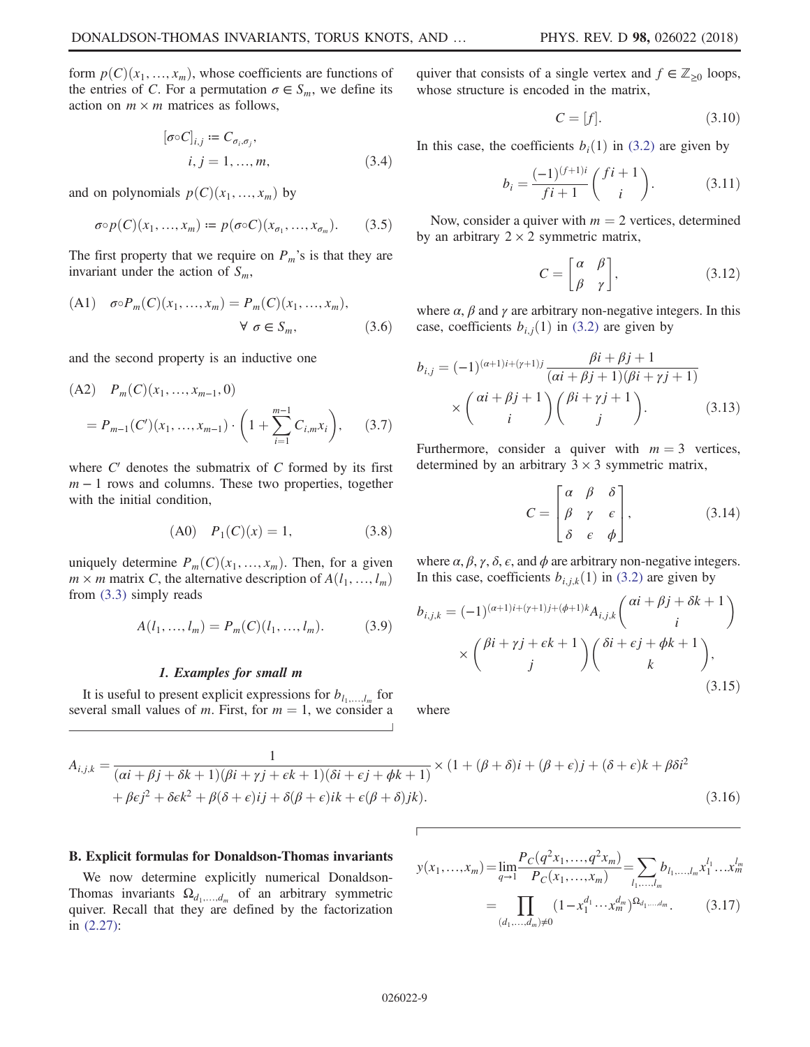form $p(C)(x_1, \ldots, x_m)$, whose coefficients are functions of the entries of $C$. For a permutation $\sigma \in S_m$, we define its action on $m \times m$ matrices as follows,

$$[\sigma \circ C]_{i,j} := C_{\sigma_i, \sigma_j}, \quad i, j = 1, \ldots, m, \tag{3.4}$$

and on polynomials $p(C)(x_1, \ldots, x_m)$ by

$$\sigma \circ p(C)(x_1, \ldots, x_m) := p(\sigma \circ C)(x_{\sigma_1}, \ldots, x_{\sigma_m}). \tag{3.5}$$

The first property that we require on $P_m$'s is that they are invariant under the action of $S_m$,

$$\text{(A1)} \quad \sigma \circ P_m(C)(x_1, \ldots, x_m) = P_m(C)(x_1, \ldots, x_m), \quad \forall\, \sigma \in S_m, \tag{3.6}$$

and the second property is an inductive one

$$\text{(A2)} \quad P_m(C)(x_1, \ldots, x_{m-1}, 0) = P_{m-1}(C')(x_1, \ldots, x_{m-1}) \cdot \left(1 + \sum_{i=1}^{m-1} C_{i,m} x_i\right), \tag{3.7}$$

where $C'$ denotes the submatrix of $C$ formed by its first $m-1$ rows and columns. These two properties, together with the initial condition,

$$\text{(A0)} \quad P_1(C)(x) = 1, \tag{3.8}$$

uniquely determine $P_m(C)(x_1, \ldots, x_m)$. Then, for a given $m \times m$ matrix $C$, the alternative description of $A(l_1, \ldots, l_m)$ from (3.3) simply reads

$$A(l_1, \ldots, l_m) = P_m(C)(l_1, \ldots, l_m). \tag{3.9}$$

#### 1. Examples for small m

It is useful to present explicit expressions for $b_{l_1,\ldots,l_m}$ for several small values of $m$. First, for $m = 1$, we consider a quiver that consists of a single vertex and $f \in \mathbb{Z}_{\geq 0}$ loops, whose structure is encoded in the matrix,

$$C = [f]. \tag{3.10}$$

In this case, the coefficients $b_i(1)$ in (3.2) are given by

$$b_i = \frac{(-1)^{(f+1)i}}{fi+1} \binom{fi+1}{i}. \tag{3.11}$$

Now, consider a quiver with $m = 2$ vertices, determined by an arbitrary $2 \times 2$ symmetric matrix,

$$C = \begin{bmatrix} \alpha & \beta \\ \beta & \gamma \end{bmatrix}, \tag{3.12}$$

where $\alpha$, $\beta$ and $\gamma$ are arbitrary non-negative integers. In this case, coefficients $b_{i,j}(1)$ in (3.2) are given by

$$b_{i,j} = (-1)^{(\alpha+1)i + (\gamma+1)j} \frac{\beta i + \beta j + 1}{(\alpha i + \beta j + 1)(\beta i + \gamma j + 1)} \times \binom{\alpha i + \beta j + 1}{i} \binom{\beta i + \gamma j + 1}{j}. \tag{3.13}$$

Furthermore, consider a quiver with $m = 3$ vertices, determined by an arbitrary $3 \times 3$ symmetric matrix,

$$C = \begin{bmatrix} \alpha & \beta & \delta \\ \beta & \gamma & \epsilon \\ \delta & \epsilon & \phi \end{bmatrix}, \tag{3.14}$$

where $\alpha, \beta, \gamma, \delta, \epsilon$, and $\phi$ are arbitrary non-negative integers. In this case, coefficients $b_{i,j,k}(1)$ in (3.2) are given by

$$b_{i,j,k} = (-1)^{(\alpha+1)i + (\gamma+1)j + (\phi+1)k} A_{i,j,k} \binom{\alpha i + \beta j + \delta k + 1}{i} \times \binom{\beta i + \gamma j + \epsilon k + 1}{j} \binom{\delta i + \epsilon j + \phi k + 1}{k}, \tag{3.15}$$

where

$$A_{i,j,k} = \frac{1}{(\alpha i + \beta j + \delta k + 1)(\beta i + \gamma j + \epsilon k + 1)(\delta i + \epsilon j + \phi k + 1)} \times (1 + (\beta + \delta)i + (\beta + \epsilon)j + (\delta + \epsilon)k + \beta\delta i^2 + \beta\epsilon j^2 + \delta\epsilon k^2 + \beta(\delta + \epsilon)ij + \delta(\beta + \epsilon)ik + \epsilon(\beta + \delta)jk). \tag{3.16}$$

### B. Explicit formulas for Donaldson-Thomas invariants

We now determine explicitly numerical Donaldson-Thomas invariants $\Omega_{d_1,\ldots,d_m}$ of an arbitrary symmetric quiver. Recall that they are defined by the factorization in (2.27):

$$y(x_1, \ldots, x_m) = \lim_{q \to 1} \frac{P_C(q^2 x_1, \ldots, q^2 x_m)}{P_C(x_1, \ldots, x_m)} = \sum_{l_1,\ldots,l_m} b_{l_1,\ldots,l_m} x_1^{l_1} \ldots x_m^{l_m} = \prod_{(d_1,\ldots,d_m) \neq 0} (1 - x_1^{d_1} \cdots x_m^{d_m})^{\Omega_{d_1,\ldots,d_m}}. \tag{3.17}$$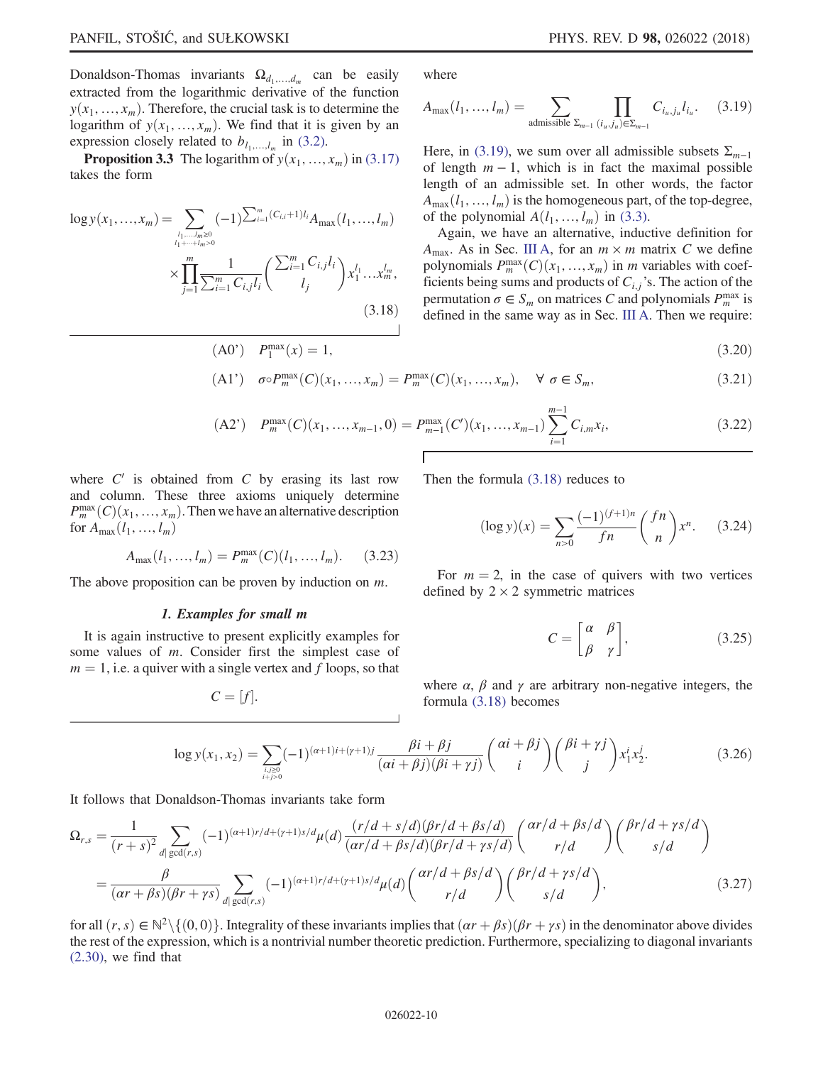Donaldson-Thomas invariants $\Omega_{d_1,\ldots,d_m}$ can be easily extracted from the logarithmic derivative of the function $y(x_1,\ldots,x_m)$. Therefore, the crucial task is to determine the logarithm of $y(x_1,\ldots,x_m)$. We find that it is given by an expression closely related to $b_{l_1,\ldots,l_m}$ in (3.2).

**Proposition 3.3** The logarithm of $y(x_1,\ldots,x_m)$ in (3.17) takes the form

$$\log y(x_1,\ldots,x_m) = \sum_{\substack{l_1,\ldots,l_m\geq 0\\ l_1+\cdots+l_m>0}} (-1)^{\sum_{i=1}^m (C_{i,i}+1)l_i} A_{\max}(l_1,\ldots,l_m) \times \prod_{j=1}^m \frac{1}{\sum_{i=1}^m C_{i,j}l_i}\binom{\sum_{i=1}^m C_{i,j}l_i}{l_j} x_1^{l_1}\ldots x_m^{l_m}, \tag{3.18}$$

where

$$A_{\max}(l_1,\ldots,l_m) = \sum_{\text{admissible }\Sigma_{m-1}} \prod_{(i_u,j_u)\in\Sigma_{m-1}} C_{i_u,j_u} l_{i_u}. \tag{3.19}$$

Here, in (3.19), we sum over all admissible subsets $\Sigma_{m-1}$ of length $m-1$, which is in fact the maximal possible length of an admissible set. In other words, the factor $A_{\max}(l_1,\ldots,l_m)$ is the homogeneous part, of the top-degree, of the polynomial $A(l_1,\ldots,l_m)$ in (3.3).

Again, we have an alternative, inductive definition for $A_{\max}$. As in Sec. III A, for an $m\times m$ matrix $C$ we define polynomials $P_m^{\max}(C)(x_1,\ldots,x_m)$ in $m$ variables with coefficients being sums and products of $C_{i,j}$'s. The action of the permutation $\sigma\in S_m$ on matrices $C$ and polynomials $P_m^{\max}$ is defined in the same way as in Sec. III A. Then we require:

$$\text{(A0')}\quad P_1^{\max}(x) = 1, \tag{3.20}$$

$$\text{(A1')}\quad \sigma\circ P_m^{\max}(C)(x_1,\ldots,x_m) = P_m^{\max}(C)(x_1,\ldots,x_m),\quad \forall\ \sigma\in S_m, \tag{3.21}$$

$$\text{(A2')}\quad P_m^{\max}(C)(x_1,\ldots,x_{m-1},0) = P_{m-1}^{\max}(C')(x_1,\ldots,x_{m-1})\sum_{i=1}^{m-1} C_{i,m}x_i, \tag{3.22}$$

where $C'$ is obtained from $C$ by erasing its last row and column. These three axioms uniquely determine $P_m^{\max}(C)(x_1,\ldots,x_m)$. Then we have an alternative description for $A_{\max}(l_1,\ldots,l_m)$

$$A_{\max}(l_1,\ldots,l_m) = P_m^{\max}(C)(l_1,\ldots,l_m). \tag{3.23}$$

The above proposition can be proven by induction on $m$.

#### 1. Examples for small m

It is again instructive to present explicitly examples for some values of $m$. Consider first the simplest case of $m=1$, i.e. a quiver with a single vertex and $f$ loops, so that

$$C = [f].$$

Then the formula (3.18) reduces to

$$(\log y)(x) = \sum_{n>0} \frac{(-1)^{(f+1)n}}{fn}\binom{fn}{n}x^n. \tag{3.24}$$

For $m=2$, in the case of quivers with two vertices defined by $2\times 2$ symmetric matrices

$$C = \begin{bmatrix}\alpha & \beta\\ \beta & \gamma\end{bmatrix}, \tag{3.25}$$

where $\alpha$, $\beta$ and $\gamma$ are arbitrary non-negative integers, the formula (3.18) becomes

$$\log y(x_1,x_2) = \sum_{\substack{i,j\geq 0\\ i+j>0}} (-1)^{(\alpha+1)i+(\gamma+1)j}\frac{\beta i+\beta j}{(\alpha i+\beta j)(\beta i+\gamma j)}\binom{\alpha i+\beta j}{i}\binom{\beta i+\gamma j}{j}x_1^i x_2^j. \tag{3.26}$$

It follows that Donaldson-Thomas invariants take form

$$\begin{aligned}
\Omega_{r,s} &= \frac{1}{(r+s)^2}\sum_{d|\gcd(r,s)} (-1)^{(\alpha+1)r/d+(\gamma+1)s/d}\mu(d)\frac{(r/d+s/d)(\beta r/d+\beta s/d)}{(\alpha r/d+\beta s/d)(\beta r/d+\gamma s/d)}\binom{\alpha r/d+\beta s/d}{r/d}\binom{\beta r/d+\gamma s/d}{s/d}\\
&= \frac{\beta}{(\alpha r+\beta s)(\beta r+\gamma s)}\sum_{d|\gcd(r,s)} (-1)^{(\alpha+1)r/d+(\gamma+1)s/d}\mu(d)\binom{\alpha r/d+\beta s/d}{r/d}\binom{\beta r/d+\gamma s/d}{s/d},
\end{aligned} \tag{3.27}$$

for all $(r,s)\in\mathbb{N}^2\backslash\{(0,0)\}$. Integrality of these invariants implies that $(\alpha r+\beta s)(\beta r+\gamma s)$ in the denominator above divides the rest of the expression, which is a nontrivial number theoretic prediction. Furthermore, specializing to diagonal invariants (2.30), we find that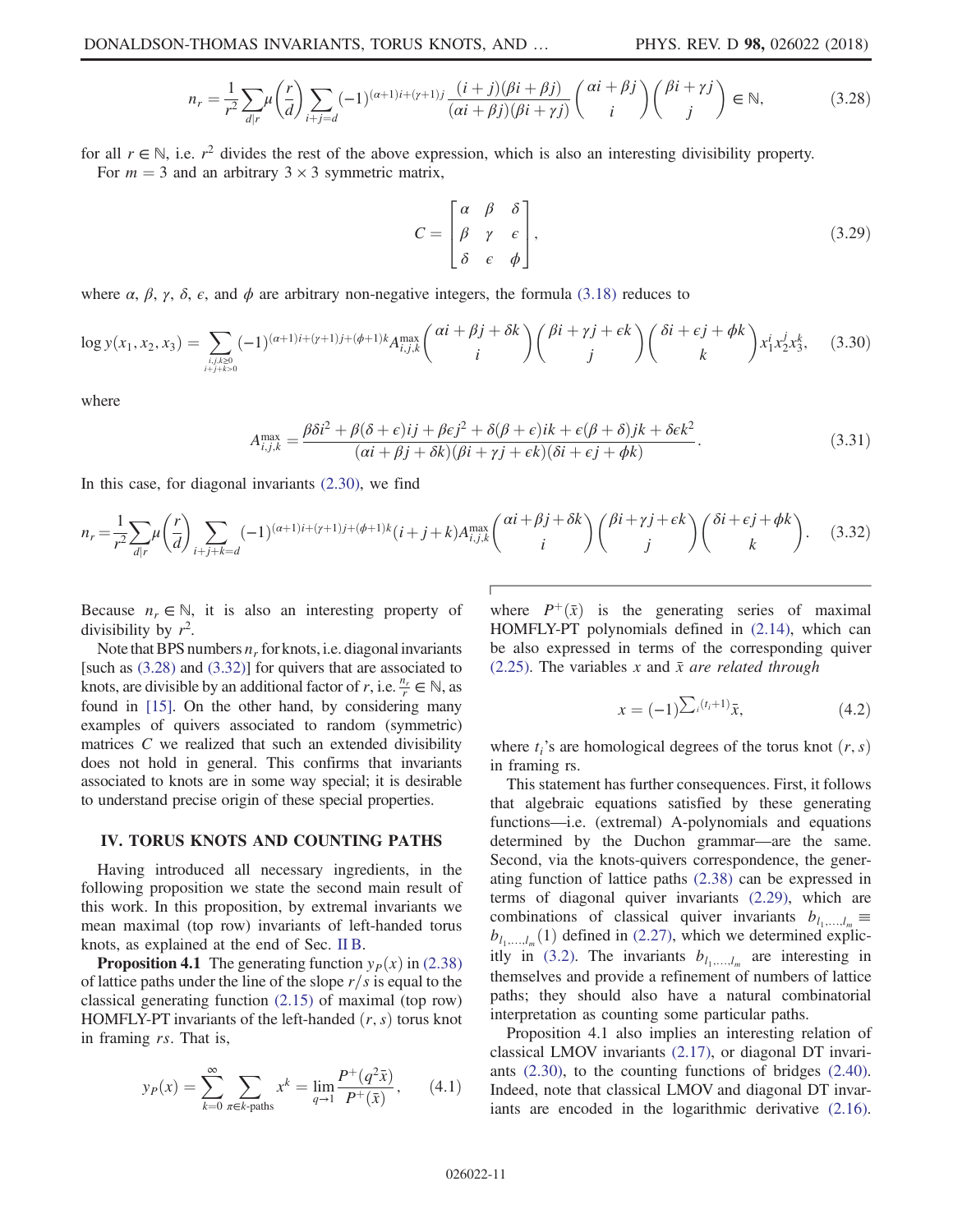$$n_r = \frac{1}{r^2}\sum_{d|r}\mu\left(\frac{r}{d}\right)\sum_{i+j=d}(-1)^{(\alpha+1)i+(\gamma+1)j}\frac{(i+j)(\beta i+\beta j)}{(\alpha i+\beta j)(\beta i+\gamma j)}\binom{\alpha i+\beta j}{i}\binom{\beta i+\gamma j}{j}\in\mathbb{N}, \tag{3.28}$$

for all $r\in\mathbb{N}$, i.e. $r^2$ divides the rest of the above expression, which is also an interesting divisibility property.

For $m=3$ and an arbitrary $3\times 3$ symmetric matrix,

$$C=\begin{bmatrix}\alpha & \beta & \delta\\ \beta & \gamma & \epsilon\\ \delta & \epsilon & \phi\end{bmatrix}, \tag{3.29}$$

where $\alpha$, $\beta$, $\gamma$, $\delta$, $\epsilon$, and $\phi$ are arbitrary non-negative integers, the formula (3.18) reduces to

$$\log y(x_1,x_2,x_3)=\sum_{\substack{i,j,k\geq 0\\ i+j+k>0}}(-1)^{(\alpha+1)i+(\gamma+1)j+(\phi+1)k}A^{\max}_{i,j,k}\binom{\alpha i+\beta j+\delta k}{i}\binom{\beta i+\gamma j+\epsilon k}{j}\binom{\delta i+\epsilon j+\phi k}{k}x_1^i x_2^j x_3^k, \tag{3.30}$$

where

$$A^{\max}_{i,j,k}=\frac{\beta\delta i^2+\beta(\delta+\epsilon)ij+\beta\epsilon j^2+\delta(\beta+\epsilon)ik+\epsilon(\beta+\delta)jk+\delta\epsilon k^2}{(\alpha i+\beta j+\delta k)(\beta i+\gamma j+\epsilon k)(\delta i+\epsilon j+\phi k)}. \tag{3.31}$$

In this case, for diagonal invariants (2.30), we find

$$n_r=\frac{1}{r^2}\sum_{d|r}\mu\left(\frac{r}{d}\right)\sum_{i+j+k=d}(-1)^{(\alpha+1)i+(\gamma+1)j+(\phi+1)k}(i+j+k)A^{\max}_{i,j,k}\binom{\alpha i+\beta j+\delta k}{i}\binom{\beta i+\gamma j+\epsilon k}{j}\binom{\delta i+\epsilon j+\phi k}{k}. \tag{3.32}$$

Because $n_r\in\mathbb{N}$, it is also an interesting property of divisibility by $r^2$.

Note that BPS numbers $n_r$ for knots, i.e. diagonal invariants [such as (3.28) and (3.32)] for quivers that are associated to knots, are divisible by an additional factor of $r$, i.e. $\frac{n_r}{r}\in\mathbb{N}$, as found in [15]. On the other hand, by considering many examples of quivers associated to random (symmetric) matrices $C$ we realized that such an extended divisibility does not hold in general. This confirms that invariants associated to knots are in some way special; it is desirable to understand precise origin of these special properties.

## IV. TORUS KNOTS AND COUNTING PATHS

Having introduced all necessary ingredients, in the following proposition we state the second main result of this work. In this proposition, by extremal invariants we mean maximal (top row) invariants of left-handed torus knots, as explained at the end of Sec. II B.

**Proposition 4.1** The generating function $y_P(x)$ in (2.38) of lattice paths under the line of the slope $r/s$ is equal to the classical generating function (2.15) of maximal (top row) HOMFLY-PT invariants of the left-handed $(r,s)$ torus knot in framing $rs$. That is,

$$y_P(x)=\sum_{k=0}^{\infty}\sum_{\pi\in k\text{-paths}}x^k=\lim_{q\to 1}\frac{P^+(q^2\bar{x})}{P^+(\bar{x})}, \tag{4.1}$$

where $P^+(\bar{x})$ is the generating series of maximal HOMFLY-PT polynomials defined in (2.14), which can be also expressed in terms of the corresponding quiver (2.25). The variables $x$ and $\bar{x}$ *are related through*

$$x=(-1)^{\sum_i(t_i+1)}\bar{x}, \tag{4.2}$$

where $t_i$'s are homological degrees of the torus knot $(r,s)$ in framing $rs$.

This statement has further consequences. First, it follows that algebraic equations satisfied by these generating functions—i.e. (extremal) A-polynomials and equations determined by the Duchon grammar—are the same. Second, via the knots-quivers correspondence, the generating function of lattice paths (2.38) can be expressed in terms of diagonal quiver invariants (2.29), which are combinations of classical quiver invariants $b_{l_1,\ldots,l_m}\equiv b_{l_1,\ldots,l_m}(1)$ defined in (2.27), which we determined explicitly in (3.2). The invariants $b_{l_1,\ldots,l_m}$ are interesting in themselves and provide a refinement of numbers of lattice paths; they should also have a natural combinatorial interpretation as counting some particular paths.

Proposition 4.1 also implies an interesting relation of classical LMOV invariants (2.17), or diagonal DT invariants (2.30), to the counting functions of bridges (2.40). Indeed, note that classical LMOV and diagonal DT invariants are encoded in the logarithmic derivative (2.16).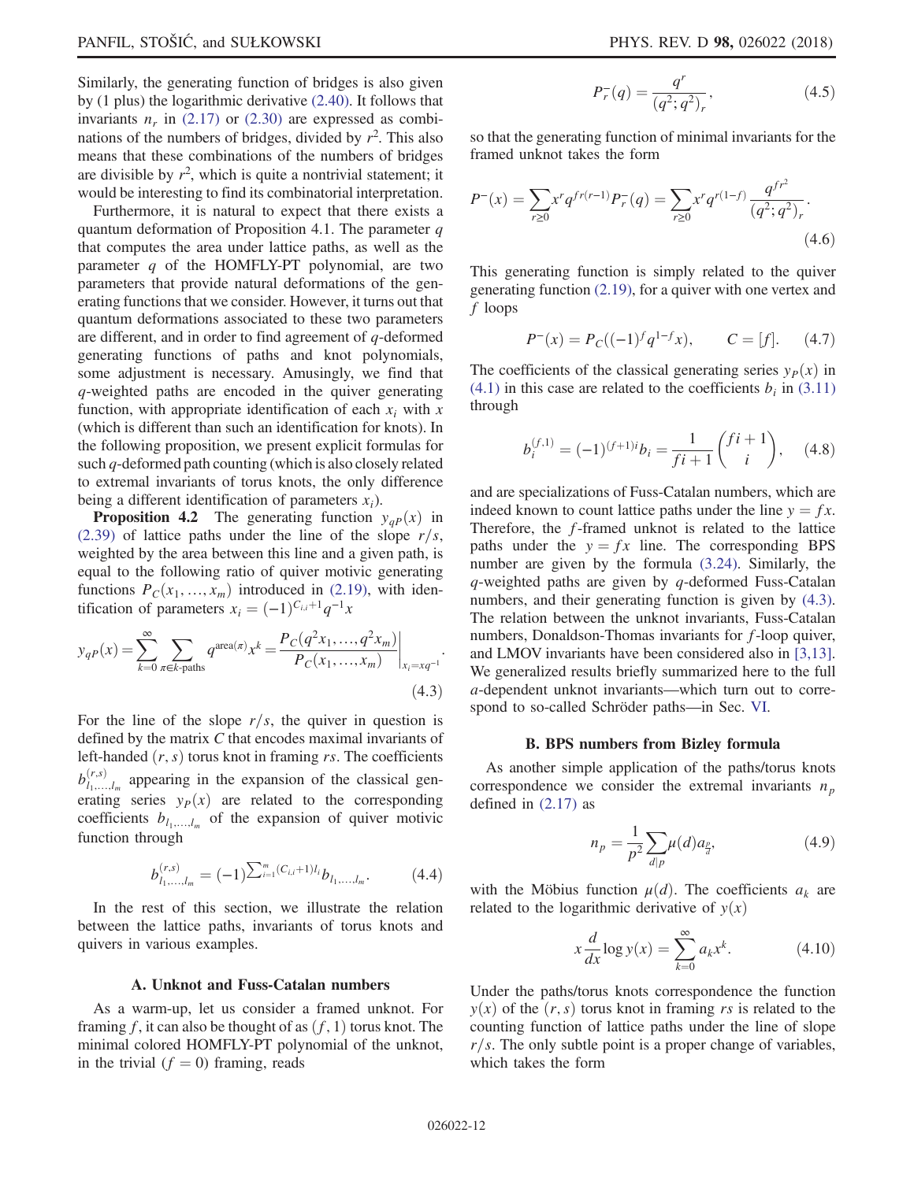Similarly, the generating function of bridges is also given by (1 plus) the logarithmic derivative (2.40). It follows that invariants $n_r$ in (2.17) or (2.30) are expressed as combinations of the numbers of bridges, divided by $r^2$. This also means that these combinations of the numbers of bridges are divisible by $r^2$, which is quite a nontrivial statement; it would be interesting to find its combinatorial interpretation.

Furthermore, it is natural to expect that there exists a quantum deformation of Proposition 4.1. The parameter $q$ that computes the area under lattice paths, as well as the parameter $q$ of the HOMFLY-PT polynomial, are two parameters that provide natural deformations of the generating functions that we consider. However, it turns out that quantum deformations associated to these two parameters are different, and in order to find agreement of $q$-deformed generating functions of paths and knot polynomials, some adjustment is necessary. Amusingly, we find that $q$-weighted paths are encoded in the quiver generating function, with appropriate identification of each $x_i$ with $x$ (which is different than such an identification for knots). In the following proposition, we present explicit formulas for such $q$-deformed path counting (which is also closely related to extremal invariants of torus knots, the only difference being a different identification of parameters $x_i$).

**Proposition 4.2** The generating function $y_{qP}(x)$ in (2.39) of lattice paths under the line of the slope $r/s$, weighted by the area between this line and a given path, is equal to the following ratio of quiver motivic generating functions $P_C(x_1,\ldots,x_m)$ introduced in (2.19), with identification of parameters $x_i = (-1)^{C_{i,i}+1}q^{-1}x$

$$y_{qP}(x) = \sum_{k=0}^{\infty}\sum_{\pi\in k\text{-paths}} q^{\mathrm{area}(\pi)}x^k = \frac{P_C(q^2x_1,\ldots,q^2x_m)}{P_C(x_1,\ldots,x_m)}\bigg|_{x_i=xq^{-1}}. \tag{4.3}$$

For the line of the slope $r/s$, the quiver in question is defined by the matrix $C$ that encodes maximal invariants of left-handed $(r,s)$ torus knot in framing $rs$. The coefficients $b^{(r,s)}_{l_1,\ldots,l_m}$ appearing in the expansion of the classical generating series $y_P(x)$ are related to the corresponding coefficients $b_{l_1,\ldots,l_m}$ of the expansion of quiver motivic function through

$$b^{(r,s)}_{l_1,\ldots,l_m} = (-1)^{\sum_{i=1}^{m}(C_{i,i}+1)l_i}b_{l_1,\ldots,l_m}. \tag{4.4}$$

In the rest of this section, we illustrate the relation between the lattice paths, invariants of torus knots and quivers in various examples.

### A. Unknot and Fuss-Catalan numbers

As a warm-up, let us consider a framed unknot. For framing $f$, it can also be thought of as $(f,1)$ torus knot. The minimal colored HOMFLY-PT polynomial of the unknot, in the trivial ($f=0$) framing, reads

$$P^-_r(q) = \frac{q^r}{(q^2;q^2)_r}, \tag{4.5}$$

so that the generating function of minimal invariants for the framed unknot takes the form

$$P^-(x) = \sum_{r\geq 0}x^r q^{fr(r-1)}P^-_r(q) = \sum_{r\geq 0}x^r q^{r(1-f)}\frac{q^{fr^2}}{(q^2;q^2)_r}. \tag{4.6}$$

This generating function is simply related to the quiver generating function (2.19), for a quiver with one vertex and $f$ loops

$$P^-(x) = P_C((-1)^f q^{1-f}x), \qquad C=[f]. \tag{4.7}$$

The coefficients of the classical generating series $y_P(x)$ in (4.1) in this case are related to the coefficients $b_i$ in (3.11) through

$$b^{(f,1)}_i = (-1)^{(f+1)i}b_i = \frac{1}{fi+1}\binom{fi+1}{i}, \tag{4.8}$$

and are specializations of Fuss-Catalan numbers, which are indeed known to count lattice paths under the line $y=fx$. Therefore, the $f$-framed unknot is related to the lattice paths under the $y=fx$ line. The corresponding BPS number are given by the formula (3.24). Similarly, the $q$-weighted paths are given by $q$-deformed Fuss-Catalan numbers, and their generating function is given by (4.3). The relation between the unknot invariants, Fuss-Catalan numbers, Donaldson-Thomas invariants for $f$-loop quiver, and LMOV invariants have been considered also in [3,13]. We generalized results briefly summarized here to the full $a$-dependent unknot invariants—which turn out to correspond to so-called Schröder paths—in Sec. VI.

### B. BPS numbers from Bizley formula

As another simple application of the paths/torus knots correspondence we consider the extremal invariants $n_p$ defined in (2.17) as

$$n_p = \frac{1}{p^2}\sum_{d|p}\mu(d)a_{\frac{p}{d}}, \tag{4.9}$$

with the Möbius function $\mu(d)$. The coefficients $a_k$ are related to the logarithmic derivative of $y(x)$

$$x\frac{d}{dx}\log y(x) = \sum_{k=0}^{\infty}a_k x^k. \tag{4.10}$$

Under the paths/torus knots correspondence the function $y(x)$ of the $(r,s)$ torus knot in framing $rs$ is related to the counting function of lattice paths under the line of slope $r/s$. The only subtle point is a proper change of variables, which takes the form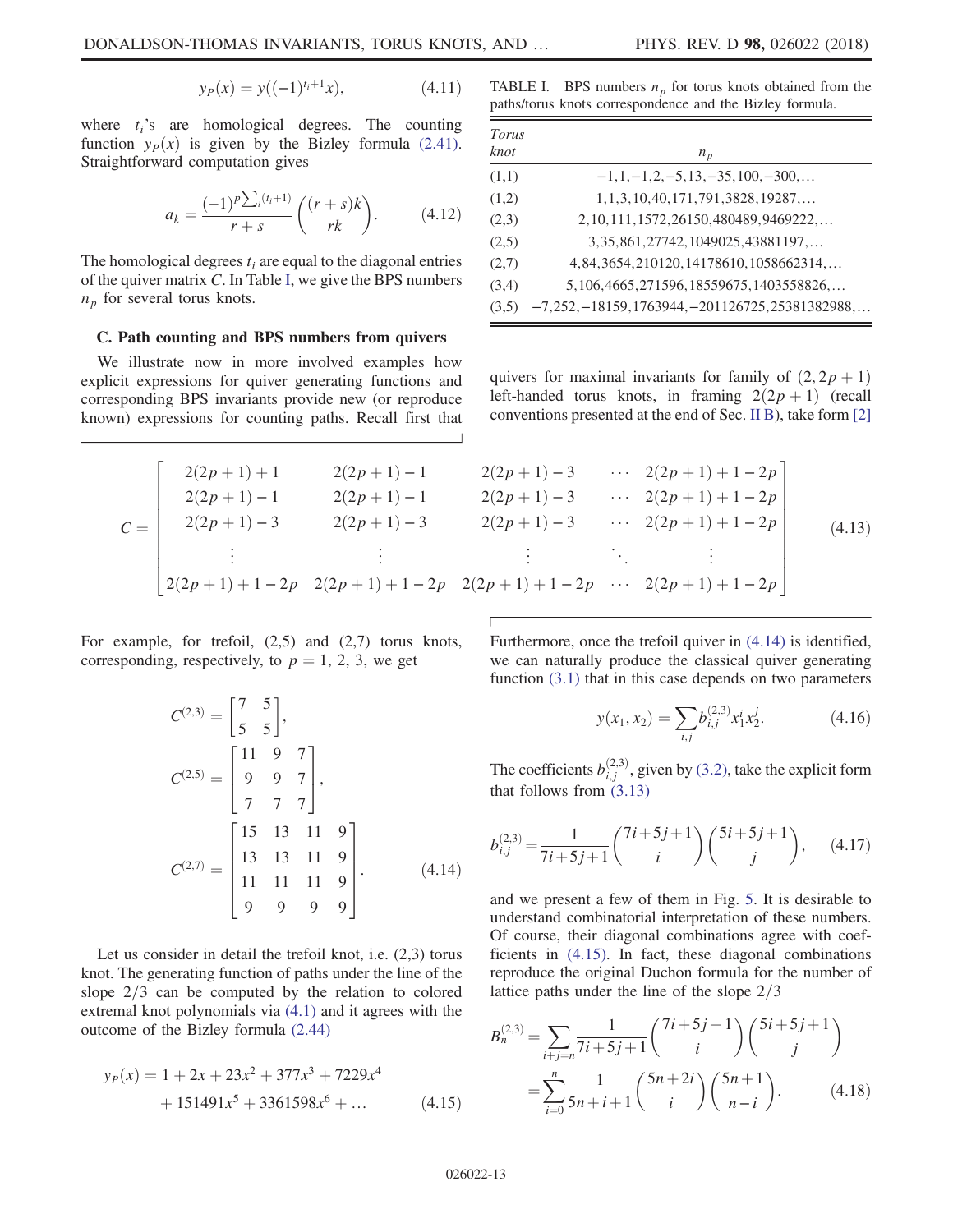$$y_P(x) = y((-1)^{t_i+1}x), \tag{4.11}$$

where $t_i$'s are homological degrees. The counting function $y_P(x)$ is given by the Bizley formula (2.41). Straightforward computation gives

$$a_k = \frac{(-1)^{p\sum_i(t_i+1)}}{r+s}\binom{(r+s)k}{rk}. \tag{4.12}$$

The homological degrees $t_i$ are equal to the diagonal entries of the quiver matrix $C$. In Table I, we give the BPS numbers $n_p$ for several torus knots.

TABLE I. BPS numbers $n_p$ for torus knots obtained from the paths/torus knots correspondence and the Bizley formula.

| *Torus knot* | $n_p$ |
|---|---|
| (1,1) | $-1,1,-1,2,-5,13,-35,100,-300,\ldots$ |
| (1,2) | $1,1,3,10,40,171,791,3828,19287,\ldots$ |
| (2,3) | $2,10,111,1572,26150,480489,9469222,\ldots$ |
| (2,5) | $3,35,861,27742,1049025,43881197,\ldots$ |
| (2,7) | $4,84,3654,210120,14178610,1058662314,\ldots$ |
| (3,4) | $5,106,4665,271596,18559675,1403558826,\ldots$ |
| (3,5) | $-7,252,-18159,1763944,-201126725,25381382988,\ldots$ |

### C. Path counting and BPS numbers from quivers

We illustrate now in more involved examples how explicit expressions for quiver generating functions and corresponding BPS invariants provide new (or reproduce known) expressions for counting paths. Recall first that quivers for maximal invariants for family of $(2,2p+1)$ left-handed torus knots, in framing $2(2p+1)$ (recall conventions presented at the end of Sec. II B), take form [2]

$$C = \begin{bmatrix} 2(2p+1)+1 & 2(2p+1)-1 & 2(2p+1)-3 & \cdots & 2(2p+1)+1-2p \\ 2(2p+1)-1 & 2(2p+1)-1 & 2(2p+1)-3 & \cdots & 2(2p+1)+1-2p \\ 2(2p+1)-3 & 2(2p+1)-3 & 2(2p+1)-3 & \cdots & 2(2p+1)+1-2p \\ \vdots & \vdots & \vdots & \ddots & \vdots \\ 2(2p+1)+1-2p & 2(2p+1)+1-2p & 2(2p+1)+1-2p & \cdots & 2(2p+1)+1-2p \end{bmatrix} \tag{4.13}$$

For example, for trefoil, (2,5) and (2,7) torus knots, corresponding, respectively, to $p=1, 2, 3$, we get

$$C^{(2,3)} = \begin{bmatrix} 7 & 5 \\ 5 & 5 \end{bmatrix},$$

$$C^{(2,5)} = \begin{bmatrix} 11 & 9 & 7 \\ 9 & 9 & 7 \\ 7 & 7 & 7 \end{bmatrix},$$

$$C^{(2,7)} = \begin{bmatrix} 15 & 13 & 11 & 9 \\ 13 & 13 & 11 & 9 \\ 11 & 11 & 11 & 9 \\ 9 & 9 & 9 & 9 \end{bmatrix}. \tag{4.14}$$

Let us consider in detail the trefoil knot, i.e. (2,3) torus knot. The generating function of paths under the line of the slope $2/3$ can be computed by the relation to colored extremal knot polynomials via (4.1) and it agrees with the outcome of the Bizley formula (2.44)

$$y_P(x) = 1 + 2x + 23x^2 + 377x^3 + 7229x^4 + 151491x^5 + 3361598x^6 + \ldots \tag{4.15}$$

Furthermore, once the trefoil quiver in (4.14) is identified, we can naturally produce the classical quiver generating function (3.1) that in this case depends on two parameters

$$y(x_1,x_2) = \sum_{i,j} b^{(2,3)}_{i,j} x_1^i x_2^j. \tag{4.16}$$

The coefficients $b^{(2,3)}_{i,j}$, given by (3.2), take the explicit form that follows from (3.13)

$$b^{(2,3)}_{i,j} = \frac{1}{7i+5j+1}\binom{7i+5j+1}{i}\binom{5i+5j+1}{j}, \tag{4.17}$$

and we present a few of them in Fig. 5. It is desirable to understand combinatorial interpretation of these numbers. Of course, their diagonal combinations agree with coefficients in (4.15). In fact, these diagonal combinations reproduce the original Duchon formula for the number of lattice paths under the line of the slope $2/3$

$$\begin{aligned} B^{(2,3)}_n &= \sum_{i+j=n} \frac{1}{7i+5j+1}\binom{7i+5j+1}{i}\binom{5i+5j+1}{j} \\ &= \sum_{i=0}^{n} \frac{1}{5n+i+1}\binom{5n+2i}{i}\binom{5n+1}{n-i}. \end{aligned} \tag{4.18}$$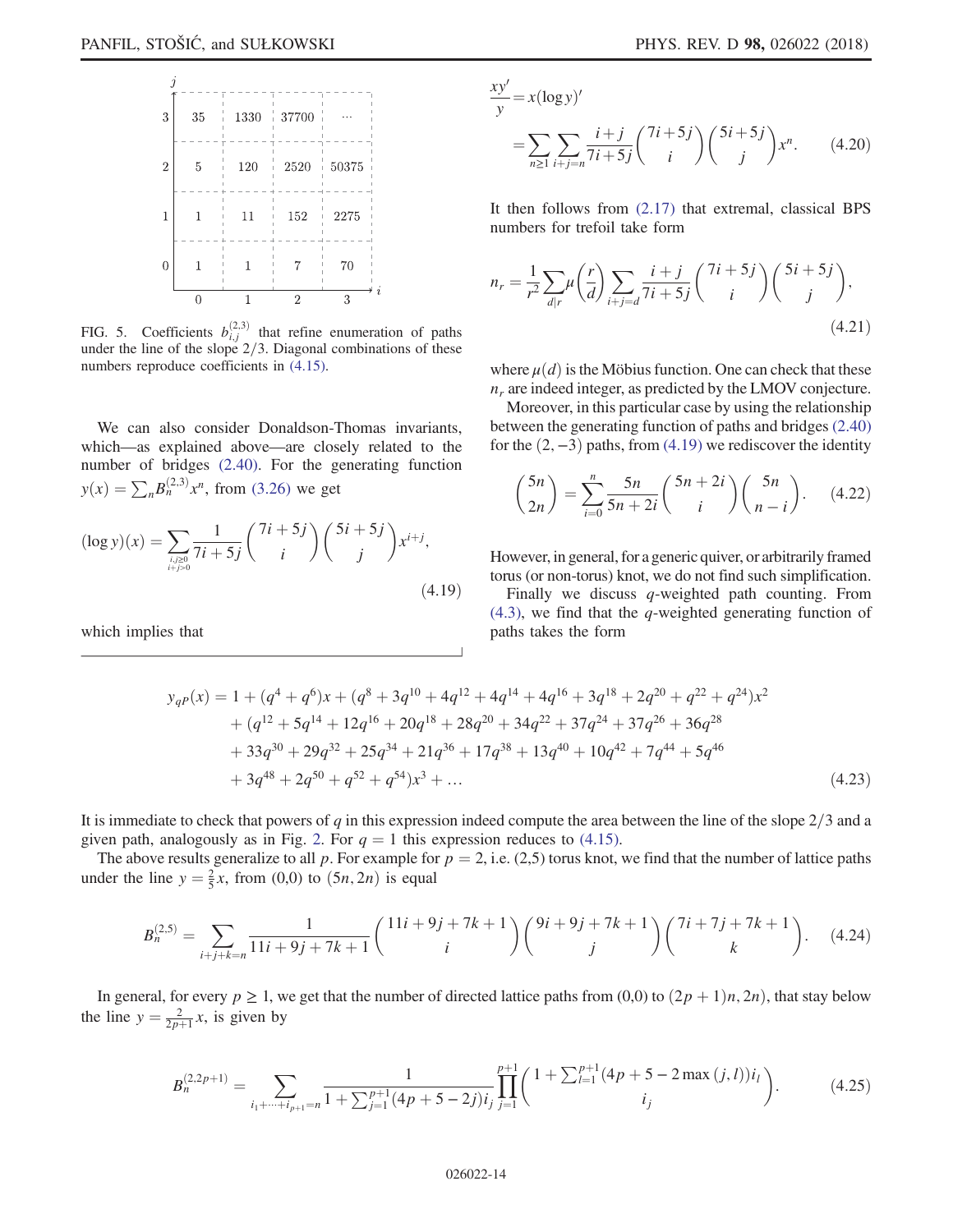| $j$ \ $i$ | 0 | 1 | 2 | 3 |
|---|---|---|---|---|
| 3 | 35 | 1330 | 37700 | ... |
| 2 | 5 | 120 | 2520 | 50375 |
| 1 | 1 | 11 | 152 | 2275 |
| 0 | 1 | 1 | 7 | 70 |

FIG. 5. Coefficients $b^{(2,3)}_{i,j}$ that refine enumeration of paths under the line of the slope $2/3$. Diagonal combinations of these numbers reproduce coefficients in (4.15).

We can also consider Donaldson-Thomas invariants, which—as explained above—are closely related to the number of bridges (2.40). For the generating function $y(x) = \sum_n B^{(2,3)}_n x^n$, from (3.26) we get

$$
(\log y)(x) = \sum_{\substack{i,j\geq 0 \\ i+j>0}} \frac{1}{7i+5j} \binom{7i+5j}{i} \binom{5i+5j}{j} x^{i+j}, \tag{4.19}
$$

which implies that

$$
\begin{aligned}
\frac{xy'}{y} &= x(\log y)' \\
&= \sum_{n\geq 1} \sum_{i+j=n} \frac{i+j}{7i+5j} \binom{7i+5j}{i} \binom{5i+5j}{j} x^n.
\end{aligned} \tag{4.20}
$$

It then follows from (2.17) that extremal, classical BPS numbers for trefoil take form

$$
n_r = \frac{1}{r^2} \sum_{d|r} \mu\left(\frac{r}{d}\right) \sum_{i+j=d} \frac{i+j}{7i+5j} \binom{7i+5j}{i} \binom{5i+5j}{j}, \tag{4.21}
$$

where $\mu(d)$ is the Möbius function. One can check that these $n_r$ are indeed integer, as predicted by the LMOV conjecture.

Moreover, in this particular case by using the relationship between the generating function of paths and bridges (2.40) for the $(2,-3)$ paths, from (4.19) we rediscover the identity

$$
\binom{5n}{2n} = \sum_{i=0}^{n} \frac{5n}{5n+2i} \binom{5n+2i}{i} \binom{5n}{n-i}. \tag{4.22}
$$

However, in general, for a generic quiver, or arbitrarily framed torus (or non-torus) knot, we do not find such simplification.

Finally we discuss $q$-weighted path counting. From (4.3), we find that the $q$-weighted generating function of paths takes the form

$$
\begin{aligned}
y_{qP}(x) = {} & 1 + (q^4 + q^6)x + (q^8 + 3q^{10} + 4q^{12} + 4q^{14} + 4q^{16} + 3q^{18} + 2q^{20} + q^{22} + q^{24})x^2 \\
& + (q^{12} + 5q^{14} + 12q^{16} + 20q^{18} + 28q^{20} + 34q^{22} + 37q^{24} + 37q^{26} + 36q^{28} \\
& + 33q^{30} + 29q^{32} + 25q^{34} + 21q^{36} + 17q^{38} + 13q^{40} + 10q^{42} + 7q^{44} + 5q^{46} \\
& + 3q^{48} + 2q^{50} + q^{52} + q^{54})x^3 + \ldots
\end{aligned} \tag{4.23}
$$

It is immediate to check that powers of $q$ in this expression indeed compute the area between the line of the slope $2/3$ and a given path, analogously as in Fig. 2. For $q = 1$ this expression reduces to (4.15).

The above results generalize to all $p$. For example for $p = 2$, i.e. (2,5) torus knot, we find that the number of lattice paths under the line $y = \frac{2}{5}x$, from (0,0) to $(5n, 2n)$ is equal

$$
B^{(2,5)}_n = \sum_{i+j+k=n} \frac{1}{11i+9j+7k+1} \binom{11i+9j+7k+1}{i} \binom{9i+9j+7k+1}{j} \binom{7i+7j+7k+1}{k}. \tag{4.24}
$$

In general, for every $p \geq 1$, we get that the number of directed lattice paths from (0,0) to $(2p+1)n, 2n)$, that stay below the line $y = \frac{2}{2p+1}x$, is given by

$$
B^{(2,2p+1)}_n = \sum_{i_1+\cdots+i_{p+1}=n} \frac{1}{1+\sum_{j=1}^{p+1}(4p+5-2j)i_j} \prod_{j=1}^{p+1} \binom{1+\sum_{l=1}^{p+1}(4p+5-2\max(j,l))i_l}{i_j}. \tag{4.25}
$$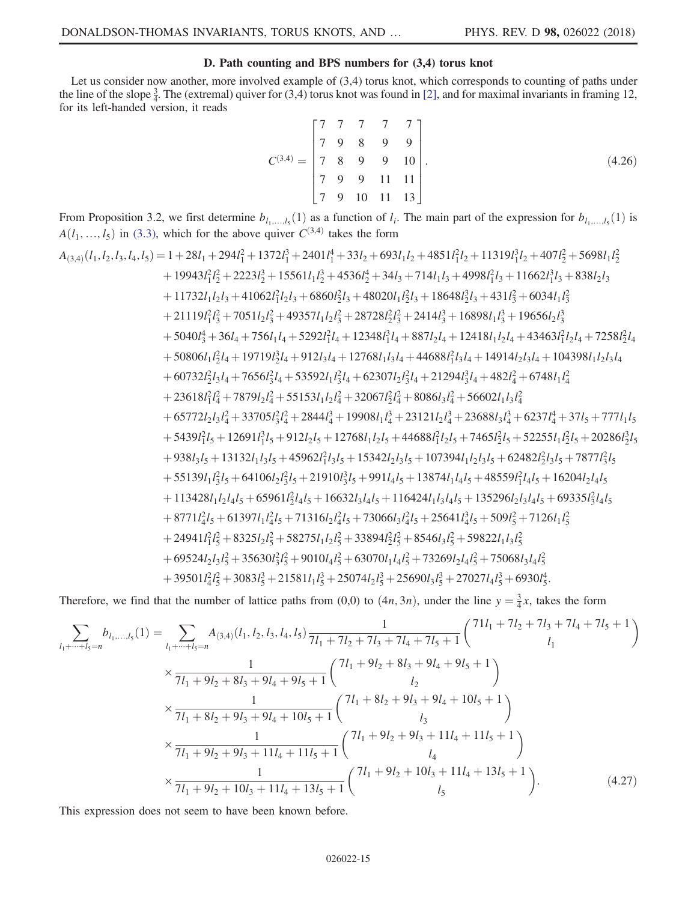### D. Path counting and BPS numbers for (3,4) torus knot

Let us consider now another, more involved example of (3,4) torus knot, which corresponds to counting of paths under the line of the slope $\frac{3}{4}$. The (extremal) quiver for (3,4) torus knot was found in [2], and for maximal invariants in framing 12, for its left-handed version, it reads

$$C^{(3,4)} = \begin{bmatrix} 7 & 7 & 7 & 7 & 7 \\ 7 & 9 & 8 & 9 & 9 \\ 7 & 8 & 9 & 9 & 10 \\ 7 & 9 & 9 & 11 & 11 \\ 7 & 9 & 10 & 11 & 13 \end{bmatrix}. \tag{4.26}$$

From Proposition 3.2, we first determine $b_{l_1,\ldots,l_5}(1)$ as a function of $l_i$. The main part of the expression for $b_{l_1,\ldots,l_5}(1)$ is $A(l_1,\ldots,l_5)$ in (3.3), which for the above quiver $C^{(3,4)}$ takes the form

$$\begin{aligned}
A_{(3,4)}(l_1,l_2,l_3,l_4,l_5) &= 1+28l_1+294l_1^2+1372l_1^3+2401l_1^4+33l_2+693l_1l_2+4851l_1^2l_2+11319l_1^3l_2+407l_2^2+5698l_1l_2^2 \\
&+19943l_1^2l_2^2+2223l_2^3+15561l_1l_2^3+4536l_2^4+34l_3+714l_1l_3+4998l_1^2l_3+11662l_1^3l_3+838l_2l_3 \\
&+11732l_1l_2l_3+41062l_1^2l_2l_3+6860l_2^2l_3+48020l_1l_2^2l_3+18648l_2^3l_3+431l_3^2+6034l_1l_3^2 \\
&+21119l_1^2l_3^2+7051l_2l_3^2+49357l_1l_2l_3^2+28728l_2^2l_3^2+2414l_3^3+16898l_1l_3^3+19656l_2l_3^3 \\
&+5040l_3^4+36l_4+756l_1l_4+5292l_1^2l_4+12348l_1^3l_4+887l_2l_4+12418l_1l_2l_4+43463l_1^2l_2l_4+7258l_2^2l_4 \\
&+50806l_1l_2^2l_4+19719l_2^3l_4+912l_3l_4+12768l_1l_3l_4+44688l_1^2l_3l_4+14914l_2l_3l_4+104398l_1l_2l_3l_4 \\
&+60732l_2^2l_3l_4+7656l_3^2l_4+53592l_1l_3^2l_4+62307l_2l_3^2l_4+21294l_3^3l_4+482l_4^2+6748l_1l_4^2 \\
&+23618l_1^2l_4^2+7879l_2l_4^2+55153l_1l_2l_4^2+32067l_2^2l_4^2+8086l_3l_4^2+56602l_1l_3l_4^2 \\
&+65772l_2l_3l_4^2+33705l_3^2l_4^2+2844l_4^3+19908l_1l_4^3+23121l_2l_4^3+23688l_3l_4^3+6237l_4^4+37l_5+777l_1l_5 \\
&+5439l_1^2l_5+12691l_1^3l_5+912l_2l_5+12768l_1l_2l_5+44688l_1^2l_2l_5+7465l_2^2l_5+52255l_1l_2^2l_5+20286l_2^3l_5 \\
&+938l_3l_5+13132l_1l_3l_5+45962l_1^2l_3l_5+15342l_2l_3l_5+107394l_1l_2l_3l_5+62482l_2^2l_3l_5+7877l_3^2l_5 \\
&+55139l_1l_3^2l_5+64106l_2l_3^2l_5+21910l_3^3l_5+991l_4l_5+13874l_1l_4l_5+48559l_1^2l_4l_5+16204l_2l_4l_5 \\
&+113428l_1l_2l_4l_5+65961l_2^2l_4l_5+16632l_3l_4l_5+116424l_1l_3l_4l_5+135296l_2l_3l_4l_5+69335l_3^2l_4l_5 \\
&+8771l_4^2l_5+61397l_1l_4^2l_5+71316l_2l_4^2l_5+73066l_3l_4^2l_5+25641l_4^3l_5+509l_5^2+7126l_1l_5^2 \\
&+24941l_1^2l_5^2+8325l_2l_5^2+58275l_1l_2l_5^2+33894l_2^2l_5^2+8546l_3l_5^2+59822l_1l_3l_5^2 \\
&+69524l_2l_3l_5^2+35630l_3^2l_5^2+9010l_4l_5^2+63070l_1l_4l_5^2+73269l_2l_4l_5^2+75068l_3l_4l_5^2 \\
&+39501l_4^2l_5^2+3083l_5^3+21581l_1l_5^3+25074l_2l_5^3+25690l_3l_5^3+27027l_4l_5^3+6930l_5^4.
\end{aligned}$$

Therefore, we find that the number of lattice paths from (0,0) to $(4n,3n)$, under the line $y=\frac{3}{4}x$, takes the form

$$\begin{aligned}
\sum_{l_1+\cdots+l_5=n} b_{l_1,\ldots,l_5}(1) = \sum_{l_1+\cdots+l_5=n} & A_{(3,4)}(l_1,l_2,l_3,l_4,l_5)\frac{1}{7l_1+7l_2+7l_3+7l_4+7l_5+1}\binom{71l_1+7l_2+7l_3+7l_4+7l_5+1}{l_1} \\
&\times \frac{1}{7l_1+9l_2+8l_3+9l_4+9l_5+1}\binom{7l_1+9l_2+8l_3+9l_4+9l_5+1}{l_2} \\
&\times \frac{1}{7l_1+8l_2+9l_3+9l_4+10l_5+1}\binom{7l_1+8l_2+9l_3+9l_4+10l_5+1}{l_3} \\
&\times \frac{1}{7l_1+9l_2+9l_3+11l_4+11l_5+1}\binom{7l_1+9l_2+9l_3+11l_4+11l_5+1}{l_4} \\
&\times \frac{1}{7l_1+9l_2+10l_3+11l_4+13l_5+1}\binom{7l_1+9l_2+10l_3+11l_4+13l_5+1}{l_5}.
\end{aligned} \tag{4.27}$$

This expression does not seem to have been known before.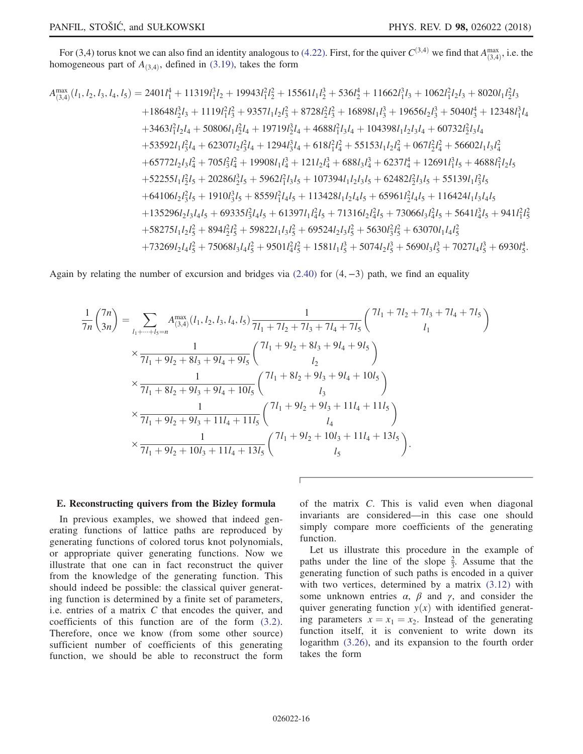For (3,4) torus knot we can also find an identity analogous to (4.22). First, for the quiver $C^{(3,4)}$ we find that $A^{\max}_{(3,4)}$, i.e. the homogeneous part of $A_{(3,4)}$, defined in (3.19), takes the form

$$
\begin{aligned}
A^{\max}_{(3,4)}(l_1,l_2,l_3,l_4,l_5) = {} & 2401l_1^4 + 11319l_1^3l_2 + 19943l_1^2l_2^2 + 15561l_1l_2^3 + 536l_2^4 + 11662l_1^3l_3 + 1062l_1^2l_2l_3 + 8020l_1l_2^2l_3 \\
& + 18648l_2^3l_3 + 1119l_1^2l_3^2 + 9357l_1l_2l_3^2 + 8728l_2^2l_3^2 + 16898l_1l_3^3 + 19656l_2l_3^3 + 5040l_3^4 + 12348l_1^3l_4 \\
& + 3463l_1^2l_2l_4 + 50806l_1l_2^2l_4 + 19719l_2^3l_4 + 4688l_1^2l_3l_4 + 104398l_1l_2l_3l_4 + 60732l_2^2l_3l_4 \\
& + 53592l_1l_3^2l_4 + 62307l_2l_3^2l_4 + 1294l_3^3l_4 + 618l_1^2l_4^2 + 55153l_1l_2l_4^2 + 067l_2^2l_4^2 + 56602l_1l_3l_4^2 \\
& + 65772l_2l_3l_4^2 + 705l_3^2l_4^2 + 19908l_1l_4^3 + 121l_2l_4^3 + 688l_3l_4^3 + 6237l_4^4 + 12691l_1^3l_5 + 4688l_1^2l_2l_5 \\
& + 52255l_1l_2^2l_5 + 20286l_2^3l_5 + 5962l_1^2l_3l_5 + 107394l_1l_2l_3l_5 + 62482l_2^2l_3l_5 + 55139l_1l_3^2l_5 \\
& + 64106l_2l_3^2l_5 + 1910l_3^3l_5 + 8559l_1^2l_4l_5 + 113428l_1l_2l_4l_5 + 65961l_2^2l_4l_5 + 116424l_1l_3l_4l_5 \\
& + 135296l_2l_3l_4l_5 + 69335l_3^2l_4l_5 + 61397l_1l_4^2l_5 + 71316l_2l_4^2l_5 + 73066l_3l_4^2l_5 + 5641l_4^3l_5 + 941l_1^2l_5^2 \\
& + 58275l_1l_2l_5^2 + 894l_2^2l_5^2 + 59822l_1l_3l_5^2 + 69524l_2l_3l_5^2 + 5630l_3^2l_5^2 + 63070l_1l_4l_5^2 \\
& + 73269l_2l_4l_5^2 + 75068l_3l_4l_5^2 + 9501l_4^2l_5^2 + 1581l_1l_5^3 + 5074l_2l_5^3 + 5690l_3l_5^3 + 7027l_4l_5^3 + 6930l_5^4.
\end{aligned}
$$

Again by relating the number of excursion and bridges via (2.40) for $(4,-3)$ path, we find an equality

$$
\begin{aligned}
\frac{1}{7n}\binom{7n}{3n} = {} & \sum_{l_1+\cdots+l_5=n} A^{\max}_{(3,4)}(l_1,l_2,l_3,l_4,l_5)\frac{1}{7l_1+7l_2+7l_3+7l_4+7l_5}\binom{7l_1+7l_2+7l_3+7l_4+7l_5}{l_1} \\
& \times \frac{1}{7l_1+9l_2+8l_3+9l_4+9l_5}\binom{7l_1+9l_2+8l_3+9l_4+9l_5}{l_2} \\
& \times \frac{1}{7l_1+8l_2+9l_3+9l_4+10l_5}\binom{7l_1+8l_2+9l_3+9l_4+10l_5}{l_3} \\
& \times \frac{1}{7l_1+9l_2+9l_3+11l_4+11l_5}\binom{7l_1+9l_2+9l_3+11l_4+11l_5}{l_4} \\
& \times \frac{1}{7l_1+9l_2+10l_3+11l_4+13l_5}\binom{7l_1+9l_2+10l_3+11l_4+13l_5}{l_5}.
\end{aligned}
$$

### E. Reconstructing quivers from the Bizley formula

In previous examples, we showed that indeed generating functions of lattice paths are reproduced by generating functions of colored torus knot polynomials, or appropriate quiver generating functions. Now we illustrate that one can in fact reconstruct the quiver from the knowledge of the generating function. This should indeed be possible: the classical quiver generating function is determined by a finite set of parameters, i.e. entries of a matrix $C$ that encodes the quiver, and coefficients of this function are of the form (3.2). Therefore, once we know (from some other source) sufficient number of coefficients of this generating function, we should be able to reconstruct the form of the matrix $C$. This is valid even when diagonal invariants are considered—in this case one should simply compare more coefficients of the generating function.

Let us illustrate this procedure in the example of paths under the line of the slope $\frac{2}{3}$. Assume that the generating function of such paths is encoded in a quiver with two vertices, determined by a matrix (3.12) with some unknown entries $\alpha$, $\beta$ and $\gamma$, and consider the quiver generating function $y(x)$ with identified generating parameters $x = x_1 = x_2$. Instead of the generating function itself, it is convenient to write down its logarithm (3.26), and its expansion to the fourth order takes the form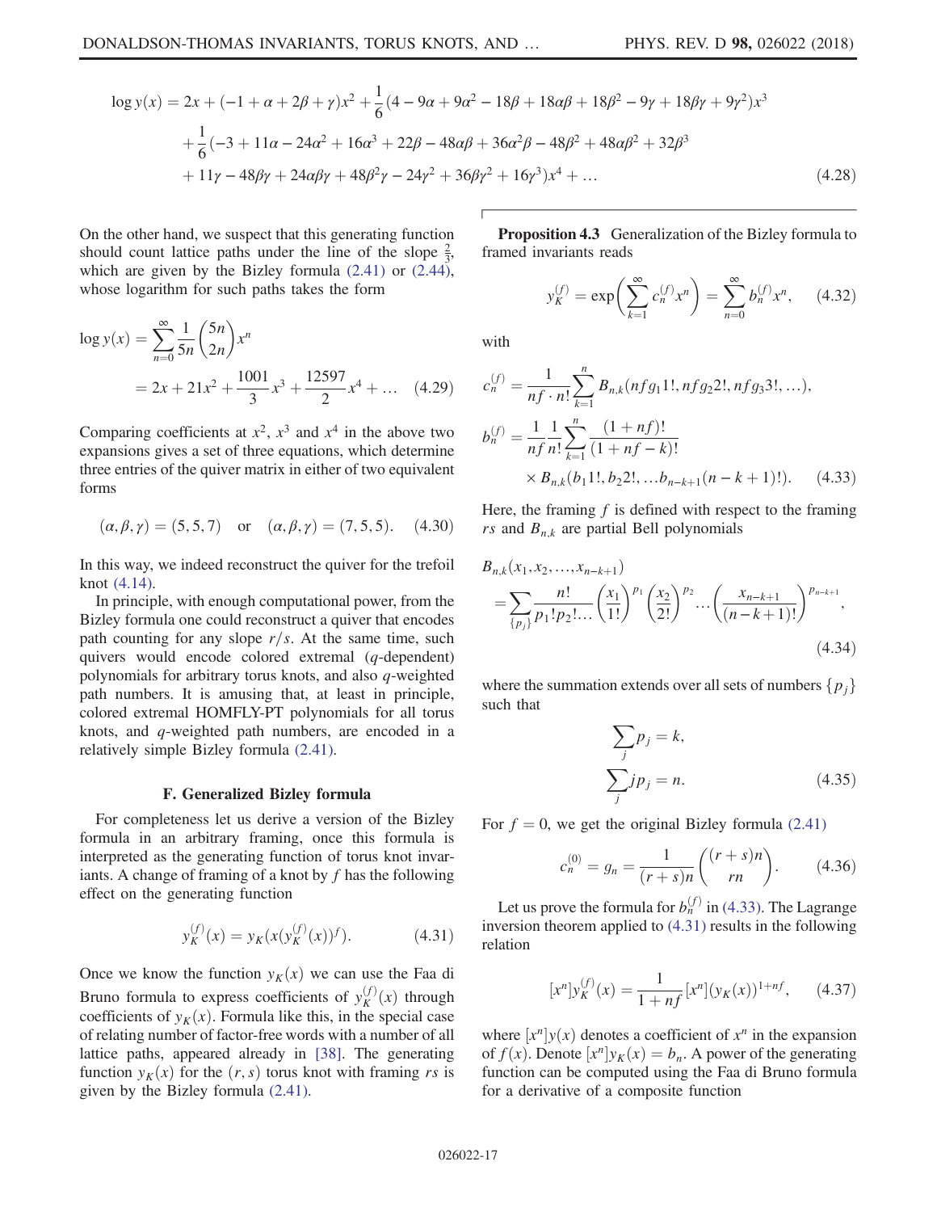$$
\begin{aligned}
\log y(x) = {} & 2x + (-1+\alpha+2\beta+\gamma)x^2 + \frac{1}{6}(4 - 9\alpha + 9\alpha^2 - 18\beta + 18\alpha\beta + 18\beta^2 - 9\gamma + 18\beta\gamma + 9\gamma^2)x^3 \\
& + \frac{1}{6}(-3 + 11\alpha - 24\alpha^2 + 16\alpha^3 + 22\beta - 48\alpha\beta + 36\alpha^2\beta - 48\beta^2 + 48\alpha\beta^2 + 32\beta^3 \\
& + 11\gamma - 48\beta\gamma + 24\alpha\beta\gamma + 48\beta^2\gamma - 24\gamma^2 + 36\beta\gamma^2 + 16\gamma^3)x^4 + \dots
\end{aligned} \tag{4.28}
$$

On the other hand, we suspect that this generating function should count lattice paths under the line of the slope $\frac{2}{3}$, which are given by the Bizley formula (2.41) or (2.44), whose logarithm for such paths takes the form

$$
\begin{aligned}
\log y(x) &= \sum_{n=0}^{\infty} \frac{1}{5n} \binom{5n}{2n} x^n \\
&= 2x + 21x^2 + \frac{1001}{3}x^3 + \frac{12597}{2}x^4 + \dots
\end{aligned} \tag{4.29}
$$

Comparing coefficients at $x^2$, $x^3$ and $x^4$ in the above two expansions gives a set of three equations, which determine three entries of the quiver matrix in either of two equivalent forms

$$
(\alpha, \beta, \gamma) = (5, 5, 7) \quad \text{or} \quad (\alpha, \beta, \gamma) = (7, 5, 5). \tag{4.30}
$$

In this way, we indeed reconstruct the quiver for the trefoil knot (4.14).

In principle, with enough computational power, from the Bizley formula one could reconstruct a quiver that encodes path counting for any slope $r/s$. At the same time, such quivers would encode colored extremal ($q$-dependent) polynomials for arbitrary torus knots, and also $q$-weighted path numbers. It is amusing that, at least in principle, colored extremal HOMFLY-PT polynomials for all torus knots, and $q$-weighted path numbers, are encoded in a relatively simple Bizley formula (2.41).

### F. Generalized Bizley formula

For completeness let us derive a version of the Bizley formula in an arbitrary framing, once this formula is interpreted as the generating function of torus knot invariants. A change of framing of a knot by $f$ has the following effect on the generating function

$$
y_K^{(f)}(x) = y_K(x(y_K^{(f)}(x))^f). \tag{4.31}
$$

Once we know the function $y_K(x)$ we can use the Faa di Bruno formula to express coefficients of $y_K^{(f)}(x)$ through coefficients of $y_K(x)$. Formula like this, in the special case of relating number of factor-free words with a number of all lattice paths, appeared already in [38]. The generating function $y_K(x)$ for the $(r, s)$ torus knot with framing $rs$ is given by the Bizley formula (2.41).

**Proposition 4.3** Generalization of the Bizley formula to framed invariants reads

$$
y_K^{(f)} = \exp\left(\sum_{k=1}^{\infty} c_n^{(f)} x^n\right) = \sum_{n=0}^{\infty} b_n^{(f)} x^n, \tag{4.32}
$$

with

$$
\begin{aligned}
c_n^{(f)} &= \frac{1}{nf \cdot n!} \sum_{k=1}^{n} B_{n,k}(nfg_1 1!, nfg_2 2!, nfg_3 3!, \dots), \\
b_n^{(f)} &= \frac{1}{nf} \frac{1}{n!} \sum_{k=1}^{n} \frac{(1+nf)!}{(1+nf-k)!} \\
&\quad \times B_{n,k}(b_1 1!, b_2 2!, \dots b_{n-k+1}(n-k+1)!).
\end{aligned} \tag{4.33}
$$

Here, the framing $f$ is defined with respect to the framing $rs$ and $B_{n,k}$ are partial Bell polynomials

$$
\begin{aligned}
& B_{n,k}(x_1, x_2, \dots, x_{n-k+1}) \\
& = \sum_{\{p_j\}} \frac{n!}{p_1! p_2! \dots} \left(\frac{x_1}{1!}\right)^{p_1} \left(\frac{x_2}{2!}\right)^{p_2} \dots \left(\frac{x_{n-k+1}}{(n-k+1)!}\right)^{p_{n-k+1}},
\end{aligned} \tag{4.34}
$$

where the summation extends over all sets of numbers $\{p_j\}$ such that

$$
\begin{aligned}
\sum_j p_j &= k, \\
\sum_j j p_j &= n.
\end{aligned} \tag{4.35}
$$

For $f = 0$, we get the original Bizley formula (2.41)

$$
c_n^{(0)} = g_n = \frac{1}{(r+s)n} \binom{(r+s)n}{rn}. \tag{4.36}
$$

Let us prove the formula for $b_n^{(f)}$ in (4.33). The Lagrange inversion theorem applied to (4.31) results in the following relation

$$
[x^n] y_K^{(f)}(x) = \frac{1}{1+nf} [x^n](y_K(x))^{1+nf}, \tag{4.37}
$$

where $[x^n]y(x)$ denotes a coefficient of $x^n$ in the expansion of $f(x)$. Denote $[x^n]y_K(x) = b_n$. A power of the generating function can be computed using the Faa di Bruno formula for a derivative of a composite function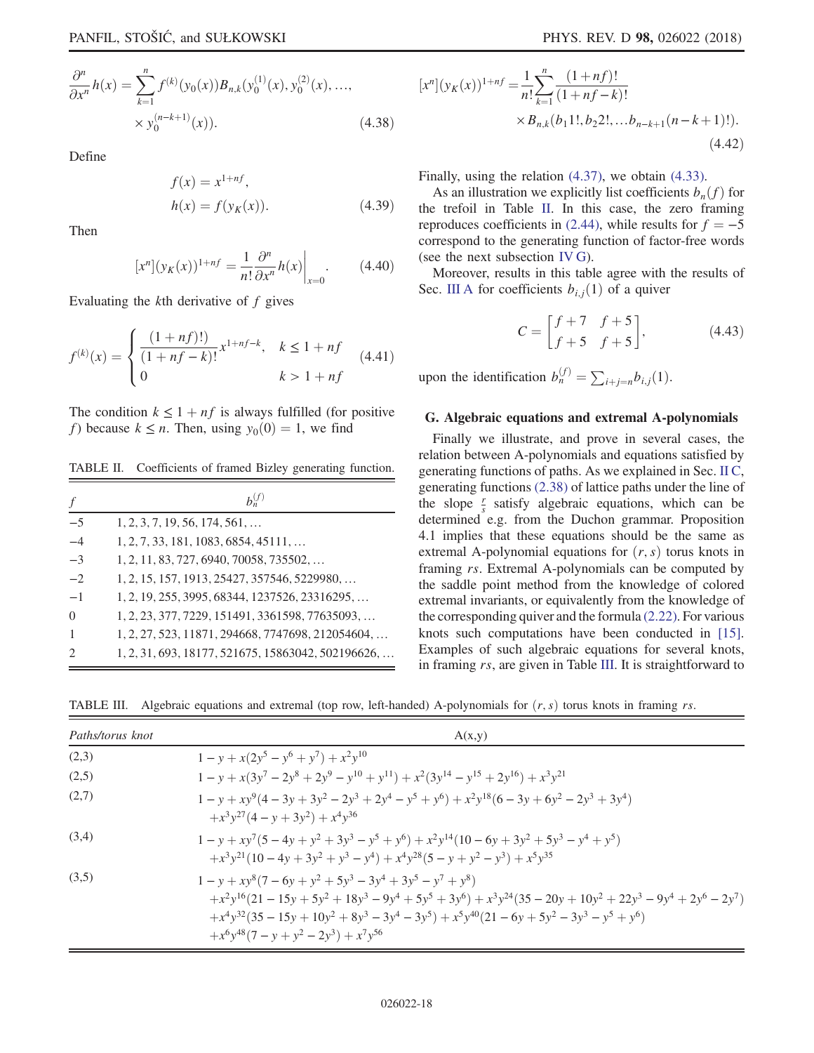$$\frac{\partial^n}{\partial x^n} h(x) = \sum_{k=1}^{n} f^{(k)}(y_0(x)) B_{n,k}(y_0^{(1)}(x), y_0^{(2)}(x), \ldots, \times y_0^{(n-k+1)}(x)). \tag{4.38}$$

Define

$$f(x) = x^{1+nf}, \quad h(x) = f(y_K(x)). \tag{4.39}$$

Then

$$[x^n](y_K(x))^{1+nf} = \frac{1}{n!} \frac{\partial^n}{\partial x^n} h(x) \bigg|_{x=0}. \tag{4.40}$$

Evaluating the $k$th derivative of $f$ gives

$$f^{(k)}(x) = \begin{cases} \dfrac{(1+nf)!)}{(1+nf-k)!} x^{1+nf-k}, & k \leq 1+nf \\ 0 & k > 1+nf \end{cases} \tag{4.41}$$

The condition $k \leq 1+nf$ is always fulfilled (for positive $f$) because $k \leq n$. Then, using $y_0(0) = 1$, we find

$$[x^n](y_K(x))^{1+nf} = \frac{1}{n!} \sum_{k=1}^{n} \frac{(1+nf)!}{(1+nf-k)!} \times B_{n,k}(b_1 1!, b_2 2!, \ldots b_{n-k+1}(n-k+1)!). \tag{4.42}$$

Finally, using the relation (4.37), we obtain (4.33).

As an illustration we explicitly list coefficients $b_n(f)$ for the trefoil in Table II. In this case, the zero framing reproduces coefficients in (2.44), while results for $f = -5$ correspond to the generating function of factor-free words (see the next subsection IV G).

Moreover, results in this table agree with the results of Sec. III A for coefficients $b_{i,j}(1)$ of a quiver

$$C = \begin{bmatrix} f+7 & f+5 \\ f+5 & f+5 \end{bmatrix}, \tag{4.43}$$

upon the identification $b_n^{(f)} = \sum_{i+j=n} b_{i,j}(1)$.

TABLE II. Coefficients of framed Bizley generating function.

| $f$ | $b_n^{(f)}$ |
|---|---|
| $-5$ | $1, 2, 3, 7, 19, 56, 174, 561, \ldots$ |
| $-4$ | $1, 2, 7, 33, 181, 1083, 6854, 45111, \ldots$ |
| $-3$ | $1, 2, 11, 83, 727, 6940, 70058, 735502, \ldots$ |
| $-2$ | $1, 2, 15, 157, 1913, 25427, 357546, 5229980, \ldots$ |
| $-1$ | $1, 2, 19, 255, 3995, 68344, 1237526, 23316295, \ldots$ |
| $0$ | $1, 2, 23, 377, 7229, 151491, 3361598, 77635093, \ldots$ |
| $1$ | $1, 2, 27, 523, 11871, 294668, 7747698, 212054604, \ldots$ |
| $2$ | $1, 2, 31, 693, 18177, 521675, 15863042, 502196626, \ldots$ |

### G. Algebraic equations and extremal A-polynomials

Finally we illustrate, and prove in several cases, the relation between A-polynomials and equations satisfied by generating functions of paths. As we explained in Sec. II C, generating functions (2.38) of lattice paths under the line of the slope $\frac{r}{s}$ satisfy algebraic equations, which can be determined e.g. from the Duchon grammar. Proposition 4.1 implies that these equations should be the same as extremal A-polynomial equations for $(r, s)$ torus knots in framing $rs$. Extremal A-polynomials can be computed by the saddle point method from the knowledge of colored extremal invariants, or equivalently from the knowledge of the corresponding quiver and the formula (2.22). For various knots such computations have been conducted in [15]. Examples of such algebraic equations for several knots, in framing $rs$, are given in Table III. It is straightforward to

TABLE III. Algebraic equations and extremal (top row, left-handed) A-polynomials for $(r, s)$ torus knots in framing $rs$.

| Paths/torus knot | A(x,y) |
|---|---|
| (2,3) | $1 - y + x(2y^5 - y^6 + y^7) + x^2 y^{10}$ |
| (2,5) | $1 - y + x(3y^7 - 2y^8 + 2y^9 - y^{10} + y^{11}) + x^2(3y^{14} - y^{15} + 2y^{16}) + x^3 y^{21}$ |
| (2,7) | $1 - y + xy^9(4 - 3y + 3y^2 - 2y^3 + 2y^4 - y^5 + y^6) + x^2 y^{18}(6 - 3y + 6y^2 - 2y^3 + 3y^4)$ $+ x^3 y^{27}(4 - y + 3y^2) + x^4 y^{36}$ |
| (3,4) | $1 - y + xy^7(5 - 4y + y^2 + 3y^3 - y^5 + y^6) + x^2 y^{14}(10 - 6y + 3y^2 + 5y^3 - y^4 + y^5)$ $+ x^3 y^{21}(10 - 4y + 3y^2 + y^3 - y^4) + x^4 y^{28}(5 - y + y^2 - y^3) + x^5 y^{35}$ |
| (3,5) | $1 - y + xy^8(7 - 6y + y^2 + 5y^3 - 3y^4 + 3y^5 - y^7 + y^8)$ $+ x^2 y^{16}(21 - 15y + 5y^2 + 18y^3 - 9y^4 + 5y^5 + 3y^6) + x^3 y^{24}(35 - 20y + 10y^2 + 22y^3 - 9y^4 + 2y^6 - 2y^7)$ $+ x^4 y^{32}(35 - 15y + 10y^2 + 8y^3 - 3y^4 - 3y^5) + x^5 y^{40}(21 - 6y + 5y^2 - 3y^3 - y^5 + y^6)$ $+ x^6 y^{48}(7 - y + y^2 - 2y^3) + x^7 y^{56}$ |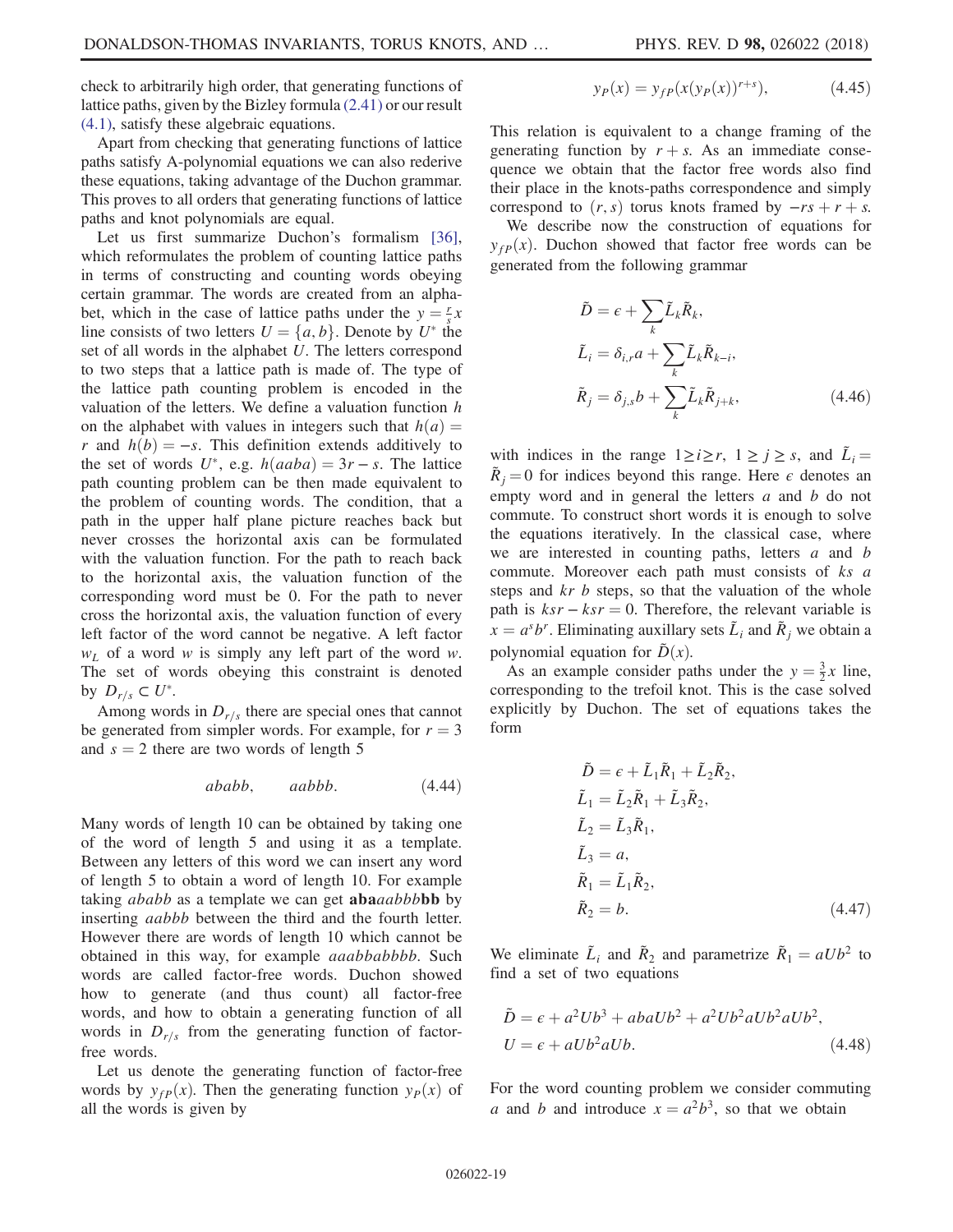check to arbitrarily high order, that generating functions of lattice paths, given by the Bizley formula (2.41) or our result (4.1), satisfy these algebraic equations.

Apart from checking that generating functions of lattice paths satisfy A-polynomial equations we can also rederive these equations, taking advantage of the Duchon grammar. This proves to all orders that generating functions of lattice paths and knot polynomials are equal.

Let us first summarize Duchon's formalism [36], which reformulates the problem of counting lattice paths in terms of constructing and counting words obeying certain grammar. The words are created from an alphabet, which in the case of lattice paths under the $y = \frac{r}{s}x$ line consists of two letters $U = \{a, b\}$. Denote by $U^*$ the set of all words in the alphabet $U$. The letters correspond to two steps that a lattice path is made of. The type of the lattice path counting problem is encoded in the valuation of the letters. We define a valuation function $h$ on the alphabet with values in integers such that $h(a) = r$ and $h(b) = -s$. This definition extends additively to the set of words $U^*$, e.g. $h(aaba) = 3r - s$. The lattice path counting problem can be then made equivalent to the problem of counting words. The condition, that a path in the upper half plane picture reaches back but never crosses the horizontal axis can be formulated with the valuation function. For the path to reach back to the horizontal axis, the valuation function of the corresponding word must be 0. For the path to never cross the horizontal axis, the valuation function of every left factor of the word cannot be negative. A left factor $w_L$ of a word $w$ is simply any left part of the word $w$. The set of words obeying this constraint is denoted by $D_{r/s} \subset U^*$.

Among words in $D_{r/s}$ there are special ones that cannot be generated from simpler words. For example, for $r = 3$ and $s = 2$ there are two words of length 5

$$ababb, \qquad aabbb. \tag{4.44}$$

Many words of length 10 can be obtained by taking one of the word of length 5 and using it as a template. Between any letters of this word we can insert any word of length 5 to obtain a word of length 10. For example taking $ababb$ as a template we can get **aba**$aabbb$**bb** by inserting $aabbb$ between the third and the fourth letter. However there are words of length 10 which cannot be obtained in this way, for example $aaabbabbbb$. Such words are called factor-free words. Duchon showed how to generate (and thus count) all factor-free words, and how to obtain a generating function of all words in $D_{r/s}$ from the generating function of factor-free words.

Let us denote the generating function of factor-free words by $y_{fP}(x)$. Then the generating function $y_P(x)$ of all the words is given by

$$y_P(x) = y_{fP}(x(y_P(x))^{r+s}), \tag{4.45}$$

This relation is equivalent to a change framing of the generating function by $r + s$. As an immediate consequence we obtain that the factor free words also find their place in the knots-paths correspondence and simply correspond to $(r, s)$ torus knots framed by $-rs + r + s$.

We describe now the construction of equations for $y_{fP}(x)$. Duchon showed that factor free words can be generated from the following grammar

$$\begin{aligned}
\tilde{D} &= \epsilon + \sum_k \tilde{L}_k \tilde{R}_k, \\
\tilde{L}_i &= \delta_{i,r} a + \sum_k \tilde{L}_k \tilde{R}_{k-i}, \\
\tilde{R}_j &= \delta_{j,s} b + \sum_k \tilde{L}_k \tilde{R}_{j+k},
\end{aligned} \tag{4.46}$$

with indices in the range $1 \geq i \geq r$, $1 \geq j \geq s$, and $\tilde{L}_i = \tilde{R}_j = 0$ for indices beyond this range. Here $\epsilon$ denotes an empty word and in general the letters $a$ and $b$ do not commute. To construct short words it is enough to solve the equations iteratively. In the classical case, where we are interested in counting paths, letters $a$ and $b$ commute. Moreover each path must consists of $ks$ $a$ steps and $kr$ $b$ steps, so that the valuation of the whole path is $ksr - ksr = 0$. Therefore, the relevant variable is $x = a^s b^r$. Eliminating auxillary sets $\tilde{L}_i$ and $\tilde{R}_j$ we obtain a polynomial equation for $\tilde{D}(x)$.

As an example consider paths under the $y = \frac{3}{2}x$ line, corresponding to the trefoil knot. This is the case solved explicitly by Duchon. The set of equations takes the form

$$\begin{aligned}
\tilde{D} &= \epsilon + \tilde{L}_1 \tilde{R}_1 + \tilde{L}_2 \tilde{R}_2, \\
\tilde{L}_1 &= \tilde{L}_2 \tilde{R}_1 + \tilde{L}_3 \tilde{R}_2, \\
\tilde{L}_2 &= \tilde{L}_3 \tilde{R}_1, \\
\tilde{L}_3 &= a, \\
\tilde{R}_1 &= \tilde{L}_1 \tilde{R}_2, \\
\tilde{R}_2 &= b.
\end{aligned} \tag{4.47}$$

We eliminate $\tilde{L}_i$ and $\tilde{R}_2$ and parametrize $\tilde{R}_1 = aUb^2$ to find a set of two equations

$$\begin{aligned}
\tilde{D} &= \epsilon + a^2 U b^3 + abaUb^2 + a^2 Ub^2 aUb^2 aUb^2, \\
U &= \epsilon + aUb^2 aUb.
\end{aligned} \tag{4.48}$$

For the word counting problem we consider commuting $a$ and $b$ and introduce $x = a^2 b^3$, so that we obtain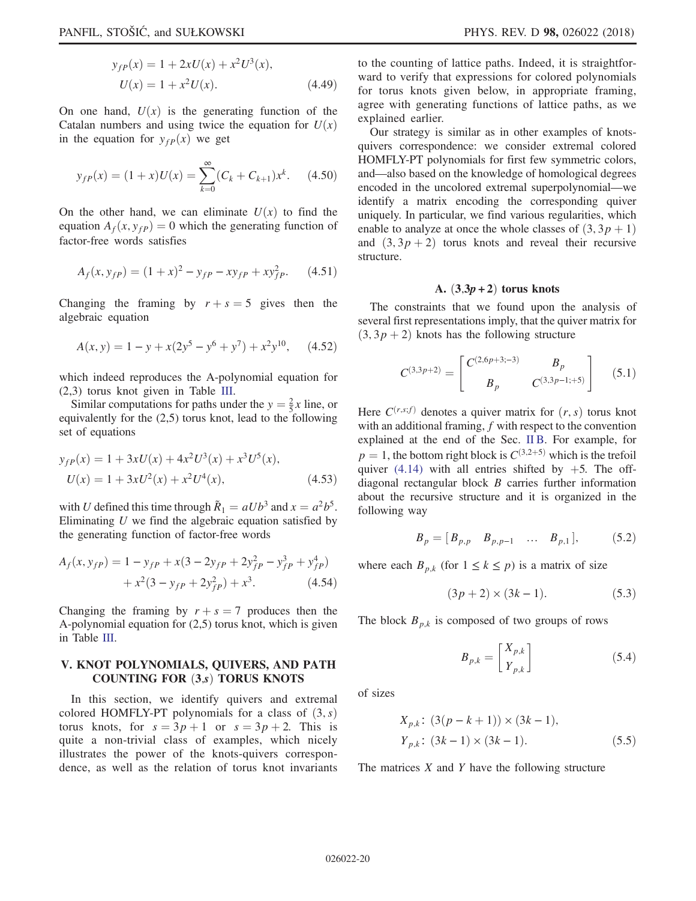$$
\begin{aligned}
y_{fP}(x) &= 1 + 2xU(x) + x^2 U^3(x), \\
U(x) &= 1 + x^2 U(x).
\end{aligned}
\tag{4.49}
$$

On one hand, $U(x)$ is the generating function of the Catalan numbers and using twice the equation for $U(x)$ in the equation for $y_{fP}(x)$ we get

$$
y_{fP}(x) = (1+x)U(x) = \sum_{k=0}^{\infty} (C_k + C_{k+1}) x^k. \tag{4.50}
$$

On the other hand, we can eliminate $U(x)$ to find the equation $A_f(x, y_{fP}) = 0$ which the generating function of factor-free words satisfies

$$
A_f(x, y_{fP}) = (1+x)^2 - y_{fP} - x y_{fP} + x y_{fP}^2. \tag{4.51}
$$

Changing the framing by $r + s = 5$ gives then the algebraic equation

$$
A(x, y) = 1 - y + x(2y^5 - y^6 + y^7) + x^2 y^{10}, \tag{4.52}
$$

which indeed reproduces the A-polynomial equation for (2,3) torus knot given in Table III.

Similar computations for paths under the $y = \frac{2}{5}x$ line, or equivalently for the (2,5) torus knot, lead to the following set of equations

$$
\begin{aligned}
y_{fP}(x) &= 1 + 3xU(x) + 4x^2 U^3(x) + x^3 U^5(x), \\
U(x) &= 1 + 3xU^2(x) + x^2 U^4(x),
\end{aligned}
\tag{4.53}
$$

with $U$ defined this time through $\tilde{R}_1 = aUb^3$ and $x = a^2 b^5$. Eliminating $U$ we find the algebraic equation satisfied by the generating function of factor-free words

$$
\begin{aligned}
A_f(x, y_{fP}) = 1 - y_{fP} &+ x(3 - 2y_{fP} + 2y_{fP}^2 - y_{fP}^3 + y_{fP}^4) \\
&+ x^2(3 - y_{fP} + 2y_{fP}^2) + x^3.
\end{aligned}
\tag{4.54}
$$

Changing the framing by $r + s = 7$ produces then the A-polynomial equation for (2,5) torus knot, which is given in Table III.

## V. KNOT POLYNOMIALS, QUIVERS, AND PATH COUNTING FOR (3,s) TORUS KNOTS

In this section, we identify quivers and extremal colored HOMFLY-PT polynomials for a class of $(3, s)$ torus knots, for $s = 3p + 1$ or $s = 3p + 2$. This is quite a non-trivial class of examples, which nicely illustrates the power of the knots-quivers correspondence, as well as the relation of torus knot invariants to the counting of lattice paths. Indeed, it is straightforward to verify that expressions for colored polynomials for torus knots given below, in appropriate framing, agree with generating functions of lattice paths, as we explained earlier.

Our strategy is similar as in other examples of knots-quivers correspondence: we consider extremal colored HOMFLY-PT polynomials for first few symmetric colors, and—also based on the knowledge of homological degrees encoded in the uncolored extremal superpolynomial—we identify a matrix encoding the corresponding quiver uniquely. In particular, we find various regularities, which enable to analyze at once the whole classes of $(3, 3p+1)$ and $(3, 3p+2)$ torus knots and reveal their recursive structure.

### A. (3,3p+2) torus knots

The constraints that we found upon the analysis of several first representations imply, that the quiver matrix for $(3, 3p+2)$ knots has the following structure

$$
C^{(3,3p+2)} = \begin{bmatrix} C^{(2,6p+3;-3)} & B_p \\ B_p & C^{(3,3p-1;+5)} \end{bmatrix} \tag{5.1}
$$

Here $C^{(r,s;f)}$ denotes a quiver matrix for $(r, s)$ torus knot with an additional framing, $f$ with respect to the convention explained at the end of the Sec. II B. For example, for $p = 1$, the bottom right block is $C^{(3,2+5)}$ which is the trefoil quiver (4.14) with all entries shifted by $+5$. The off-diagonal rectangular block $B$ carries further information about the recursive structure and it is organized in the following way

$$
B_p = [\, B_{p,p} \quad B_{p,p-1} \quad \ldots \quad B_{p,1} \,], \tag{5.2}
$$

where each $B_{p,k}$ (for $1 \leq k \leq p$) is a matrix of size

$$
(3p+2) \times (3k-1). \tag{5.3}
$$

The block $B_{p,k}$ is composed of two groups of rows

$$
B_{p,k} = \begin{bmatrix} X_{p,k} \\ Y_{p,k} \end{bmatrix} \tag{5.4}
$$

of sizes

$$
\begin{aligned}
X_{p,k}&:\ (3(p-k+1)) \times (3k-1), \\
Y_{p,k}&:\ (3k-1) \times (3k-1).
\end{aligned}
\tag{5.5}
$$

The matrices $X$ and $Y$ have the following structure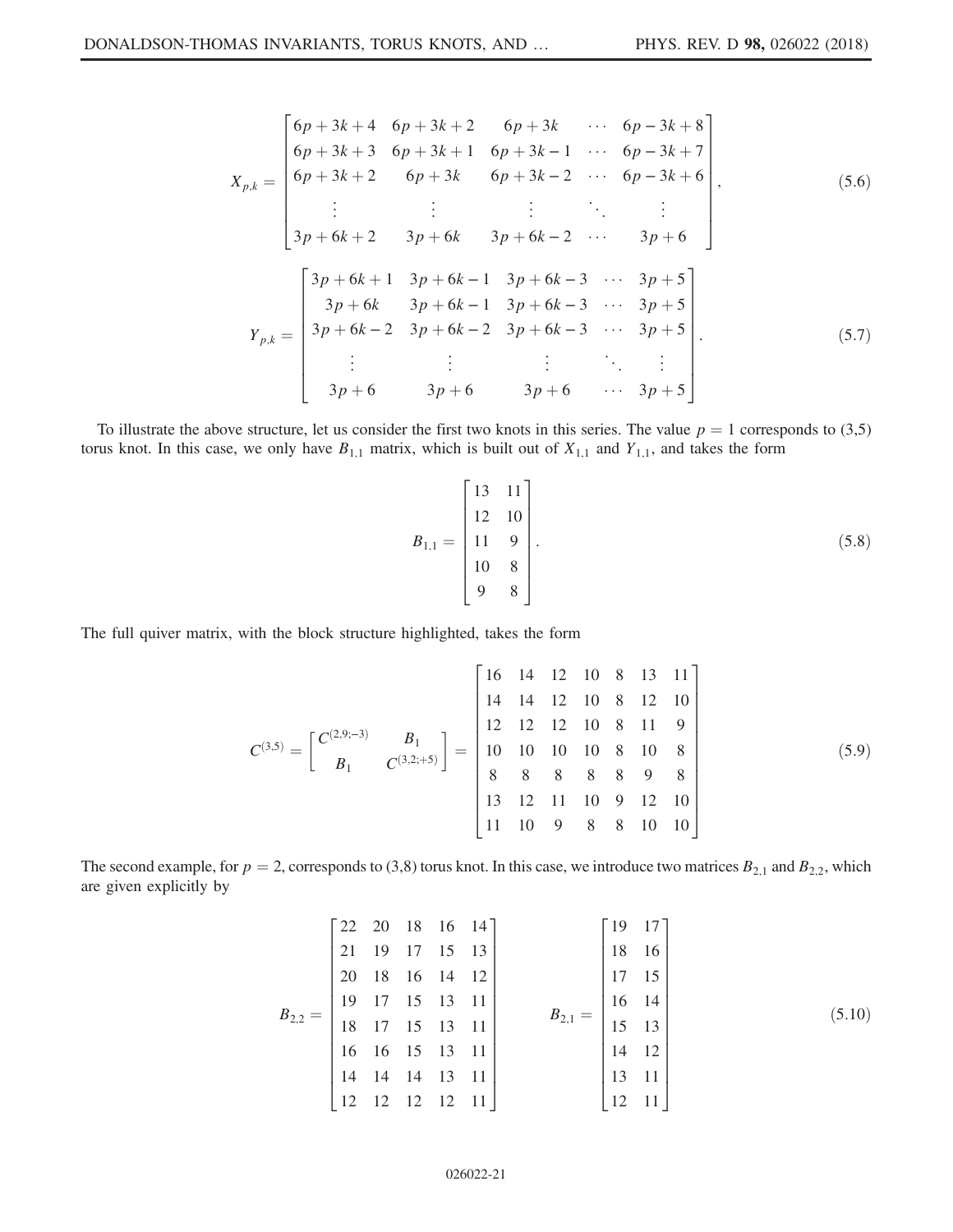$$X_{p,k} = \begin{bmatrix} 6p+3k+4 & 6p+3k+2 & 6p+3k & \cdots & 6p-3k+8 \\ 6p+3k+3 & 6p+3k+1 & 6p+3k-1 & \cdots & 6p-3k+7 \\ 6p+3k+2 & 6p+3k & 6p+3k-2 & \cdots & 6p-3k+6 \\ \vdots & \vdots & \vdots & \ddots & \vdots \\ 3p+6k+2 & 3p+6k & 3p+6k-2 & \cdots & 3p+6 \end{bmatrix}, \tag{5.6}$$

$$Y_{p,k} = \begin{bmatrix} 3p+6k+1 & 3p+6k-1 & 3p+6k-3 & \cdots & 3p+5 \\ 3p+6k & 3p+6k-1 & 3p+6k-3 & \cdots & 3p+5 \\ 3p+6k-2 & 3p+6k-2 & 3p+6k-3 & \cdots & 3p+5 \\ \vdots & \vdots & \vdots & \ddots & \vdots \\ 3p+6 & 3p+6 & 3p+6 & \cdots & 3p+5 \end{bmatrix}. \tag{5.7}$$

To illustrate the above structure, let us consider the first two knots in this series. The value $p = 1$ corresponds to (3,5) torus knot. In this case, we only have $B_{1,1}$ matrix, which is built out of $X_{1,1}$ and $Y_{1,1}$, and takes the form

$$B_{1,1} = \begin{bmatrix} 13 & 11 \\ 12 & 10 \\ 11 & 9 \\ 10 & 8 \\ 9 & 8 \end{bmatrix}. \tag{5.8}$$

The full quiver matrix, with the block structure highlighted, takes the form

$$C^{(3,5)} = \begin{bmatrix} C^{(2,9;-3)} & B_1 \\ B_1 & C^{(3,2;+5)} \end{bmatrix} = \begin{bmatrix} 16 & 14 & 12 & 10 & 8 & 13 & 11 \\ 14 & 14 & 12 & 10 & 8 & 12 & 10 \\ 12 & 12 & 12 & 10 & 8 & 11 & 9 \\ 10 & 10 & 10 & 10 & 8 & 10 & 8 \\ 8 & 8 & 8 & 8 & 8 & 9 & 8 \\ 13 & 12 & 11 & 10 & 9 & 12 & 10 \\ 11 & 10 & 9 & 8 & 8 & 10 & 10 \end{bmatrix} \tag{5.9}$$

The second example, for $p = 2$, corresponds to (3,8) torus knot. In this case, we introduce two matrices $B_{2,1}$ and $B_{2,2}$, which are given explicitly by

$$B_{2,2} = \begin{bmatrix} 22 & 20 & 18 & 16 & 14 \\ 21 & 19 & 17 & 15 & 13 \\ 20 & 18 & 16 & 14 & 12 \\ 19 & 17 & 15 & 13 & 11 \\ 18 & 17 & 15 & 13 & 11 \\ 16 & 16 & 15 & 13 & 11 \\ 14 & 14 & 14 & 13 & 11 \\ 12 & 12 & 12 & 12 & 11 \end{bmatrix} \qquad B_{2,1} = \begin{bmatrix} 19 & 17 \\ 18 & 16 \\ 17 & 15 \\ 16 & 14 \\ 15 & 13 \\ 14 & 12 \\ 13 & 11 \\ 12 & 11 \end{bmatrix} \tag{5.10}$$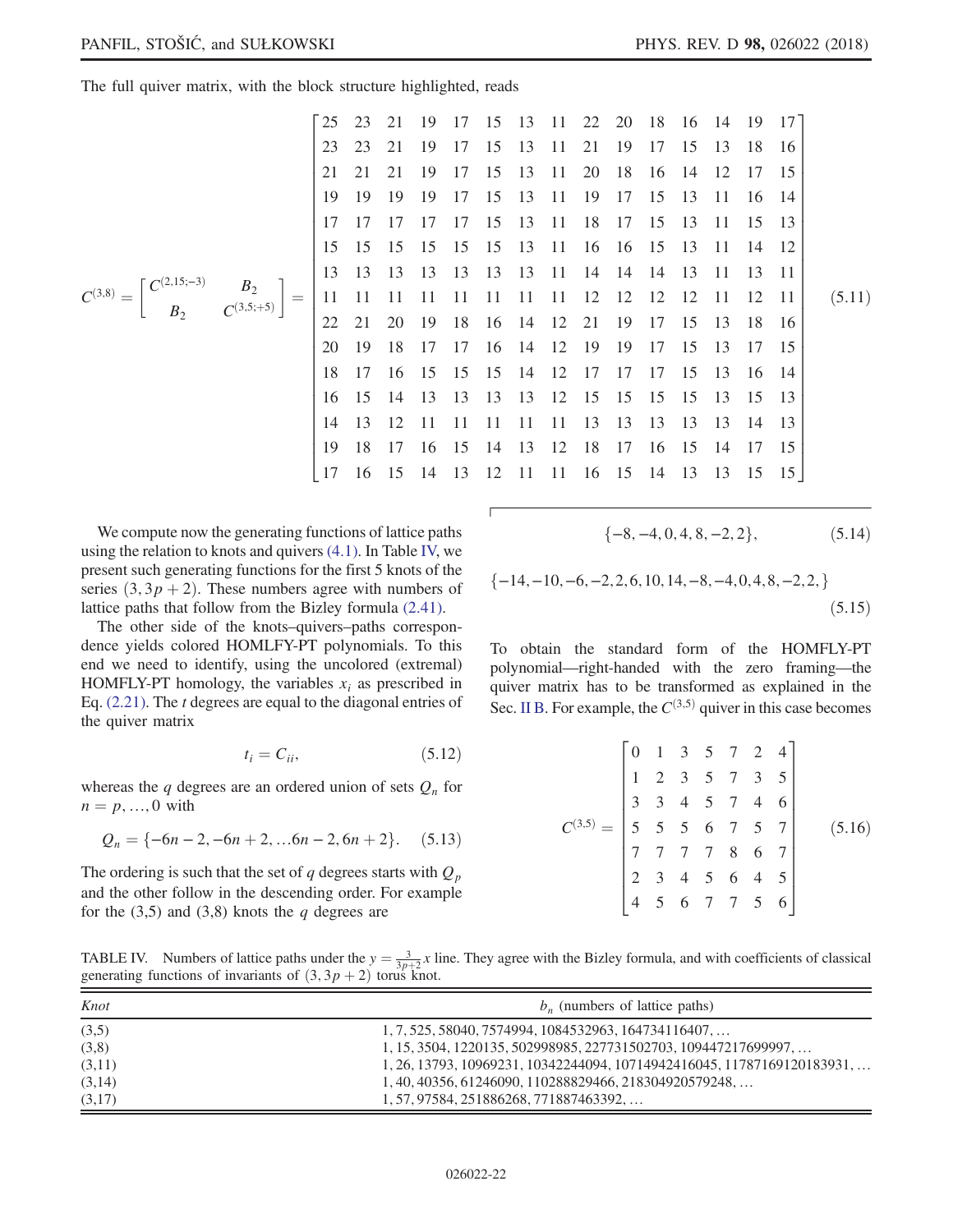The full quiver matrix, with the block structure highlighted, reads

$$
C^{(3,8)} = \begin{bmatrix} C^{(2,15;-3)} & B_2 \\ B_2 & C^{(3,5;+5)} \end{bmatrix} = \begin{bmatrix}
25 & 23 & 21 & 19 & 17 & 15 & 13 & 11 & 22 & 20 & 18 & 16 & 14 & 19 & 17 \\
23 & 23 & 21 & 19 & 17 & 15 & 13 & 11 & 21 & 19 & 17 & 15 & 13 & 18 & 16 \\
21 & 21 & 21 & 19 & 17 & 15 & 13 & 11 & 20 & 18 & 16 & 14 & 12 & 17 & 15 \\
19 & 19 & 19 & 19 & 17 & 15 & 13 & 11 & 19 & 17 & 15 & 13 & 11 & 16 & 14 \\
17 & 17 & 17 & 17 & 17 & 15 & 13 & 11 & 18 & 17 & 15 & 13 & 11 & 15 & 13 \\
15 & 15 & 15 & 15 & 15 & 15 & 13 & 11 & 16 & 16 & 15 & 13 & 11 & 14 & 12 \\
13 & 13 & 13 & 13 & 13 & 13 & 13 & 11 & 14 & 14 & 14 & 13 & 11 & 13 & 11 \\
11 & 11 & 11 & 11 & 11 & 11 & 11 & 11 & 12 & 12 & 12 & 12 & 11 & 12 & 11 \\
22 & 21 & 20 & 19 & 18 & 16 & 14 & 12 & 21 & 19 & 17 & 15 & 13 & 18 & 16 \\
20 & 19 & 18 & 17 & 17 & 16 & 14 & 12 & 19 & 19 & 17 & 15 & 13 & 17 & 15 \\
18 & 17 & 16 & 15 & 15 & 15 & 14 & 12 & 17 & 17 & 17 & 15 & 13 & 16 & 14 \\
16 & 15 & 14 & 13 & 13 & 13 & 13 & 12 & 15 & 15 & 15 & 15 & 13 & 15 & 13 \\
14 & 13 & 12 & 11 & 11 & 11 & 11 & 11 & 13 & 13 & 13 & 13 & 13 & 14 & 13 \\
19 & 18 & 17 & 16 & 15 & 14 & 13 & 12 & 18 & 17 & 16 & 15 & 14 & 17 & 15 \\
17 & 16 & 15 & 14 & 13 & 12 & 11 & 11 & 16 & 15 & 14 & 13 & 13 & 15 & 15
\end{bmatrix} \quad (5.11)
$$

We compute now the generating functions of lattice paths using the relation to knots and quivers (4.1). In Table IV, we present such generating functions for the first 5 knots of the series $(3, 3p+2)$. These numbers agree with numbers of lattice paths that follow from the Bizley formula (2.41).

The other side of the knots–quivers–paths correspondence yields colored HOMFLY-PT polynomials. To this end we need to identify, using the uncolored (extremal) HOMFLY-PT homology, the variables $x_i$ as prescribed in Eq. (2.21). The $t$ degrees are equal to the diagonal entries of the quiver matrix

$$
t_i = C_{ii}, \quad (5.12)
$$

whereas the $q$ degrees are an ordered union of sets $Q_n$ for $n = p, \ldots, 0$ with

$$
Q_n = \{-6n-2, -6n+2, \ldots 6n-2, 6n+2\}. \quad (5.13)
$$

The ordering is such that the set of $q$ degrees starts with $Q_p$ and the other follow in the descending order. For example for the (3,5) and (3,8) knots the $q$ degrees are

$$
\{-8, -4, 0, 4, 8, -2, 2\}, \quad (5.14)
$$

$$
\{-14, -10, -6, -2, 2, 6, 10, 14, -8, -4, 0, 4, 8, -2, 2, \} \quad (5.15)
$$

To obtain the standard form of the HOMFLY-PT polynomial—right-handed with the zero framing—the quiver matrix has to be transformed as explained in the Sec. II B. For example, the $C^{(3,5)}$ quiver in this case becomes

$$
C^{(3,5)} = \begin{bmatrix}
0 & 1 & 3 & 5 & 7 & 2 & 4 \\
1 & 2 & 3 & 5 & 7 & 3 & 5 \\
3 & 3 & 4 & 5 & 7 & 4 & 6 \\
5 & 5 & 5 & 6 & 7 & 5 & 7 \\
7 & 7 & 7 & 7 & 8 & 6 & 7 \\
2 & 3 & 4 & 5 & 6 & 4 & 5 \\
4 & 5 & 6 & 7 & 7 & 5 & 6
\end{bmatrix} \quad (5.16)
$$

TABLE IV. Numbers of lattice paths under the $y = \frac{3}{3p+2}x$ line. They agree with the Bizley formula, and with coefficients of classical generating functions of invariants of $(3, 3p+2)$ torus knot.

| *Knot* | $b_n$ (numbers of lattice paths) |
|---|---|
| (3,5) | 1, 7, 525, 58040, 7574994, 1084532963, 164734116407, … |
| (3,8) | 1, 15, 3504, 1220135, 502998985, 227731502703, 109447217699997, … |
| (3,11) | 1, 26, 13793, 10969231, 10342244094, 10714942416045, 11787169120183931, … |
| (3,14) | 1, 40, 40356, 61246090, 110288829466, 218304920579248, … |
| (3,17) | 1, 57, 97584, 251886268, 771887463392, … |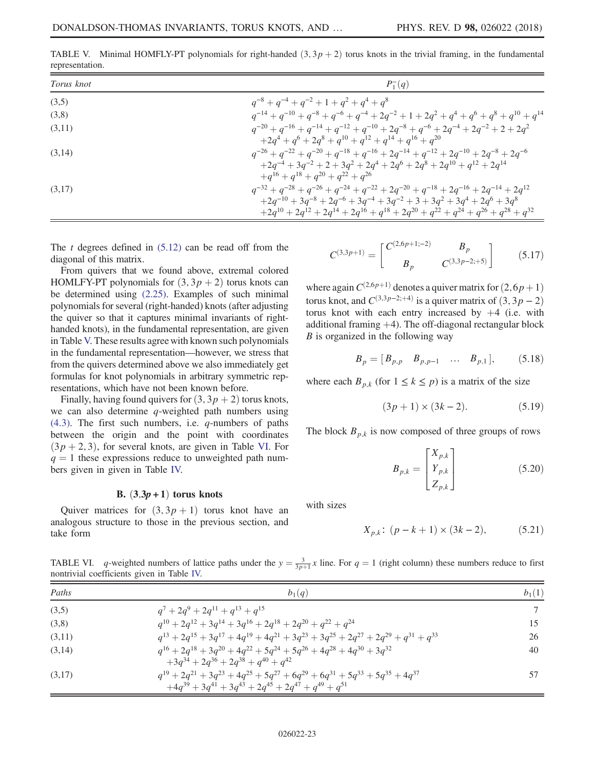TABLE V. Minimal HOMFLY-PT polynomials for right-handed $(3, 3p+2)$ torus knots in the trivial framing, in the fundamental representation.

| *Torus knot* | $P_1^-(q)$ |
| --- | --- |
| (3,5) | $q^{-8}+q^{-4}+q^{-2}+1+q^2+q^4+q^8$ |
| (3,8) | $q^{-14}+q^{-10}+q^{-8}+q^{-6}+q^{-4}+2q^{-2}+1+2q^2+q^4+q^6+q^8+q^{10}+q^{14}$ |
| (3,11) | $q^{-20}+q^{-16}+q^{-14}+q^{-12}+q^{-10}+2q^{-8}+q^{-6}+2q^{-4}+2q^{-2}+2+2q^2$ $+2q^4+q^6+2q^8+q^{10}+q^{12}+q^{14}+q^{16}+q^{20}$ |
| (3,14) | $q^{-26}+q^{-22}+q^{-20}+q^{-18}+q^{-16}+2q^{-14}+q^{-12}+2q^{-10}+2q^{-8}+2q^{-6}$ $+2q^{-4}+3q^{-2}+2+3q^2+2q^4+2q^6+2q^8+2q^{10}+q^{12}+2q^{14}$ $+q^{16}+q^{18}+q^{20}+q^{22}+q^{26}$ |
| (3,17) | $q^{-32}+q^{-28}+q^{-26}+q^{-24}+q^{-22}+2q^{-20}+q^{-18}+2q^{-16}+2q^{-14}+2q^{12}$ $+2q^{-10}+3q^{-8}+2q^{-6}+3q^{-4}+3q^{-2}+3+3q^2+3q^4+2q^6+3q^8$ $+2q^{10}+2q^{12}+2q^{14}+2q^{16}+q^{18}+2q^{20}+q^{22}+q^{24}+q^{26}+q^{28}+q^{32}$ |

The $t$ degrees defined in (5.12) can be read off from the diagonal of this matrix.

From quivers that we found above, extremal colored HOMFLY-PT polynomials for $(3, 3p+2)$ torus knots can be determined using (2.25). Examples of such minimal polynomials for several (right-handed) knots (after adjusting the quiver so that it captures minimal invariants of right-handed knots), in the fundamental representation, are given in Table V. These results agree with known such polynomials in the fundamental representation—however, we stress that from the quivers determined above we also immediately get formulas for knot polynomials in arbitrary symmetric representations, which have not been known before.

Finally, having found quivers for $(3, 3p+2)$ torus knots, we can also determine $q$-weighted path numbers using (4.3). The first such numbers, i.e. $q$-numbers of paths between the origin and the point with coordinates $(3p+2, 3)$, for several knots, are given in Table VI. For $q=1$ these expressions reduce to unweighted path numbers given in given in Table IV.

### B. $(3,3p+1)$ torus knots

Quiver matrices for $(3, 3p+1)$ torus knot have an analogous structure to those in the previous section, and take form

$$C^{(3,3p+1)} = \begin{bmatrix} C^{(2,6p+1;-2)} & B_p \\ B_p & C^{(3,3p-2;+5)} \end{bmatrix} \tag{5.17}$$

where again $C^{(2,6p+1)}$ denotes a quiver matrix for $(2, 6p+1)$ torus knot, and $C^{(3,3p-2;+4)}$ is a quiver matrix of $(3, 3p-2)$ torus knot with each entry increased by $+4$ (i.e. with additional framing $+4$). The off-diagonal rectangular block $B$ is organized in the following way

$$B_p = [\, B_{p,p} \quad B_{p,p-1} \quad \dots \quad B_{p,1} \,], \tag{5.18}$$

where each $B_{p,k}$ (for $1 \le k \le p$) is a matrix of the size

$$(3p+1) \times (3k-2). \tag{5.19}$$

The block $B_{p,k}$ is now composed of three groups of rows

$$B_{p,k} = \begin{bmatrix} X_{p,k} \\ Y_{p,k} \\ Z_{p,k} \end{bmatrix} \tag{5.20}$$

with sizes

$$X_{p,k}\colon\ (p-k+1) \times (3k-2), \tag{5.21}$$

TABLE VI. $q$-weighted numbers of lattice paths under the $y = \frac{3}{3p+1}x$ line. For $q=1$ (right column) these numbers reduce to first nontrivial coefficients given in Table IV.

| *Paths* | $b_1(q)$ | $b_1(1)$ |
| --- | --- | --- |
| (3,5) | $q^7+2q^9+2q^{11}+q^{13}+q^{15}$ | 7 |
| (3,8) | $q^{10}+2q^{12}+3q^{14}+3q^{16}+2q^{18}+2q^{20}+q^{22}+q^{24}$ | 15 |
| (3,11) | $q^{13}+2q^{15}+3q^{17}+4q^{19}+4q^{21}+3q^{23}+3q^{25}+2q^{27}+2q^{29}+q^{31}+q^{33}$ | 26 |
| (3,14) | $q^{16}+2q^{18}+3q^{20}+4q^{22}+5q^{24}+5q^{26}+4q^{28}+4q^{30}+3q^{32}$ $+3q^{34}+2q^{36}+2q^{38}+q^{40}+q^{42}$ | 40 |
| (3,17) | $q^{19}+2q^{21}+3q^{23}+4q^{25}+5q^{27}+6q^{29}+6q^{31}+5q^{33}+5q^{35}+4q^{37}$ $+4q^{39}+3q^{41}+3q^{43}+2q^{45}+2q^{47}+q^{49}+q^{51}$ | 57 |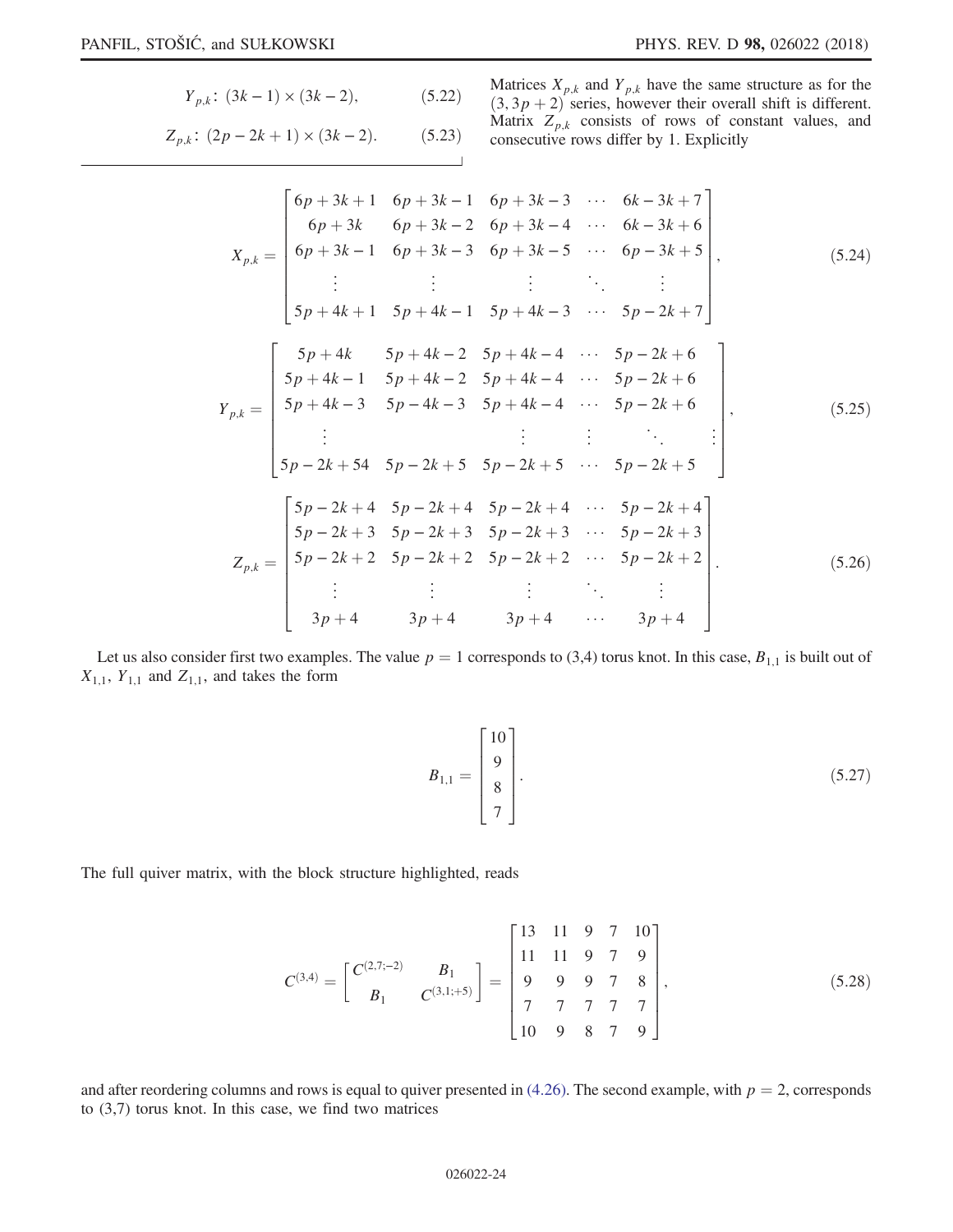$$Y_{p,k}\colon\ (3k-1)\times(3k-2), \tag{5.22}$$

$$Z_{p,k}\colon\ (2p-2k+1)\times(3k-2). \tag{5.23}$$

Matrices $X_{p,k}$ and $Y_{p,k}$ have the same structure as for the $(3,3p+2)$ series, however their overall shift is different. Matrix $Z_{p,k}$ consists of rows of constant values, and consecutive rows differ by 1. Explicitly

$$X_{p,k}=\begin{bmatrix} 6p+3k+1 & 6p+3k-1 & 6p+3k-3 & \cdots & 6k-3k+7 \\ 6p+3k & 6p+3k-2 & 6p+3k-4 & \cdots & 6k-3k+6 \\ 6p+3k-1 & 6p+3k-3 & 6p+3k-5 & \cdots & 6p-3k+5 \\ \vdots & \vdots & \vdots & \ddots & \vdots \\ 5p+4k+1 & 5p+4k-1 & 5p+4k-3 & \cdots & 5p-2k+7 \end{bmatrix}, \tag{5.24}$$

$$Y_{p,k}=\begin{bmatrix} 5p+4k & 5p+4k-2 & 5p+4k-4 & \cdots & 5p-2k+6 \\ 5p+4k-1 & 5p+4k-2 & 5p+4k-4 & \cdots & 5p-2k+6 \\ 5p+4k-3 & 5p-4k-3 & 5p+4k-4 & \cdots & 5p-2k+6 \\ \vdots & & \vdots & \vdots\ \ \ddots & \vdots \\ 5p-2k+54 & 5p-2k+5 & 5p-2k+5 & \cdots & 5p-2k+5 \end{bmatrix}, \tag{5.25}$$

$$Z_{p,k}=\begin{bmatrix} 5p-2k+4 & 5p-2k+4 & 5p-2k+4 & \cdots & 5p-2k+4 \\ 5p-2k+3 & 5p-2k+3 & 5p-2k+3 & \cdots & 5p-2k+3 \\ 5p-2k+2 & 5p-2k+2 & 5p-2k+2 & \cdots & 5p-2k+2 \\ \vdots & \vdots & \vdots & \ddots & \vdots \\ 3p+4 & 3p+4 & 3p+4 & \cdots & 3p+4 \end{bmatrix}. \tag{5.26}$$

Let us also consider first two examples. The value $p=1$ corresponds to (3,4) torus knot. In this case, $B_{1,1}$ is built out of $X_{1,1}$, $Y_{1,1}$ and $Z_{1,1}$, and takes the form

$$B_{1,1}=\begin{bmatrix} 10 \\ 9 \\ 8 \\ 7 \end{bmatrix}. \tag{5.27}$$

The full quiver matrix, with the block structure highlighted, reads

$$C^{(3,4)}=\begin{bmatrix} C^{(2,7;-2)} & B_1 \\ B_1 & C^{(3,1;+5)} \end{bmatrix}=\begin{bmatrix} 13 & 11 & 9 & 7 & 10 \\ 11 & 11 & 9 & 7 & 9 \\ 9 & 9 & 9 & 7 & 8 \\ 7 & 7 & 7 & 7 & 7 \\ 10 & 9 & 8 & 7 & 9 \end{bmatrix}, \tag{5.28}$$

and after reordering columns and rows is equal to quiver presented in (4.26). The second example, with $p=2$, corresponds to (3,7) torus knot. In this case, we find two matrices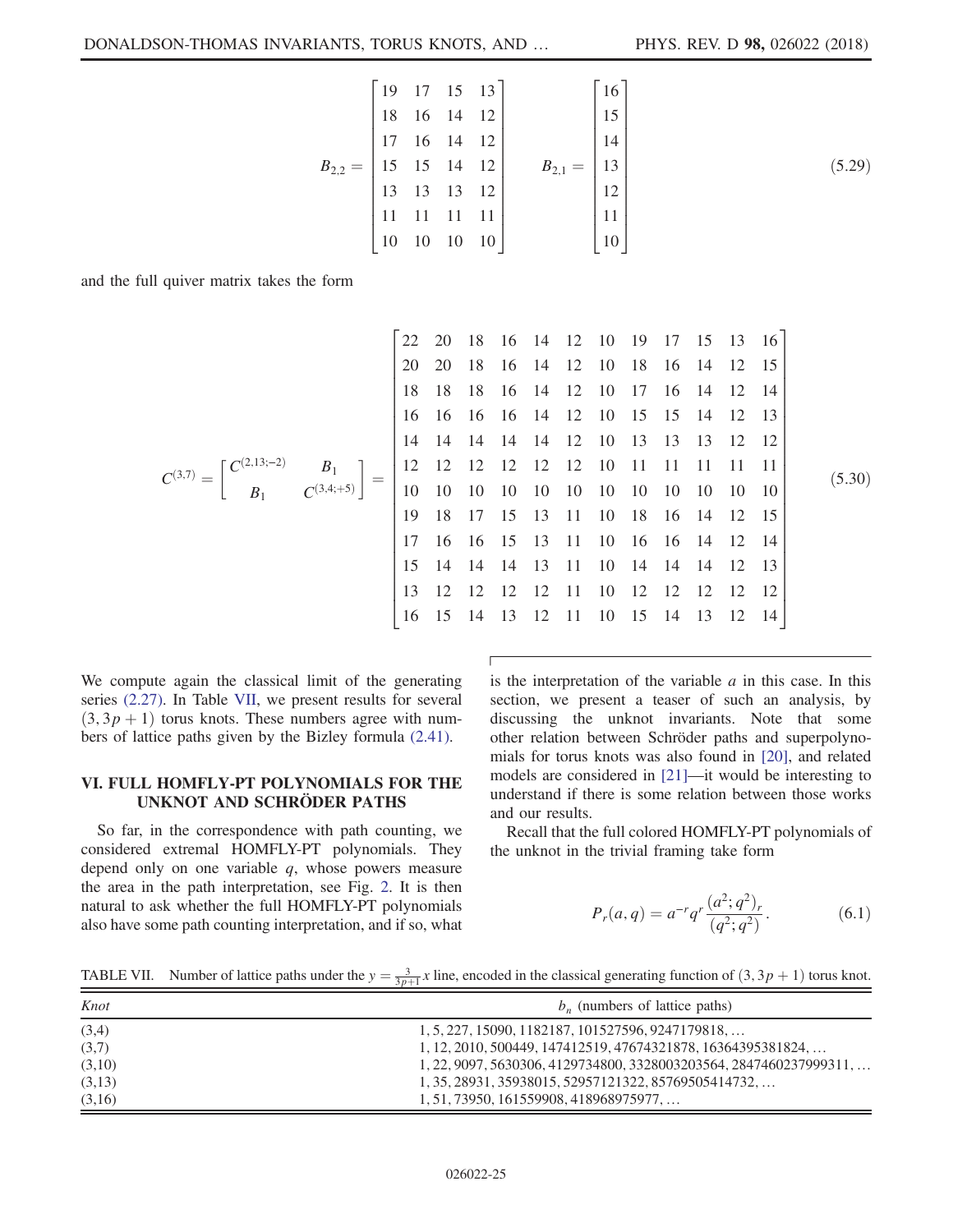$$
B_{2,2} = \begin{bmatrix} 19 & 17 & 15 & 13 \\ 18 & 16 & 14 & 12 \\ 17 & 16 & 14 & 12 \\ 15 & 15 & 14 & 12 \\ 13 & 13 & 13 & 12 \\ 11 & 11 & 11 & 11 \\ 10 & 10 & 10 & 10 \end{bmatrix} \qquad B_{2,1} = \begin{bmatrix} 16 \\ 15 \\ 14 \\ 13 \\ 12 \\ 11 \\ 10 \end{bmatrix} \tag{5.29}
$$

and the full quiver matrix takes the form

$$
C^{(3,7)} = \begin{bmatrix} C^{(2,13;-2)} & B_1 \\ B_1 & C^{(3,4;+5)} \end{bmatrix} = \begin{bmatrix} 22 & 20 & 18 & 16 & 14 & 12 & 10 & 19 & 17 & 15 & 13 & 16 \\ 20 & 20 & 18 & 16 & 14 & 12 & 10 & 18 & 16 & 14 & 12 & 15 \\ 18 & 18 & 18 & 16 & 14 & 12 & 10 & 17 & 16 & 14 & 12 & 14 \\ 16 & 16 & 16 & 16 & 14 & 12 & 10 & 15 & 15 & 14 & 12 & 13 \\ 14 & 14 & 14 & 14 & 14 & 12 & 10 & 13 & 13 & 13 & 12 & 12 \\ 12 & 12 & 12 & 12 & 12 & 12 & 10 & 11 & 11 & 11 & 11 & 11 \\ 10 & 10 & 10 & 10 & 10 & 10 & 10 & 10 & 10 & 10 & 10 & 10 \\ 19 & 18 & 17 & 15 & 13 & 11 & 10 & 18 & 16 & 14 & 12 & 15 \\ 17 & 16 & 16 & 15 & 13 & 11 & 10 & 16 & 16 & 14 & 12 & 14 \\ 15 & 14 & 14 & 14 & 13 & 11 & 10 & 14 & 14 & 14 & 12 & 13 \\ 13 & 12 & 12 & 12 & 12 & 11 & 10 & 12 & 12 & 12 & 12 & 12 \\ 16 & 15 & 14 & 13 & 12 & 11 & 10 & 15 & 14 & 13 & 12 & 14 \end{bmatrix} \tag{5.30}
$$

We compute again the classical limit of the generating series (2.27). In Table VII, we present results for several $(3, 3p + 1)$ torus knots. These numbers agree with numbers of lattice paths given by the Bizley formula (2.41).

## VI. FULL HOMFLY-PT POLYNOMIALS FOR THE UNKNOT AND SCHRÖDER PATHS

So far, in the correspondence with path counting, we considered extremal HOMFLY-PT polynomials. They depend only on one variable $q$, whose powers measure the area in the path interpretation, see Fig. 2. It is then natural to ask whether the full HOMFLY-PT polynomials also have some path counting interpretation, and if so, what is the interpretation of the variable $a$ in this case. In this section, we present a teaser of such an analysis, by discussing the unknot invariants. Note that some other relation between Schröder paths and superpolynomials for torus knots was also found in [20], and related models are considered in [21]—it would be interesting to understand if there is some relation between those works and our results.

Recall that the full colored HOMFLY-PT polynomials of the unknot in the trivial framing take form

$$
P_r(a, q) = a^{-r} q^r \frac{(a^2; q^2)_r}{(q^2; q^2)_r}. \tag{6.1}
$$

TABLE VII. Number of lattice paths under the $y = \frac{3}{3p+1} x$ line, encoded in the classical generating function of $(3, 3p + 1)$ torus knot.

| *Knot* | $b_n$ (numbers of lattice paths) |
|---|---|
| (3,4) | 1, 5, 227, 15090, 1182187, 101527596, 9247179818, … |
| (3,7) | 1, 12, 2010, 500449, 147412519, 47674321878, 16364395381824, … |
| (3,10) | 1, 22, 9097, 5630306, 4129734800, 3328003203564, 2847460237999311, … |
| (3,13) | 1, 35, 28931, 35938015, 52957121322, 85769505414732, … |
| (3,16) | 1, 51, 73950, 161559908, 418968975977, … |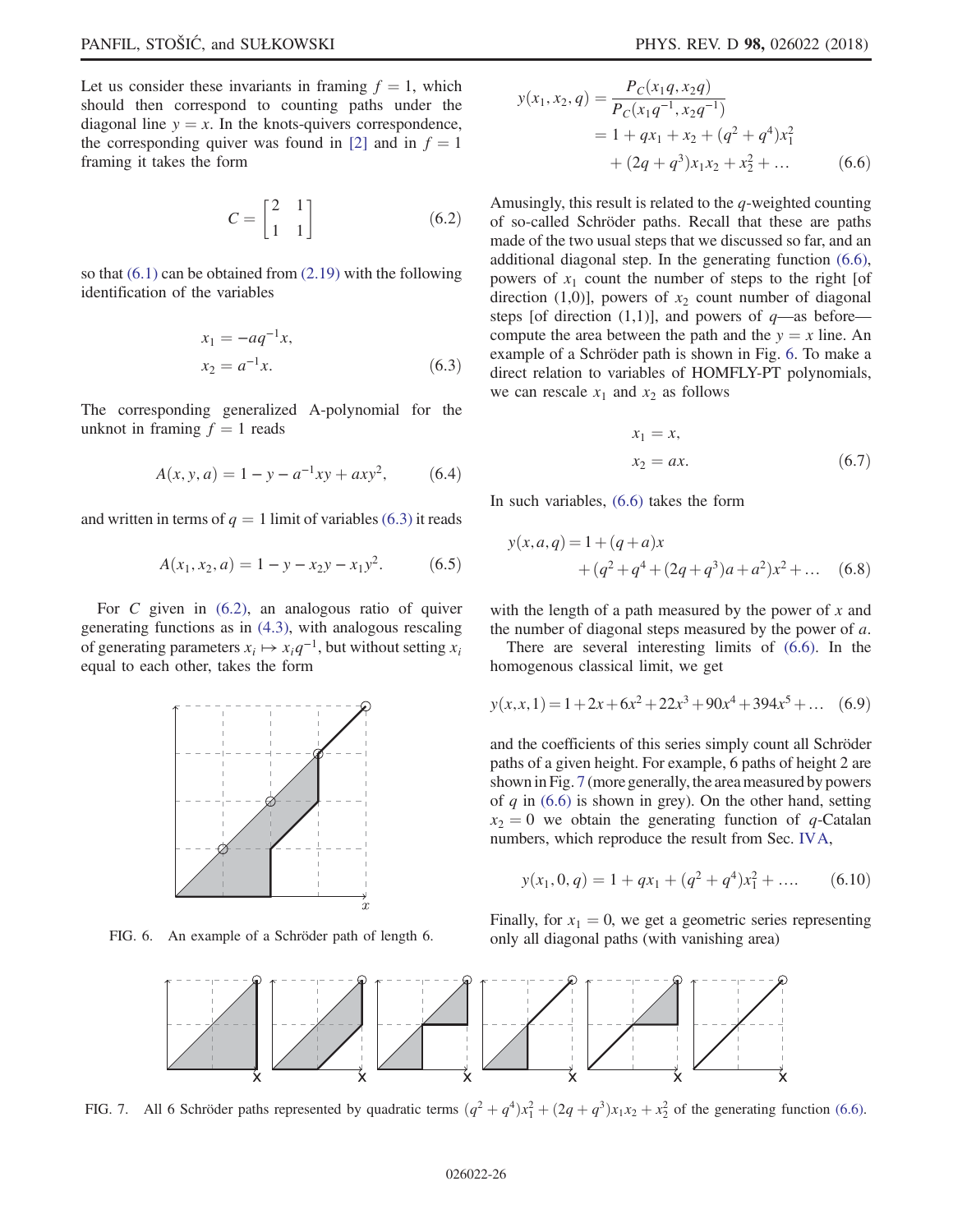Let us consider these invariants in framing $f = 1$, which should then correspond to counting paths under the diagonal line $y = x$. In the knots-quivers correspondence, the corresponding quiver was found in [2] and in $f = 1$ framing it takes the form

$$C = \begin{bmatrix} 2 & 1 \\ 1 & 1 \end{bmatrix} \tag{6.2}$$

so that (6.1) can be obtained from (2.19) with the following identification of the variables

$$\begin{aligned} x_1 &= -aq^{-1}x, \\ x_2 &= a^{-1}x. \end{aligned} \tag{6.3}$$

The corresponding generalized A-polynomial for the unknot in framing $f = 1$ reads

$$A(x, y, a) = 1 - y - a^{-1}xy + axy^2, \tag{6.4}$$

and written in terms of $q = 1$ limit of variables (6.3) it reads

$$A(x_1, x_2, a) = 1 - y - x_2 y - x_1 y^2. \tag{6.5}$$

For $C$ given in (6.2), an analogous ratio of quiver generating functions as in (4.3), with analogous rescaling of generating parameters $x_i \mapsto x_i q^{-1}$, but without setting $x_i$ equal to each other, takes the form

$$\begin{aligned} y(x_1, x_2, q) &= \frac{P_C(x_1 q, x_2 q)}{P_C(x_1 q^{-1}, x_2 q^{-1})} \\ &= 1 + qx_1 + x_2 + (q^2 + q^4)x_1^2 \\ &\quad + (2q + q^3)x_1 x_2 + x_2^2 + \ldots \end{aligned} \tag{6.6}$$

Amusingly, this result is related to the $q$-weighted counting of so-called Schröder paths. Recall that these are paths made of the two usual steps that we discussed so far, and an additional diagonal step. In the generating function (6.6), powers of $x_1$ count the number of steps to the right [of direction (1,0)], powers of $x_2$ count number of diagonal steps [of direction (1,1)], and powers of $q$—as before—compute the area between the path and the $y = x$ line. An example of a Schröder path is shown in Fig. 6. To make a direct relation to variables of HOMFLY-PT polynomials, we can rescale $x_1$ and $x_2$ as follows

$$\begin{aligned} x_1 &= x, \\ x_2 &= ax. \end{aligned} \tag{6.7}$$

In such variables, (6.6) takes the form

$$y(x, a, q) = 1 + (q + a)x + (q^2 + q^4 + (2q + q^3)a + a^2)x^2 + \ldots \tag{6.8}$$

with the length of a path measured by the power of $x$ and the number of diagonal steps measured by the power of $a$.

There are several interesting limits of (6.6). In the homogenous classical limit, we get

$$y(x, x, 1) = 1 + 2x + 6x^2 + 22x^3 + 90x^4 + 394x^5 + \ldots \tag{6.9}$$

and the coefficients of this series simply count all Schröder paths of a given height. For example, 6 paths of height 2 are shown in Fig. 7 (more generally, the area measured by powers of $q$ in (6.6) is shown in grey). On the other hand, setting $x_2 = 0$ we obtain the generating function of $q$-Catalan numbers, which reproduce the result from Sec. IVA,

$$y(x_1, 0, q) = 1 + qx_1 + (q^2 + q^4)x_1^2 + \ldots. \tag{6.10}$$

Finally, for $x_1 = 0$, we get a geometric series representing only all diagonal paths (with vanishing area)

FIG. 6. An example of a Schröder path of length 6.

FIG. 7. All 6 Schröder paths represented by quadratic terms $(q^2 + q^4)x_1^2 + (2q + q^3)x_1 x_2 + x_2^2$ of the generating function (6.6).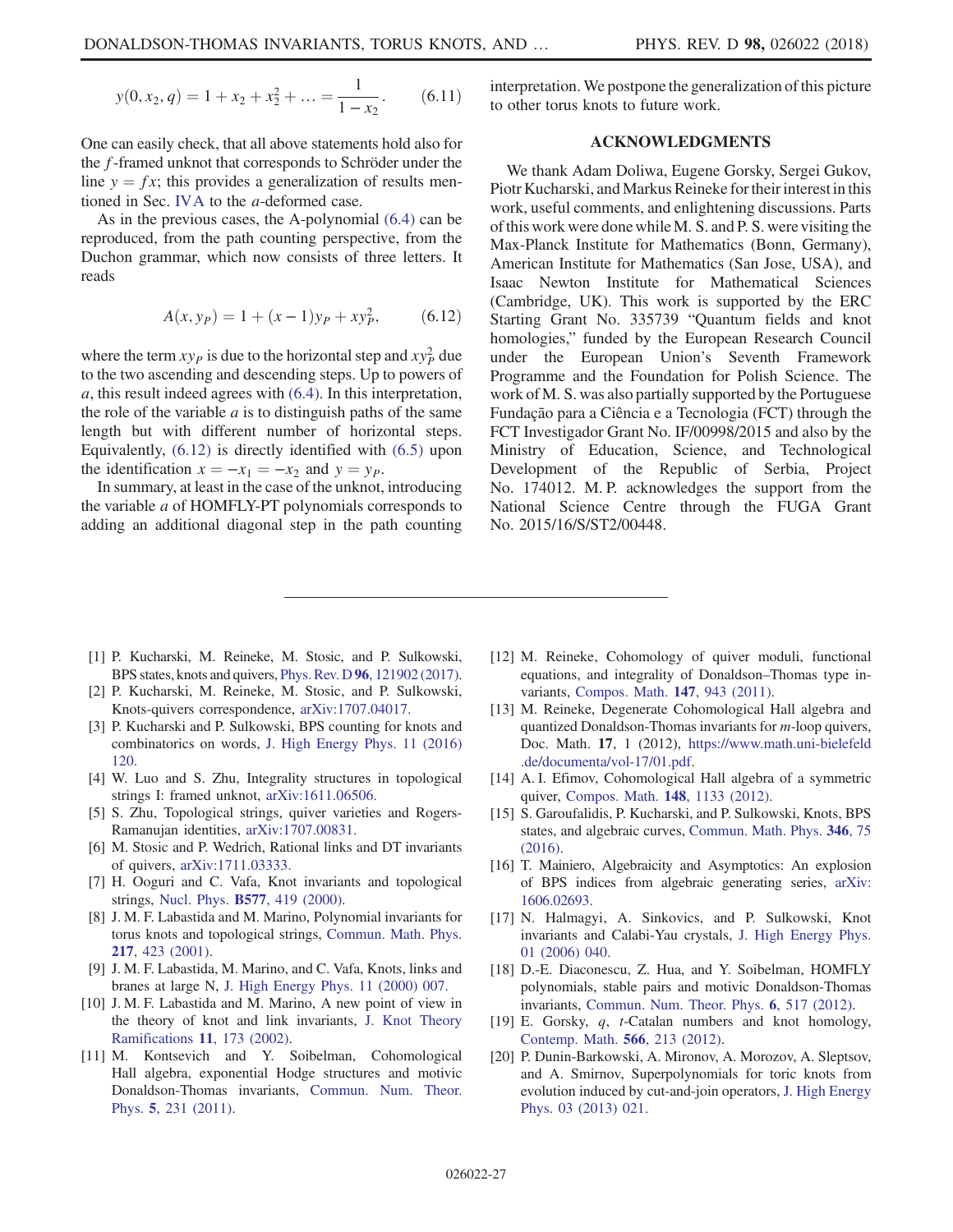$$y(0, x_2, q) = 1 + x_2 + x_2^2 + \ldots = \frac{1}{1 - x_2}. \tag{6.11}$$

One can easily check, that all above statements hold also for the $f$-framed unknot that corresponds to Schröder under the line $y = fx$; this provides a generalization of results mentioned in Sec. IV A to the $a$-deformed case.

As in the previous cases, the A-polynomial (6.4) can be reproduced, from the path counting perspective, from the Duchon grammar, which now consists of three letters. It reads

$$A(x, y_P) = 1 + (x - 1)y_P + xy_P^2, \tag{6.12}$$

where the term $xy_P$ is due to the horizontal step and $xy_P^2$ due to the two ascending and descending steps. Up to powers of $a$, this result indeed agrees with (6.4). In this interpretation, the role of the variable $a$ is to distinguish paths of the same length but with different number of horizontal steps. Equivalently, (6.12) is directly identified with (6.5) upon the identification $x = -x_1 = -x_2$ and $y = y_P$.

In summary, at least in the case of the unknot, introducing the variable $a$ of HOMFLY-PT polynomials corresponds to adding an additional diagonal step in the path counting interpretation. We postpone the generalization of this picture to other torus knots to future work.

## ACKNOWLEDGMENTS

We thank Adam Doliwa, Eugene Gorsky, Sergei Gukov, Piotr Kucharski, and Markus Reineke for their interest in this work, useful comments, and enlightening discussions. Parts of this work were done while M. S. and P. S. were visiting the Max-Planck Institute for Mathematics (Bonn, Germany), American Institute for Mathematics (San Jose, USA), and Isaac Newton Institute for Mathematical Sciences (Cambridge, UK). This work is supported by the ERC Starting Grant No. 335739 “Quantum fields and knot homologies,” funded by the European Research Council under the European Union’s Seventh Framework Programme and the Foundation for Polish Science. The work of M. S. was also partially supported by the Portuguese Fundação para a Ciência e a Tecnologia (FCT) through the FCT Investigador Grant No. IF/00998/2015 and also by the Ministry of Education, Science, and Technological Development of the Republic of Serbia, Project No. 174012. M. P. acknowledges the support from the National Science Centre through the FUGA Grant No. 2015/16/S/ST2/00448.

---

[1] P. Kucharski, M. Reineke, M. Stosic, and P. Sulkowski, BPS states, knots and quivers, Phys. Rev. D **96**, 121902 (2017).

[2] P. Kucharski, M. Reineke, M. Stosic, and P. Sulkowski, Knots-quivers correspondence, arXiv:1707.04017.

[3] P. Kucharski and P. Sulkowski, BPS counting for knots and combinatorics on words, J. High Energy Phys. 11 (2016) 120.

[4] W. Luo and S. Zhu, Integrality structures in topological strings I: framed unknot, arXiv:1611.06506.

[5] S. Zhu, Topological strings, quiver varieties and Rogers-Ramanujan identities, arXiv:1707.00831.

[6] M. Stosic and P. Wedrich, Rational links and DT invariants of quivers, arXiv:1711.03333.

[7] H. Ooguri and C. Vafa, Knot invariants and topological strings, Nucl. Phys. **B577**, 419 (2000).

[8] J. M. F. Labastida and M. Marino, Polynomial invariants for torus knots and topological strings, Commun. Math. Phys. **217**, 423 (2001).

[9] J. M. F. Labastida, M. Marino, and C. Vafa, Knots, links and branes at large N, J. High Energy Phys. 11 (2000) 007.

[10] J. M. F. Labastida and M. Marino, A new point of view in the theory of knot and link invariants, J. Knot Theory Ramifications **11**, 173 (2002).

[11] M. Kontsevich and Y. Soibelman, Cohomological Hall algebra, exponential Hodge structures and motivic Donaldson-Thomas invariants, Commun. Num. Theor. Phys. **5**, 231 (2011).

[12] M. Reineke, Cohomology of quiver moduli, functional equations, and integrality of Donaldson–Thomas type invariants, Compos. Math. **147**, 943 (2011).

[13] M. Reineke, Degenerate Cohomological Hall algebra and quantized Donaldson-Thomas invariants for $m$-loop quivers, Doc. Math. **17**, 1 (2012), https://www.math.uni-bielefeld.de/documenta/vol-17/01.pdf.

[14] A. I. Efimov, Cohomological Hall algebra of a symmetric quiver, Compos. Math. **148**, 1133 (2012).

[15] S. Garoufalidis, P. Kucharski, and P. Sulkowski, Knots, BPS states, and algebraic curves, Commun. Math. Phys. **346**, 75 (2016).

[16] T. Mainiero, Algebraicity and Asymptotics: An explosion of BPS indices from algebraic generating series, arXiv:1606.02693.

[17] N. Halmagyi, A. Sinkovics, and P. Sulkowski, Knot invariants and Calabi-Yau crystals, J. High Energy Phys. 01 (2006) 040.

[18] D.-E. Diaconescu, Z. Hua, and Y. Soibelman, HOMFLY polynomials, stable pairs and motivic Donaldson-Thomas invariants, Commun. Num. Theor. Phys. **6**, 517 (2012).

[19] E. Gorsky, $q$, $t$-Catalan numbers and knot homology, Contemp. Math. **566**, 213 (2012).

[20] P. Dunin-Barkowski, A. Mironov, A. Morozov, A. Sleptsov, and A. Smirnov, Superpolynomials for toric knots from evolution induced by cut-and-join operators, J. High Energy Phys. 03 (2013) 021.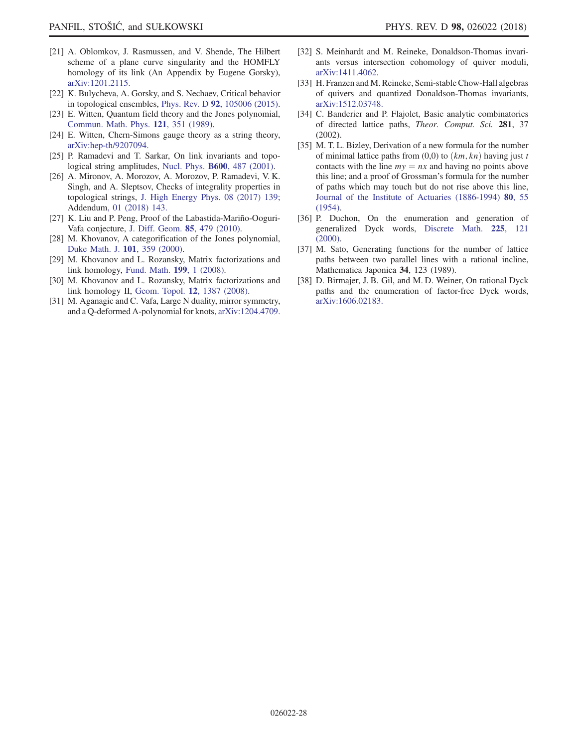[21] A. Oblomkov, J. Rasmussen, and V. Shende, The Hilbert scheme of a plane curve singularity and the HOMFLY homology of its link (An Appendix by Eugene Gorsky), arXiv:1201.2115.

[22] K. Bulycheva, A. Gorsky, and S. Nechaev, Critical behavior in topological ensembles, Phys. Rev. D **92**, 105006 (2015).

[23] E. Witten, Quantum field theory and the Jones polynomial, Commun. Math. Phys. **121**, 351 (1989).

[24] E. Witten, Chern-Simons gauge theory as a string theory, arXiv:hep-th/9207094.

[25] P. Ramadevi and T. Sarkar, On link invariants and topological string amplitudes, Nucl. Phys. **B600**, 487 (2001).

[26] A. Mironov, A. Morozov, A. Morozov, P. Ramadevi, V. K. Singh, and A. Sleptsov, Checks of integrality properties in topological strings, J. High Energy Phys. 08 (2017) 139; Addendum, 01 (2018) 143.

[27] K. Liu and P. Peng, Proof of the Labastida-Mariño-Ooguri-Vafa conjecture, J. Diff. Geom. **85**, 479 (2010).

[28] M. Khovanov, A categorification of the Jones polynomial, Duke Math. J. **101**, 359 (2000).

[29] M. Khovanov and L. Rozansky, Matrix factorizations and link homology, Fund. Math. **199**, 1 (2008).

[30] M. Khovanov and L. Rozansky, Matrix factorizations and link homology II, Geom. Topol. **12**, 1387 (2008).

[31] M. Aganagic and C. Vafa, Large N duality, mirror symmetry, and a Q-deformed A-polynomial for knots, arXiv:1204.4709.

[32] S. Meinhardt and M. Reineke, Donaldson-Thomas invariants versus intersection cohomology of quiver moduli, arXiv:1411.4062.

[33] H. Franzen and M. Reineke, Semi-stable Chow-Hall algebras of quivers and quantized Donaldson-Thomas invariants, arXiv:1512.03748.

[34] C. Banderier and P. Flajolet, Basic analytic combinatorics of directed lattice paths, *Theor. Comput. Sci.* **281**, 37 (2002).

[35] M. T. L. Bizley, Derivation of a new formula for the number of minimal lattice paths from (0,0) to $(km, kn)$ having just $t$ contacts with the line $my = nx$ and having no points above this line; and a proof of Grossman's formula for the number of paths which may touch but do not rise above this line, Journal of the Institute of Actuaries (1886-1994) **80**, 55 (1954).

[36] P. Duchon, On the enumeration and generation of generalized Dyck words, Discrete Math. **225**, 121 (2000).

[37] M. Sato, Generating functions for the number of lattice paths between two parallel lines with a rational incline, Mathematica Japonica **34**, 123 (1989).

[38] D. Birmajer, J. B. Gil, and M. D. Weiner, On rational Dyck paths and the enumeration of factor-free Dyck words, arXiv:1606.02183.